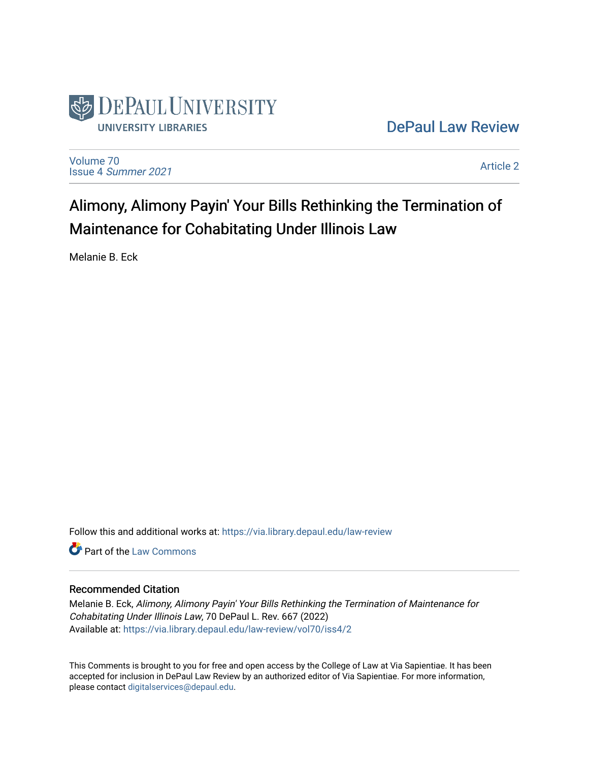DePaul University Libraries

DePaul Law Review

Volume 70
Issue 4 *Summer 2021*

Article 2

# Alimony, Alimony Payin' Your Bills Rethinking the Termination of Maintenance for Cohabitating Under Illinois Law

Melanie B. Eck

Follow this and additional works at: https://via.library.depaul.edu/law-review

Part of the Law Commons

## Recommended Citation

Melanie B. Eck, *Alimony, Alimony Payin' Your Bills Rethinking the Termination of Maintenance for Cohabitating Under Illinois Law*, 70 DePaul L. Rev. 667 (2022)
Available at: https://via.library.depaul.edu/law-review/vol70/iss4/2

This Comments is brought to you for free and open access by the College of Law at Via Sapientiae. It has been accepted for inclusion in DePaul Law Review by an authorized editor of Via Sapientiae. For more information, please contact digitalservices@depaul.edu.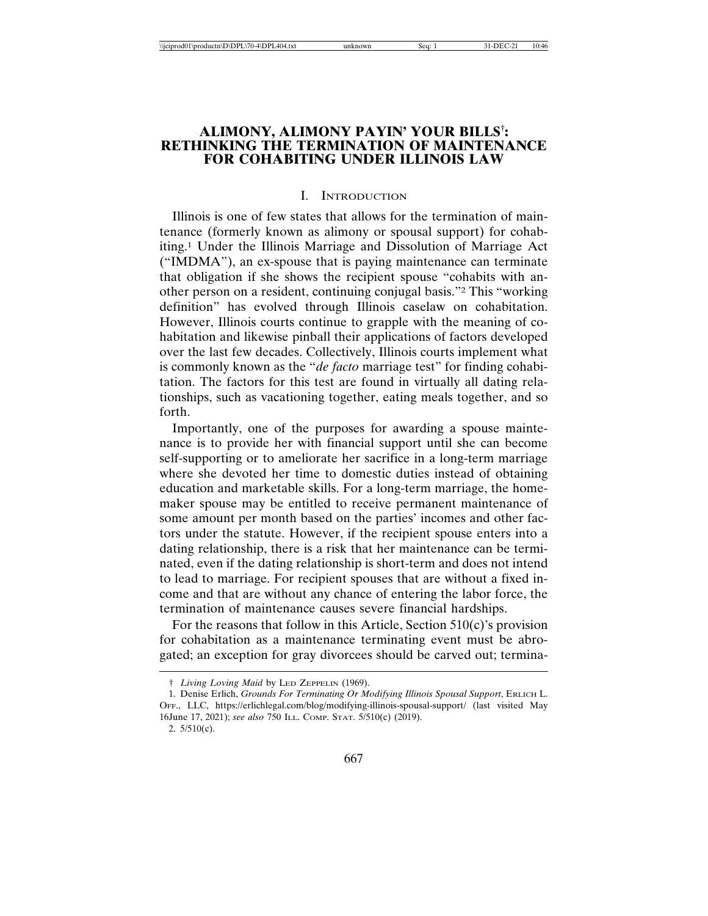# ALIMONY, ALIMONY PAYIN' YOUR BILLS[†]: RETHINKING THE TERMINATION OF MAINTENANCE FOR COHABITING UNDER ILLINOIS LAW

## I. INTRODUCTION

Illinois is one of few states that allows for the termination of maintenance (formerly known as alimony or spousal support) for cohabiting.[1] Under the Illinois Marriage and Dissolution of Marriage Act ("IMDMA"), an ex-spouse that is paying maintenance can terminate that obligation if she shows the recipient spouse "cohabits with another person on a resident, continuing conjugal basis."[2] This "working definition" has evolved through Illinois caselaw on cohabitation. However, Illinois courts continue to grapple with the meaning of cohabitation and likewise pinball their applications of factors developed over the last few decades. Collectively, Illinois courts implement what is commonly known as the "*de facto* marriage test" for finding cohabitation. The factors for this test are found in virtually all dating relationships, such as vacationing together, eating meals together, and so forth.

Importantly, one of the purposes for awarding a spouse maintenance is to provide her with financial support until she can become self-supporting or to ameliorate her sacrifice in a long-term marriage where she devoted her time to domestic duties instead of obtaining education and marketable skills. For a long-term marriage, the homemaker spouse may be entitled to receive permanent maintenance of some amount per month based on the parties' incomes and other factors under the statute. However, if the recipient spouse enters into a dating relationship, there is a risk that her maintenance can be terminated, even if the dating relationship is short-term and does not intend to lead to marriage. For recipient spouses that are without a fixed income and that are without any chance of entering the labor force, the termination of maintenance causes severe financial hardships.

For the reasons that follow in this Article, Section 510(c)'s provision for cohabitation as a maintenance terminating event must be abrogated; an exception for gray divorcees should be carved out; termina-

† *Living Loving Maid* by LED ZEPPELIN (1969).

1. Denise Erlich, *Grounds For Terminating Or Modifying Illinois Spousal Support*, ERLICH L. OFF., LLC, https://erlichlegal.com/blog/modifying-illinois-spousal-support/ (last visited May 16June 17, 2021); *see also* 750 ILL. COMP. STAT. 5/510(c) (2019).

2. 5/510(c).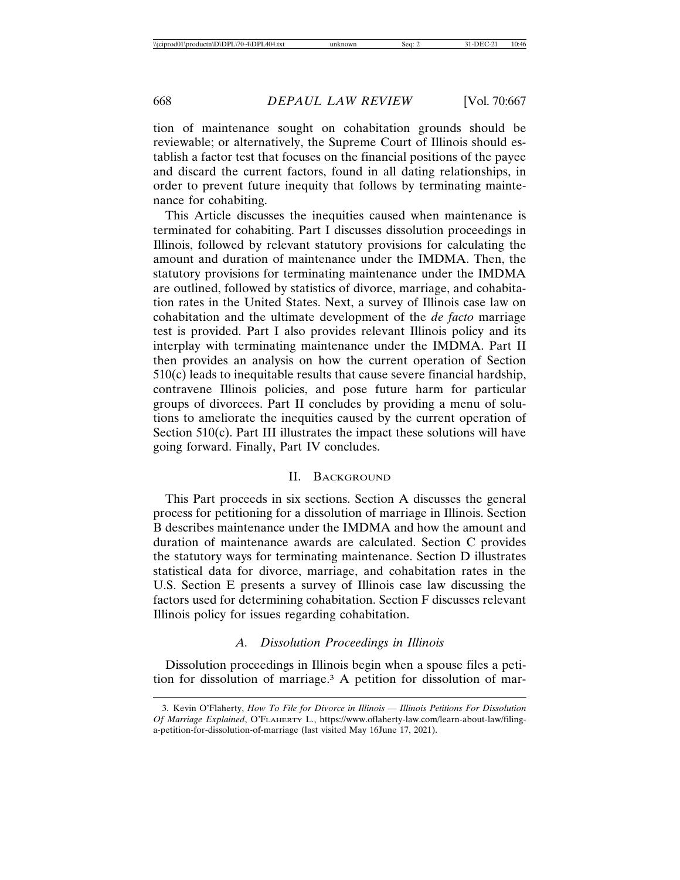tion of maintenance sought on cohabitation grounds should be reviewable; or alternatively, the Supreme Court of Illinois should establish a factor test that focuses on the financial positions of the payee and discard the current factors, found in all dating relationships, in order to prevent future inequity that follows by terminating maintenance for cohabiting.

This Article discusses the inequities caused when maintenance is terminated for cohabiting. Part I discusses dissolution proceedings in Illinois, followed by relevant statutory provisions for calculating the amount and duration of maintenance under the IMDMA. Then, the statutory provisions for terminating maintenance under the IMDMA are outlined, followed by statistics of divorce, marriage, and cohabitation rates in the United States. Next, a survey of Illinois case law on cohabitation and the ultimate development of the *de facto* marriage test is provided. Part I also provides relevant Illinois policy and its interplay with terminating maintenance under the IMDMA. Part II then provides an analysis on how the current operation of Section 510(c) leads to inequitable results that cause severe financial hardship, contravene Illinois policies, and pose future harm for particular groups of divorcees. Part II concludes by providing a menu of solutions to ameliorate the inequities caused by the current operation of Section 510(c). Part III illustrates the impact these solutions will have going forward. Finally, Part IV concludes.

## II. Background

This Part proceeds in six sections. Section A discusses the general process for petitioning for a dissolution of marriage in Illinois. Section B describes maintenance under the IMDMA and how the amount and duration of maintenance awards are calculated. Section C provides the statutory ways for terminating maintenance. Section D illustrates statistical data for divorce, marriage, and cohabitation rates in the U.S. Section E presents a survey of Illinois case law discussing the factors used for determining cohabitation. Section F discusses relevant Illinois policy for issues regarding cohabitation.

### A. *Dissolution Proceedings in Illinois*

Dissolution proceedings in Illinois begin when a spouse files a petition for dissolution of marriage.[3] A petition for dissolution of mar-

3. Kevin O'Flaherty, *How To File for Divorce in Illinois — Illinois Petitions For Dissolution Of Marriage Explained*, O'Flaherty L., https://www.oflaherty-law.com/learn-about-law/filing-a-petition-for-dissolution-of-marriage (last visited May 16June 17, 2021).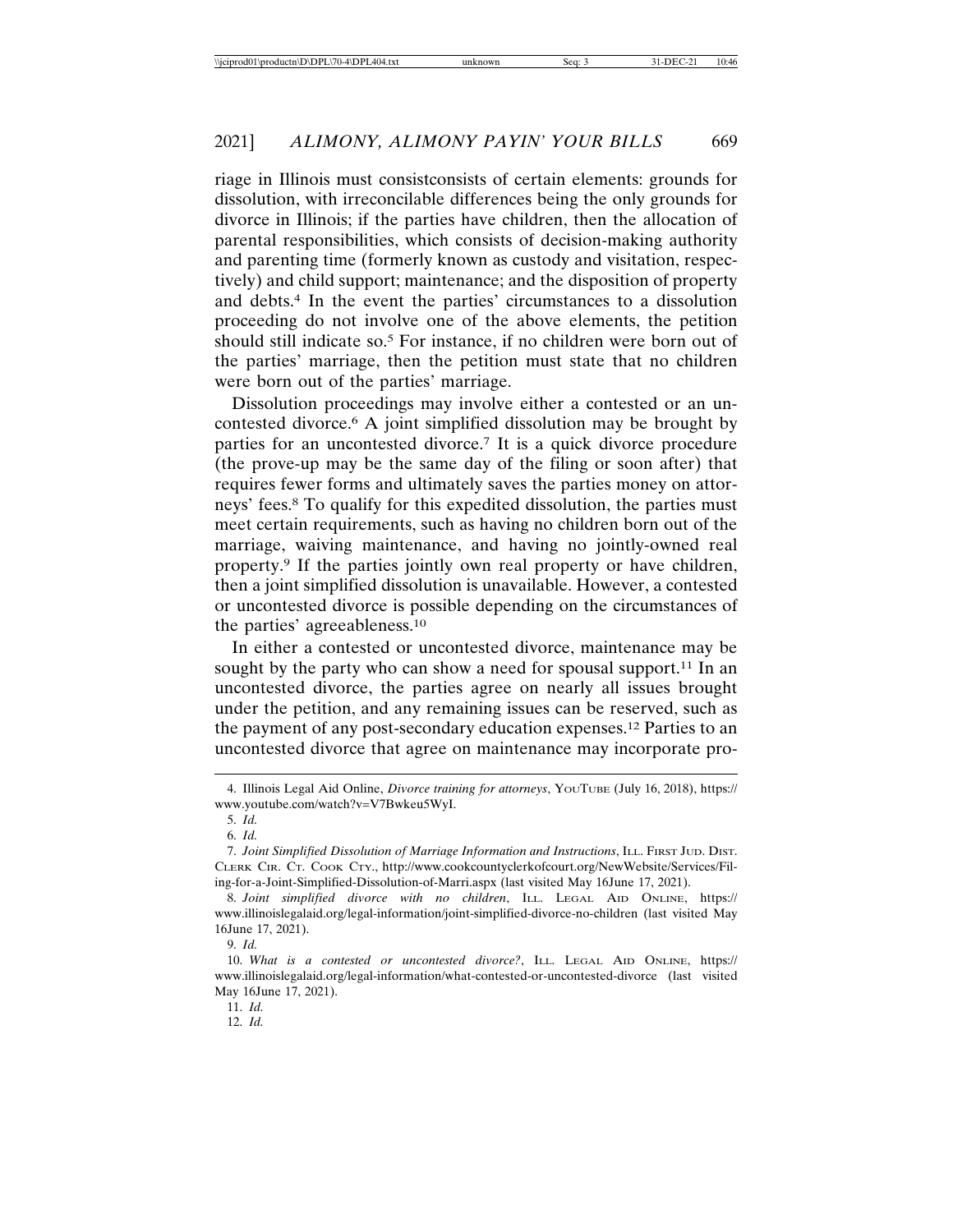riage in Illinois must consistconsists of certain elements: grounds for dissolution, with irreconcilable differences being the only grounds for divorce in Illinois; if the parties have children, then the allocation of parental responsibilities, which consists of decision-making authority and parenting time (formerly known as custody and visitation, respectively) and child support; maintenance; and the disposition of property and debts.[4] In the event the parties' circumstances to a dissolution proceeding do not involve one of the above elements, the petition should still indicate so.[5] For instance, if no children were born out of the parties' marriage, then the petition must state that no children were born out of the parties' marriage.

Dissolution proceedings may involve either a contested or an uncontested divorce.[6] A joint simplified dissolution may be brought by parties for an uncontested divorce.[7] It is a quick divorce procedure (the prove-up may be the same day of the filing or soon after) that requires fewer forms and ultimately saves the parties money on attorneys' fees.[8] To qualify for this expedited dissolution, the parties must meet certain requirements, such as having no children born out of the marriage, waiving maintenance, and having no jointly-owned real property.[9] If the parties jointly own real property or have children, then a joint simplified dissolution is unavailable. However, a contested or uncontested divorce is possible depending on the circumstances of the parties' agreeableness.[10]

In either a contested or uncontested divorce, maintenance may be sought by the party who can show a need for spousal support.[11] In an uncontested divorce, the parties agree on nearly all issues brought under the petition, and any remaining issues can be reserved, such as the payment of any post-secondary education expenses.[12] Parties to an uncontested divorce that agree on maintenance may incorporate pro-

---

4. Illinois Legal Aid Online, *Divorce training for attorneys*, YouTube (July 16, 2018), https://www.youtube.com/watch?v=V7Bwkeu5WyI.

5. *Id.*

6. *Id.*

7. *Joint Simplified Dissolution of Marriage Information and Instructions*, Ill. First Jud. Dist. Clerk Cir. Ct. Cook Cty., http://www.cookcountyclerkofcourt.org/NewWebsite/Services/Filing-for-a-Joint-Simplified-Dissolution-of-Marri.aspx (last visited May 16June 17, 2021).

8. *Joint simplified divorce with no children*, Ill. Legal Aid Online, https://www.illinoislegalaid.org/legal-information/joint-simplified-divorce-no-children (last visited May 16June 17, 2021).

9. *Id.*

10. *What is a contested or uncontested divorce?*, Ill. Legal Aid Online, https://www.illinoislegalaid.org/legal-information/what-contested-or-uncontested-divorce (last visited May 16June 17, 2021).

11. *Id.*

12. *Id.*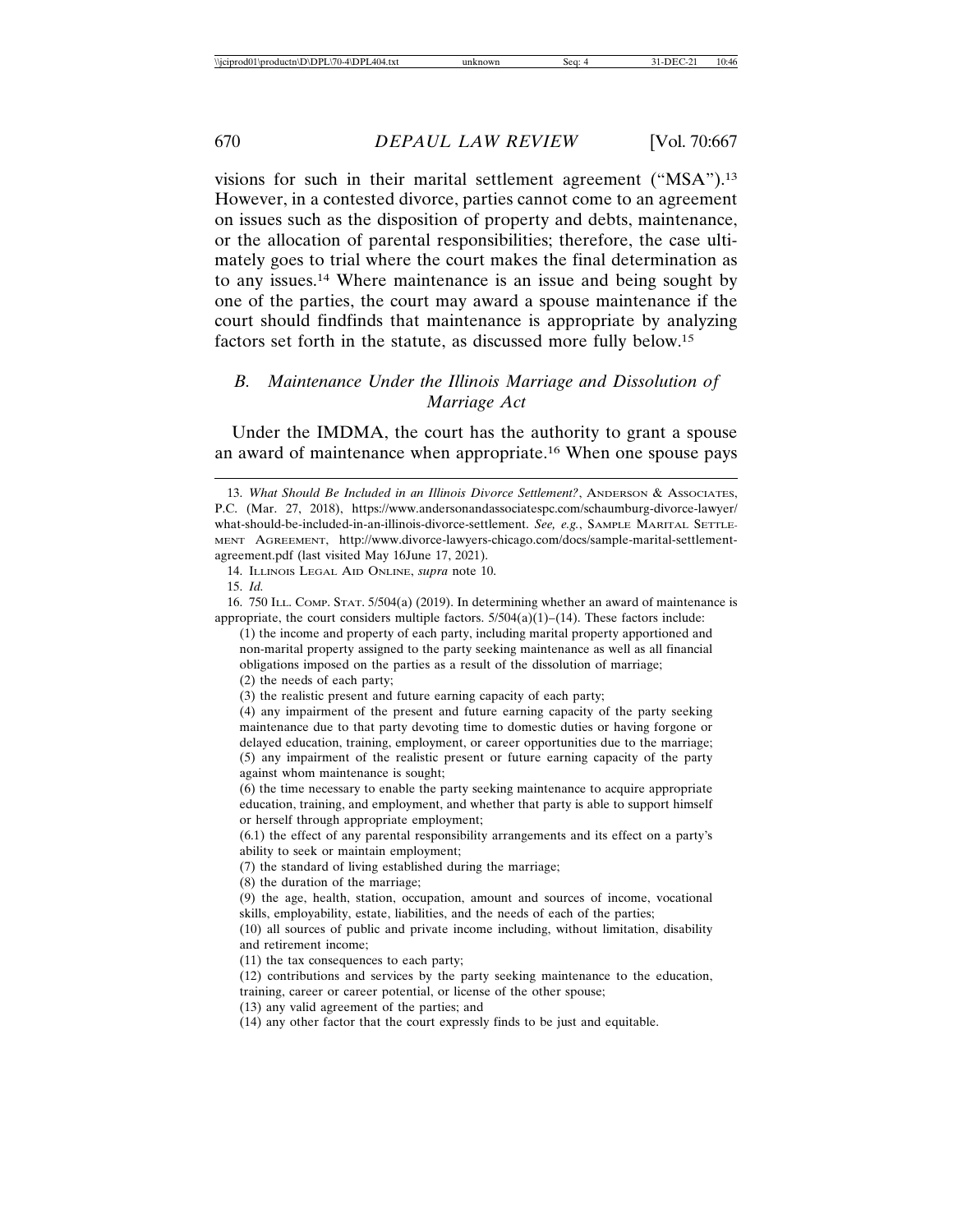visions for such in their marital settlement agreement ("MSA").[13] However, in a contested divorce, parties cannot come to an agreement on issues such as the disposition of property and debts, maintenance, or the allocation of parental responsibilities; therefore, the case ultimately goes to trial where the court makes the final determination as to any issues.[14] Where maintenance is an issue and being sought by one of the parties, the court may award a spouse maintenance if the court should findfinds that maintenance is appropriate by analyzing factors set forth in the statute, as discussed more fully below.[15]

### *B. Maintenance Under the Illinois Marriage and Dissolution of Marriage Act*

Under the IMDMA, the court has the authority to grant a spouse an award of maintenance when appropriate.[16] When one spouse pays

---

13. *What Should Be Included in an Illinois Divorce Settlement?*, Anderson & Associates, P.C. (Mar. 27, 2018), https://www.andersonandassociatespc.com/schaumburg-divorce-lawyer/what-should-be-included-in-an-illinois-divorce-settlement. *See, e.g.*, Sample Marital Settlement Agreement, http://www.divorce-lawyers-chicago.com/docs/sample-marital-settlement-agreement.pdf (last visited May 16June 17, 2021).

14. Illinois Legal Aid Online, *supra* note 10.

15. *Id.*

16. 750 Ill. Comp. Stat. 5/504(a) (2019). In determining whether an award of maintenance is appropriate, the court considers multiple factors. 5/504(a)(1)–(14). These factors include:

> (1) the income and property of each party, including marital property apportioned and non-marital property assigned to the party seeking maintenance as well as all financial obligations imposed on the parties as a result of the dissolution of marriage;
> (2) the needs of each party;
> (3) the realistic present and future earning capacity of each party;
> (4) any impairment of the present and future earning capacity of the party seeking maintenance due to that party devoting time to domestic duties or having forgone or delayed education, training, employment, or career opportunities due to the marriage;
> (5) any impairment of the realistic present or future earning capacity of the party against whom maintenance is sought;
> (6) the time necessary to enable the party seeking maintenance to acquire appropriate education, training, and employment, and whether that party is able to support himself or herself through appropriate employment;
> (6.1) the effect of any parental responsibility arrangements and its effect on a party's ability to seek or maintain employment;
> (7) the standard of living established during the marriage;
> (8) the duration of the marriage;
> (9) the age, health, station, occupation, amount and sources of income, vocational skills, employability, estate, liabilities, and the needs of each of the parties;
> (10) all sources of public and private income including, without limitation, disability and retirement income;
> (11) the tax consequences to each party;
> (12) contributions and services by the party seeking maintenance to the education, training, career or career potential, or license of the other spouse;
> (13) any valid agreement of the parties; and
> (14) any other factor that the court expressly finds to be just and equitable.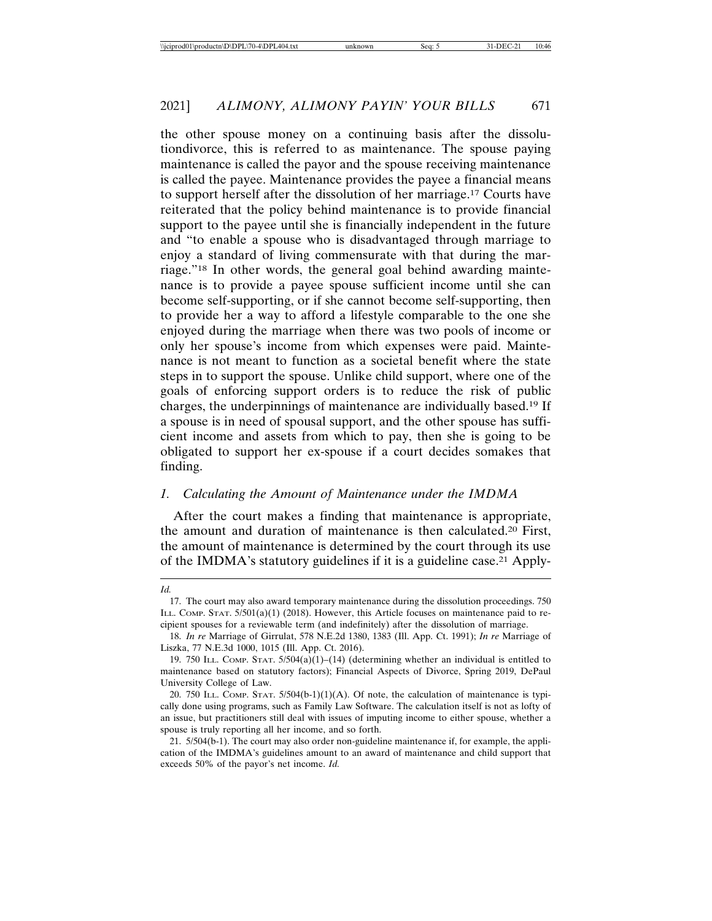the other spouse money on a continuing basis after the dissolutiondivorce, this is referred to as maintenance. The spouse paying maintenance is called the payor and the spouse receiving maintenance is called the payee. Maintenance provides the payee a financial means to support herself after the dissolution of her marriage.[17] Courts have reiterated that the policy behind maintenance is to provide financial support to the payee until she is financially independent in the future and "to enable a spouse who is disadvantaged through marriage to enjoy a standard of living commensurate with that during the marriage."[18] In other words, the general goal behind awarding maintenance is to provide a payee spouse sufficient income until she can become self-supporting, or if she cannot become self-supporting, then to provide her a way to afford a lifestyle comparable to the one she enjoyed during the marriage when there was two pools of income or only her spouse's income from which expenses were paid. Maintenance is not meant to function as a societal benefit where the state steps in to support the spouse. Unlike child support, where one of the goals of enforcing support orders is to reduce the risk of public charges, the underpinnings of maintenance are individually based.[19] If a spouse is in need of spousal support, and the other spouse has sufficient income and assets from which to pay, then she is going to be obligated to support her ex-spouse if a court decides somakes that finding.

### *1. Calculating the Amount of Maintenance under the IMDMA*

After the court makes a finding that maintenance is appropriate, the amount and duration of maintenance is then calculated.[20] First, the amount of maintenance is determined by the court through its use of the IMDMA's statutory guidelines if it is a guideline case.[21] Apply-

---

*Id.*

17. The court may also award temporary maintenance during the dissolution proceedings. 750 ILL. COMP. STAT. 5/501(a)(1) (2018). However, this Article focuses on maintenance paid to recipient spouses for a reviewable term (and indefinitely) after the dissolution of marriage.

18. *In re* Marriage of Girrulat, 578 N.E.2d 1380, 1383 (Ill. App. Ct. 1991); *In re* Marriage of Liszka, 77 N.E.3d 1000, 1015 (Ill. App. Ct. 2016).

19. 750 ILL. COMP. STAT. 5/504(a)(1)–(14) (determining whether an individual is entitled to maintenance based on statutory factors); Financial Aspects of Divorce, Spring 2019, DePaul University College of Law.

20. 750 ILL. COMP. STAT. 5/504(b-1)(1)(A). Of note, the calculation of maintenance is typically done using programs, such as Family Law Software. The calculation itself is not as lofty of an issue, but practitioners still deal with issues of imputing income to either spouse, whether a spouse is truly reporting all her income, and so forth.

21. 5/504(b-1). The court may also order non-guideline maintenance if, for example, the application of the IMDMA's guidelines amount to an award of maintenance and child support that exceeds 50% of the payor's net income. *Id.*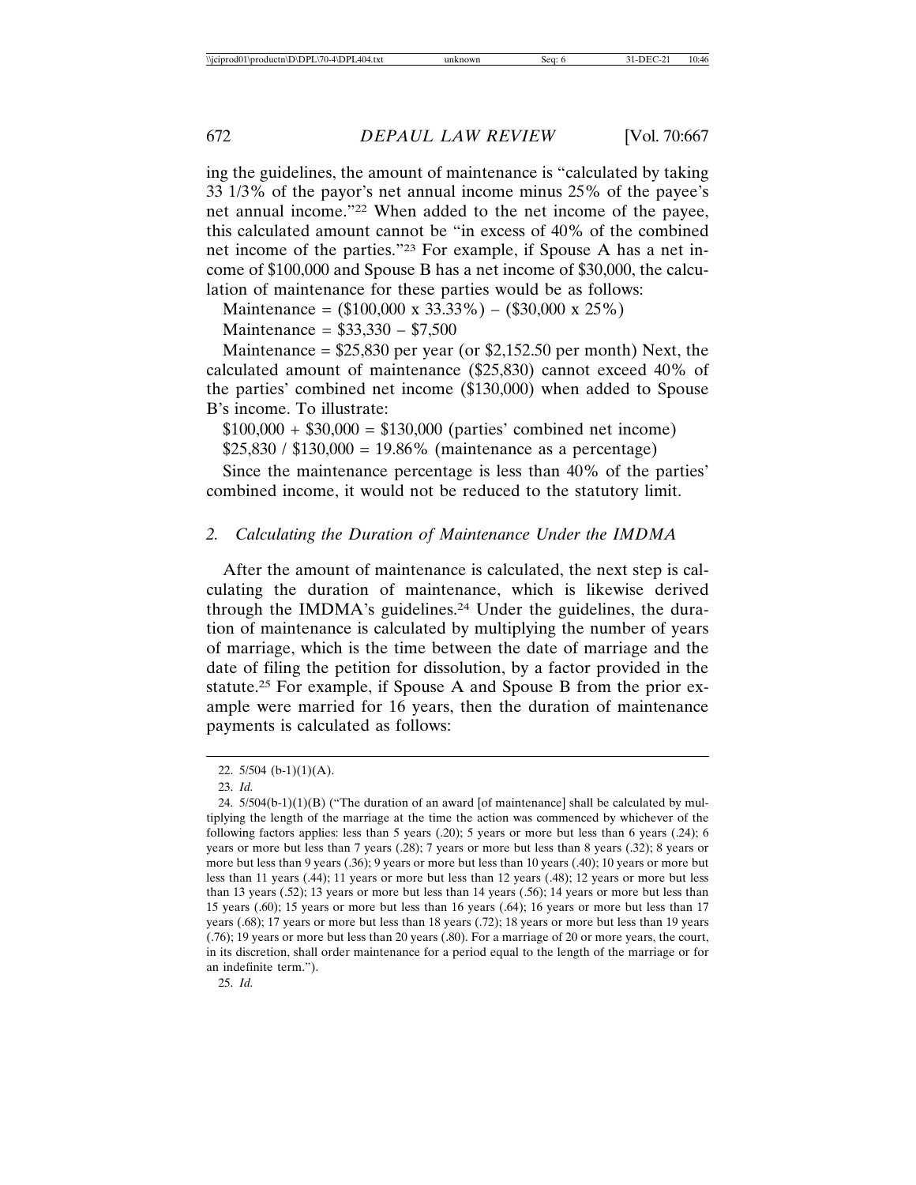ing the guidelines, the amount of maintenance is "calculated by taking 33 1/3% of the payor's net annual income minus 25% of the payee's net annual income."[22] When added to the net income of the payee, this calculated amount cannot be "in excess of 40% of the combined net income of the parties."[23] For example, if Spouse A has a net income of $100,000 and Spouse B has a net income of $30,000, the calculation of maintenance for these parties would be as follows:

Maintenance = ($100,000 x 33.33%) – ($30,000 x 25%)

Maintenance = $33,330 – $7,500

Maintenance = $25,830 per year (or $2,152.50 per month) Next, the calculated amount of maintenance ($25,830) cannot exceed 40% of the parties' combined net income ($130,000) when added to Spouse B's income. To illustrate:

$100,000 + $30,000 = $130,000 (parties' combined net income)

$25,830 / $130,000 = 19.86% (maintenance as a percentage)

Since the maintenance percentage is less than 40% of the parties' combined income, it would not be reduced to the statutory limit.

### *2. Calculating the Duration of Maintenance Under the IMDMA*

After the amount of maintenance is calculated, the next step is calculating the duration of maintenance, which is likewise derived through the IMDMA's guidelines.[24] Under the guidelines, the duration of maintenance is calculated by multiplying the number of years of marriage, which is the time between the date of marriage and the date of filing the petition for dissolution, by a factor provided in the statute.[25] For example, if Spouse A and Spouse B from the prior example were married for 16 years, then the duration of maintenance payments is calculated as follows:

---

22. 5/504 (b-1)(1)(A).

23. *Id.*

24. 5/504(b-1)(1)(B) ("The duration of an award [of maintenance] shall be calculated by multiplying the length of the marriage at the time the action was commenced by whichever of the following factors applies: less than 5 years (.20); 5 years or more but less than 6 years (.24); 6 years or more but less than 7 years (.28); 7 years or more but less than 8 years (.32); 8 years or more but less than 9 years (.36); 9 years or more but less than 10 years (.40); 10 years or more but less than 11 years (.44); 11 years or more but less than 12 years (.48); 12 years or more but less than 13 years (.52); 13 years or more but less than 14 years (.56); 14 years or more but less than 15 years (.60); 15 years or more but less than 16 years (.64); 16 years or more but less than 17 years (.68); 17 years or more but less than 18 years (.72); 18 years or more but less than 19 years (.76); 19 years or more but less than 20 years (.80). For a marriage of 20 or more years, the court, in its discretion, shall order maintenance for a period equal to the length of the marriage or for an indefinite term.").

25. *Id.*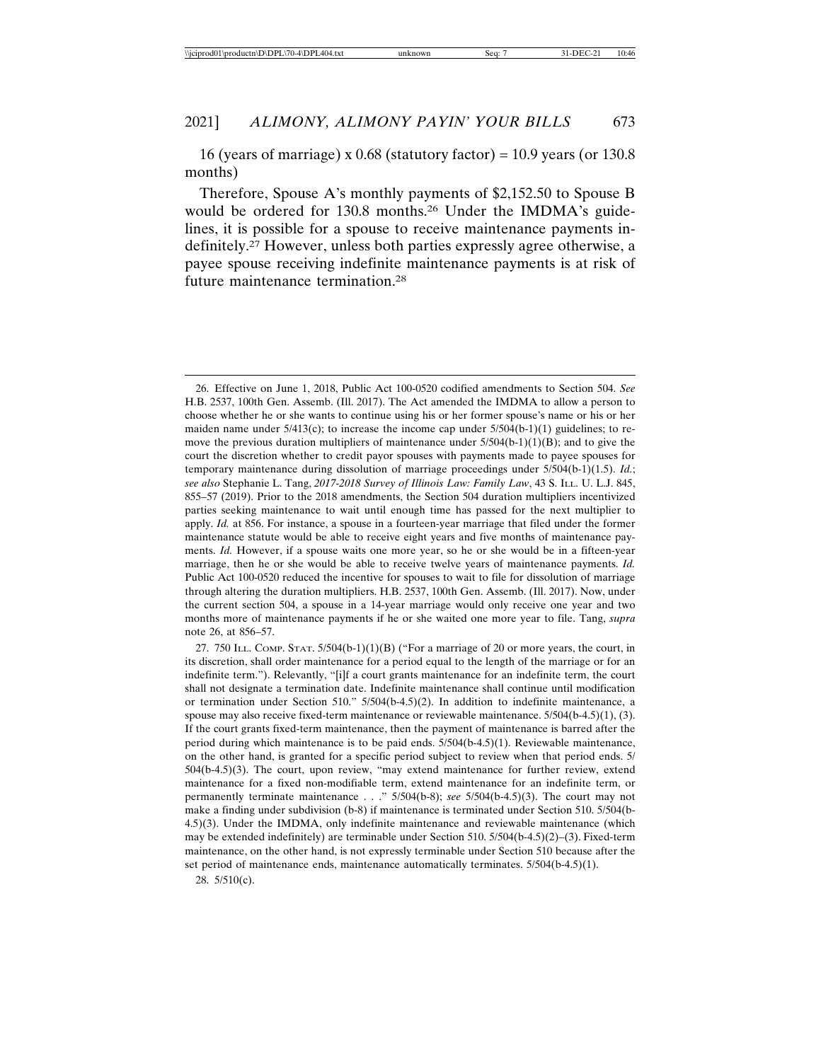16 (years of marriage) x 0.68 (statutory factor) = 10.9 years (or 130.8 months)

Therefore, Spouse A's monthly payments of $2,152.50 to Spouse B would be ordered for 130.8 months.[26] Under the IMDMA's guidelines, it is possible for a spouse to receive maintenance payments indefinitely.[27] However, unless both parties expressly agree otherwise, a payee spouse receiving indefinite maintenance payments is at risk of future maintenance termination.[28]

---

26. Effective on June 1, 2018, Public Act 100-0520 codified amendments to Section 504. *See* H.B. 2537, 100th Gen. Assemb. (Ill. 2017). The Act amended the IMDMA to allow a person to choose whether he or she wants to continue using his or her former spouse's name or his or her maiden name under 5/413(c); to increase the income cap under 5/504(b-1)(1) guidelines; to remove the previous duration multipliers of maintenance under 5/504(b-1)(1)(B); and to give the court the discretion whether to credit payor spouses with payments made to payee spouses for temporary maintenance during dissolution of marriage proceedings under 5/504(b-1)(1.5). *Id.*; *see also* Stephanie L. Tang, *2017-2018 Survey of Illinois Law: Family Law*, 43 S. ILL. U. L.J. 845, 855–57 (2019). Prior to the 2018 amendments, the Section 504 duration multipliers incentivized parties seeking maintenance to wait until enough time has passed for the next multiplier to apply. *Id.* at 856. For instance, a spouse in a fourteen-year marriage that filed under the former maintenance statute would be able to receive eight years and five months of maintenance payments. *Id.* However, if a spouse waits one more year, so he or she would be in a fifteen-year marriage, then he or she would be able to receive twelve years of maintenance payments. *Id.* Public Act 100-0520 reduced the incentive for spouses to wait to file for dissolution of marriage through altering the duration multipliers. H.B. 2537, 100th Gen. Assemb. (Ill. 2017). Now, under the current section 504, a spouse in a 14-year marriage would only receive one year and two months more of maintenance payments if he or she waited one more year to file. Tang, *supra* note 26, at 856–57.

27. 750 ILL. COMP. STAT. 5/504(b-1)(1)(B) ("For a marriage of 20 or more years, the court, in its discretion, shall order maintenance for a period equal to the length of the marriage or for an indefinite term."). Relevantly, "[i]f a court grants maintenance for an indefinite term, the court shall not designate a termination date. Indefinite maintenance shall continue until modification or termination under Section 510." 5/504(b-4.5)(2). In addition to indefinite maintenance, a spouse may also receive fixed-term maintenance or reviewable maintenance. 5/504(b-4.5)(1), (3). If the court grants fixed-term maintenance, then the payment of maintenance is barred after the period during which maintenance is to be paid ends. 5/504(b-4.5)(1). Reviewable maintenance, on the other hand, is granted for a specific period subject to review when that period ends. 5/504(b-4.5)(3). The court, upon review, "may extend maintenance for further review, extend maintenance for a fixed non-modifiable term, extend maintenance for an indefinite term, or permanently terminate maintenance . . ." 5/504(b-8); *see* 5/504(b-4.5)(3). The court may not make a finding under subdivision (b-8) if maintenance is terminated under Section 510. 5/504(b-4.5)(3). Under the IMDMA, only indefinite maintenance and reviewable maintenance (which may be extended indefinitely) are terminable under Section 510. 5/504(b-4.5)(2)–(3). Fixed-term maintenance, on the other hand, is not expressly terminable under Section 510 because after the set period of maintenance ends, maintenance automatically terminates. 5/504(b-4.5)(1).

28. 5/510(c).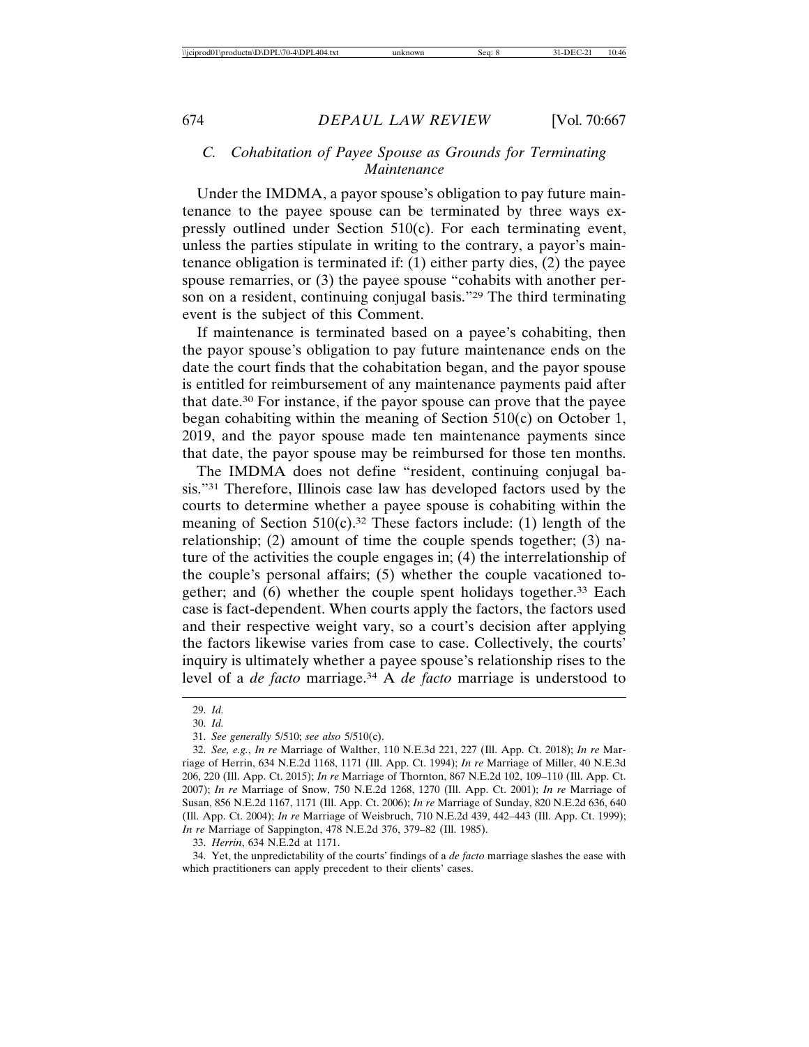### C. *Cohabitation of Payee Spouse as Grounds for Terminating Maintenance*

Under the IMDMA, a payor spouse's obligation to pay future maintenance to the payee spouse can be terminated by three ways expressly outlined under Section 510(c). For each terminating event, unless the parties stipulate in writing to the contrary, a payor's maintenance obligation is terminated if: (1) either party dies, (2) the payee spouse remarries, or (3) the payee spouse "cohabits with another person on a resident, continuing conjugal basis."[29] The third terminating event is the subject of this Comment.

If maintenance is terminated based on a payee's cohabiting, then the payor spouse's obligation to pay future maintenance ends on the date the court finds that the cohabitation began, and the payor spouse is entitled for reimbursement of any maintenance payments paid after that date.[30] For instance, if the payor spouse can prove that the payee began cohabiting within the meaning of Section 510(c) on October 1, 2019, and the payor spouse made ten maintenance payments since that date, the payor spouse may be reimbursed for those ten months.

The IMDMA does not define "resident, continuing conjugal basis."[31] Therefore, Illinois case law has developed factors used by the courts to determine whether a payee spouse is cohabiting within the meaning of Section 510(c).[32] These factors include: (1) length of the relationship; (2) amount of time the couple spends together; (3) nature of the activities the couple engages in; (4) the interrelationship of the couple's personal affairs; (5) whether the couple vacationed together; and (6) whether the couple spent holidays together.[33] Each case is fact-dependent. When courts apply the factors, the factors used and their respective weight vary, so a court's decision after applying the factors likewise varies from case to case. Collectively, the courts' inquiry is ultimately whether a payee spouse's relationship rises to the level of a *de facto* marriage.[34] A *de facto* marriage is understood to

---

29. *Id.*

30. *Id.*

31. *See generally* 5/510; *see also* 5/510(c).

32. *See, e.g.*, *In re* Marriage of Walther, 110 N.E.3d 221, 227 (Ill. App. Ct. 2018); *In re* Marriage of Herrin, 634 N.E.2d 1168, 1171 (Ill. App. Ct. 1994); *In re* Marriage of Miller, 40 N.E.3d 206, 220 (Ill. App. Ct. 2015); *In re* Marriage of Thornton, 867 N.E.2d 102, 109–110 (Ill. App. Ct. 2007); *In re* Marriage of Snow, 750 N.E.2d 1268, 1270 (Ill. App. Ct. 2001); *In re* Marriage of Susan, 856 N.E.2d 1167, 1171 (Ill. App. Ct. 2006); *In re* Marriage of Sunday, 820 N.E.2d 636, 640 (Ill. App. Ct. 2004); *In re* Marriage of Weisbruch, 710 N.E.2d 439, 442–443 (Ill. App. Ct. 1999); *In re* Marriage of Sappington, 478 N.E.2d 376, 379–82 (Ill. 1985).

33. *Herrin*, 634 N.E.2d at 1171.

34. Yet, the unpredictability of the courts' findings of a *de facto* marriage slashes the ease with which practitioners can apply precedent to their clients' cases.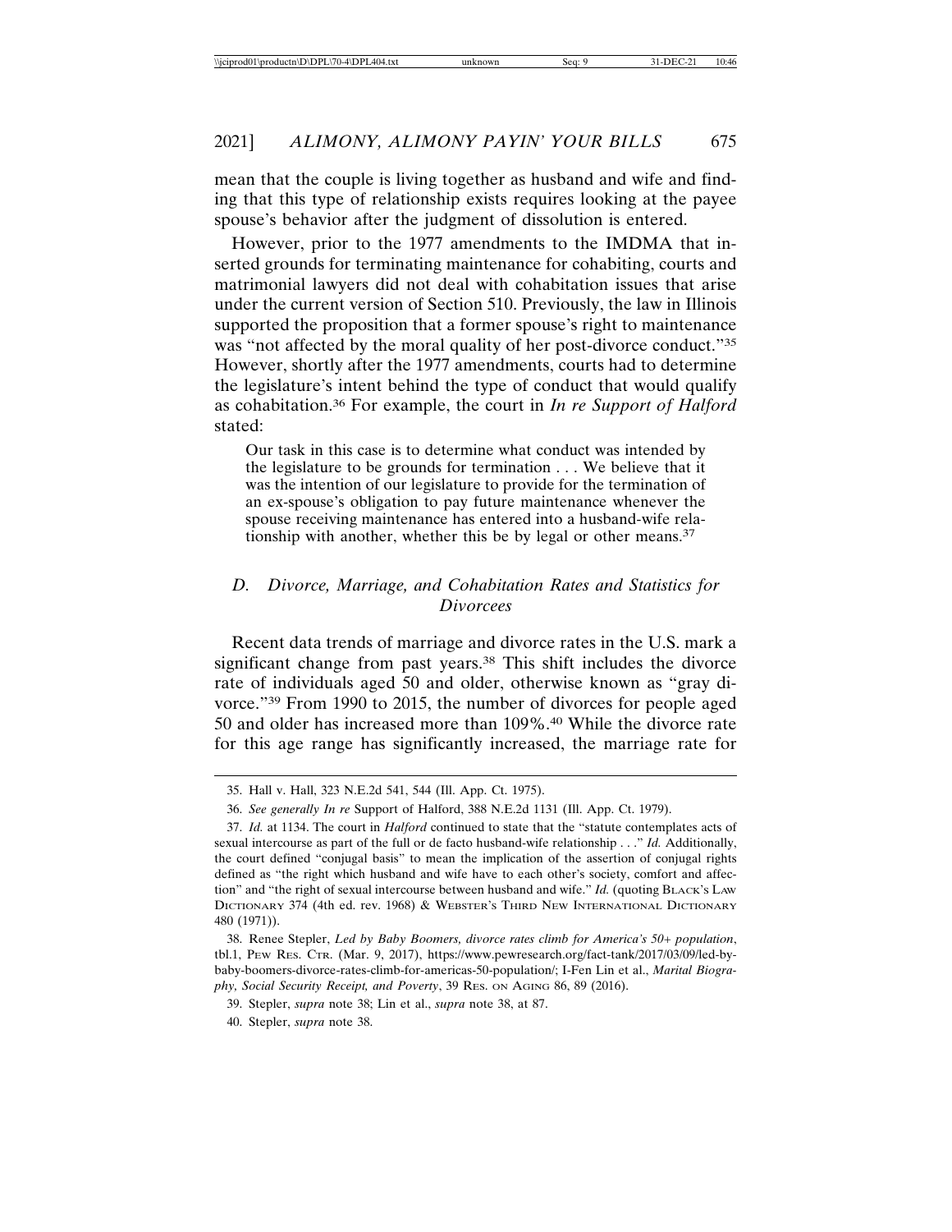mean that the couple is living together as husband and wife and finding that this type of relationship exists requires looking at the payee spouse's behavior after the judgment of dissolution is entered.

However, prior to the 1977 amendments to the IMDMA that inserted grounds for terminating maintenance for cohabiting, courts and matrimonial lawyers did not deal with cohabitation issues that arise under the current version of Section 510. Previously, the law in Illinois supported the proposition that a former spouse's right to maintenance was "not affected by the moral quality of her post-divorce conduct."[35] However, shortly after the 1977 amendments, courts had to determine the legislature's intent behind the type of conduct that would qualify as cohabitation.[36] For example, the court in *In re Support of Halford* stated:

> Our task in this case is to determine what conduct was intended by the legislature to be grounds for termination . . . We believe that it was the intention of our legislature to provide for the termination of an ex-spouse's obligation to pay future maintenance whenever the spouse receiving maintenance has entered into a husband-wife relationship with another, whether this be by legal or other means.[37]

## *D. Divorce, Marriage, and Cohabitation Rates and Statistics for Divorcees*

Recent data trends of marriage and divorce rates in the U.S. mark a significant change from past years.[38] This shift includes the divorce rate of individuals aged 50 and older, otherwise known as "gray divorce."[39] From 1990 to 2015, the number of divorces for people aged 50 and older has increased more than 109%.[40] While the divorce rate for this age range has significantly increased, the marriage rate for

---

35. Hall v. Hall, 323 N.E.2d 541, 544 (Ill. App. Ct. 1975).

36. *See generally In re* Support of Halford, 388 N.E.2d 1131 (Ill. App. Ct. 1979).

37. *Id.* at 1134. The court in *Halford* continued to state that the "statute contemplates acts of sexual intercourse as part of the full or de facto husband-wife relationship . . ." *Id.* Additionally, the court defined "conjugal basis" to mean the implication of the assertion of conjugal rights defined as "the right which husband and wife have to each other's society, comfort and affection" and "the right of sexual intercourse between husband and wife." *Id.* (quoting BLACK'S LAW DICTIONARY 374 (4th ed. rev. 1968) & WEBSTER'S THIRD NEW INTERNATIONAL DICTIONARY 480 (1971)).

38. Renee Stepler, *Led by Baby Boomers, divorce rates climb for America's 50+ population*, tbl.1, PEW RES. CTR. (Mar. 9, 2017), https://www.pewresearch.org/fact-tank/2017/03/09/led-by-baby-boomers-divorce-rates-climb-for-americas-50-population/; I-Fen Lin et al., *Marital Biography, Social Security Receipt, and Poverty*, 39 RES. ON AGING 86, 89 (2016).

39. Stepler, *supra* note 38; Lin et al., *supra* note 38, at 87.

40. Stepler, *supra* note 38.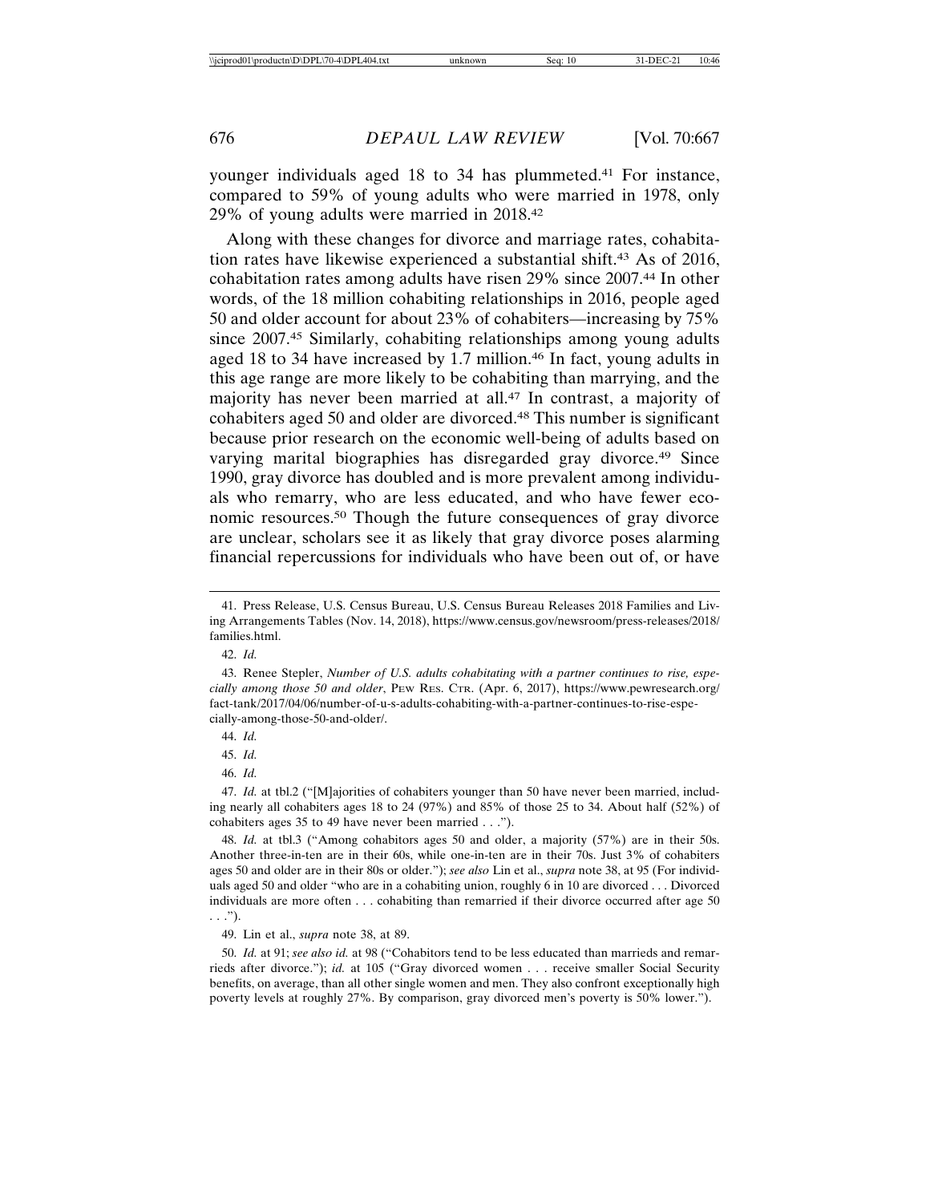younger individuals aged 18 to 34 has plummeted.[41] For instance, compared to 59% of young adults who were married in 1978, only 29% of young adults were married in 2018.[42]

Along with these changes for divorce and marriage rates, cohabitation rates have likewise experienced a substantial shift.[43] As of 2016, cohabitation rates among adults have risen 29% since 2007.[44] In other words, of the 18 million cohabiting relationships in 2016, people aged 50 and older account for about 23% of cohabiters—increasing by 75% since 2007.[45] Similarly, cohabiting relationships among young adults aged 18 to 34 have increased by 1.7 million.[46] In fact, young adults in this age range are more likely to be cohabiting than marrying, and the majority has never been married at all.[47] In contrast, a majority of cohabiters aged 50 and older are divorced.[48] This number is significant because prior research on the economic well-being of adults based on varying marital biographies has disregarded gray divorce.[49] Since 1990, gray divorce has doubled and is more prevalent among individuals who remarry, who are less educated, and who have fewer economic resources.[50] Though the future consequences of gray divorce are unclear, scholars see it as likely that gray divorce poses alarming financial repercussions for individuals who have been out of, or have

---

41. Press Release, U.S. Census Bureau, U.S. Census Bureau Releases 2018 Families and Living Arrangements Tables (Nov. 14, 2018), https://www.census.gov/newsroom/press-releases/2018/families.html.

42. *Id.*

43. Renee Stepler, *Number of U.S. adults cohabitating with a partner continues to rise, especially among those 50 and older*, PEW RES. CTR. (Apr. 6, 2017), https://www.pewresearch.org/fact-tank/2017/04/06/number-of-u-s-adults-cohabiting-with-a-partner-continues-to-rise-especially-among-those-50-and-older/.

44. *Id.*

45. *Id.*

46. *Id.*

47. *Id.* at tbl.2 ("[M]ajorities of cohabiters younger than 50 have never been married, including nearly all cohabiters ages 18 to 24 (97%) and 85% of those 25 to 34. About half (52%) of cohabiters ages 35 to 49 have never been married . . .").

48. *Id.* at tbl.3 ("Among cohabitors ages 50 and older, a majority (57%) are in their 50s. Another three-in-ten are in their 60s, while one-in-ten are in their 70s. Just 3% of cohabiters ages 50 and older are in their 80s or older."); *see also* Lin et al., *supra* note 38, at 95 (For individuals aged 50 and older "who are in a cohabiting union, roughly 6 in 10 are divorced . . . Divorced individuals are more often . . . cohabiting than remarried if their divorce occurred after age 50 . . .").

49. Lin et al., *supra* note 38, at 89.

50. *Id.* at 91; *see also id.* at 98 ("Cohabitors tend to be less educated than marrieds and remarrieds after divorce."); *id.* at 105 ("Gray divorced women . . . receive smaller Social Security benefits, on average, than all other single women and men. They also confront exceptionally high poverty levels at roughly 27%. By comparison, gray divorced men's poverty is 50% lower.").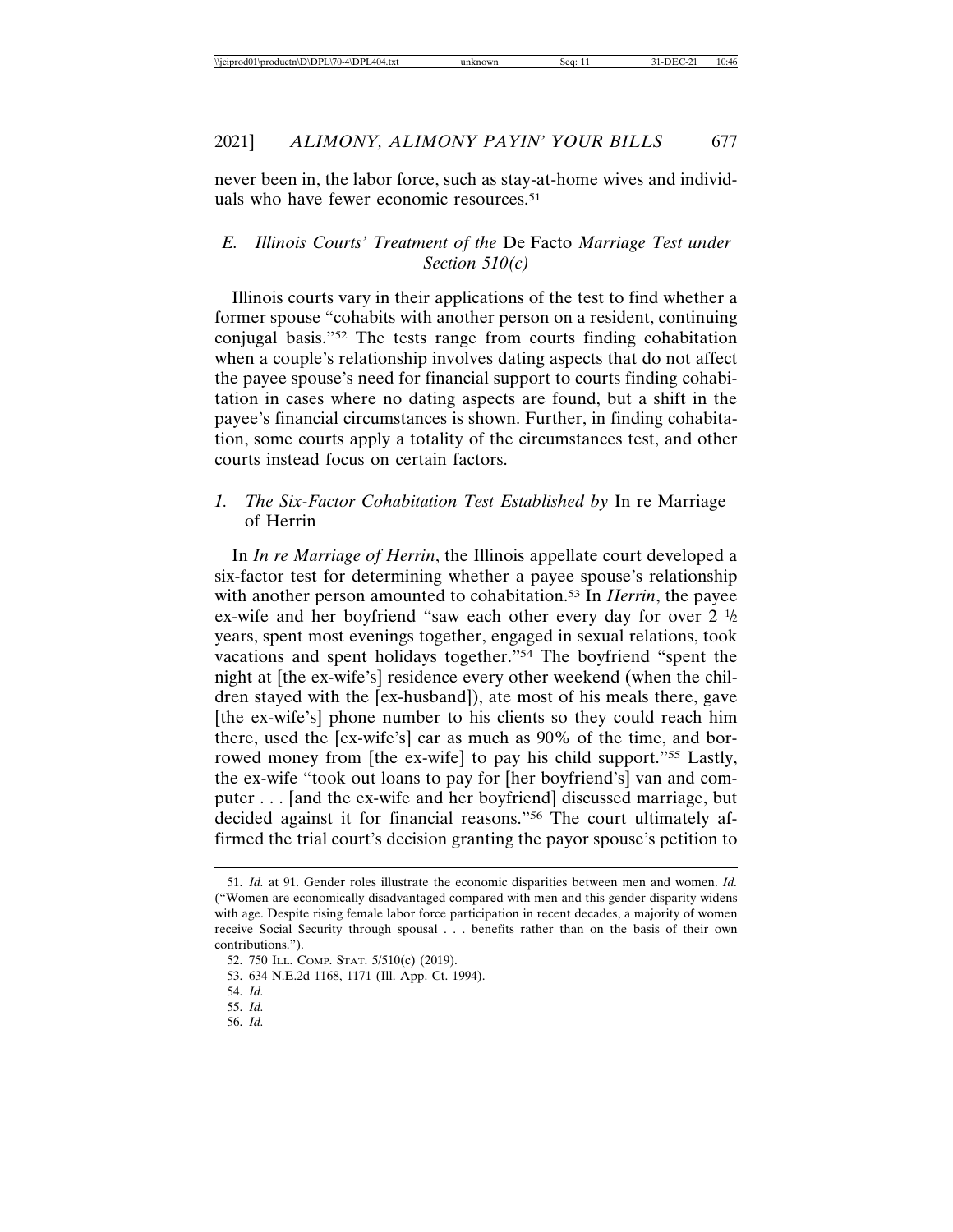never been in, the labor force, such as stay-at-home wives and individuals who have fewer economic resources.[51]

### E. Illinois Courts' Treatment of the *De Facto* Marriage Test under Section 510(c)

Illinois courts vary in their applications of the test to find whether a former spouse "cohabits with another person on a resident, continuing conjugal basis."[52] The tests range from courts finding cohabitation when a couple's relationship involves dating aspects that do not affect the payee spouse's need for financial support to courts finding cohabitation in cases where no dating aspects are found, but a shift in the payee's financial circumstances is shown. Further, in finding cohabitation, some courts apply a totality of the circumstances test, and other courts instead focus on certain factors.

#### 1. The Six-Factor Cohabitation Test Established by *In re Marriage of Herrin*

In *In re Marriage of Herrin*, the Illinois appellate court developed a six-factor test for determining whether a payee spouse's relationship with another person amounted to cohabitation.[53] In *Herrin*, the payee ex-wife and her boyfriend "saw each other every day for over 2 ½ years, spent most evenings together, engaged in sexual relations, took vacations and spent holidays together."[54] The boyfriend "spent the night at [the ex-wife's] residence every other weekend (when the children stayed with the [ex-husband]), ate most of his meals there, gave [the ex-wife's] phone number to his clients so they could reach him there, used the [ex-wife's] car as much as 90% of the time, and borrowed money from [the ex-wife] to pay his child support."[55] Lastly, the ex-wife "took out loans to pay for [her boyfriend's] van and computer . . . [and the ex-wife and her boyfriend] discussed marriage, but decided against it for financial reasons."[56] The court ultimately affirmed the trial court's decision granting the payor spouse's petition to

---

51. *Id.* at 91. Gender roles illustrate the economic disparities between men and women. *Id.* ("Women are economically disadvantaged compared with men and this gender disparity widens with age. Despite rising female labor force participation in recent decades, a majority of women receive Social Security through spousal . . . benefits rather than on the basis of their own contributions.").

52. 750 ILL. COMP. STAT. 5/510(c) (2019).

53. 634 N.E.2d 1168, 1171 (Ill. App. Ct. 1994).

54. *Id.*

55. *Id.*

56. *Id.*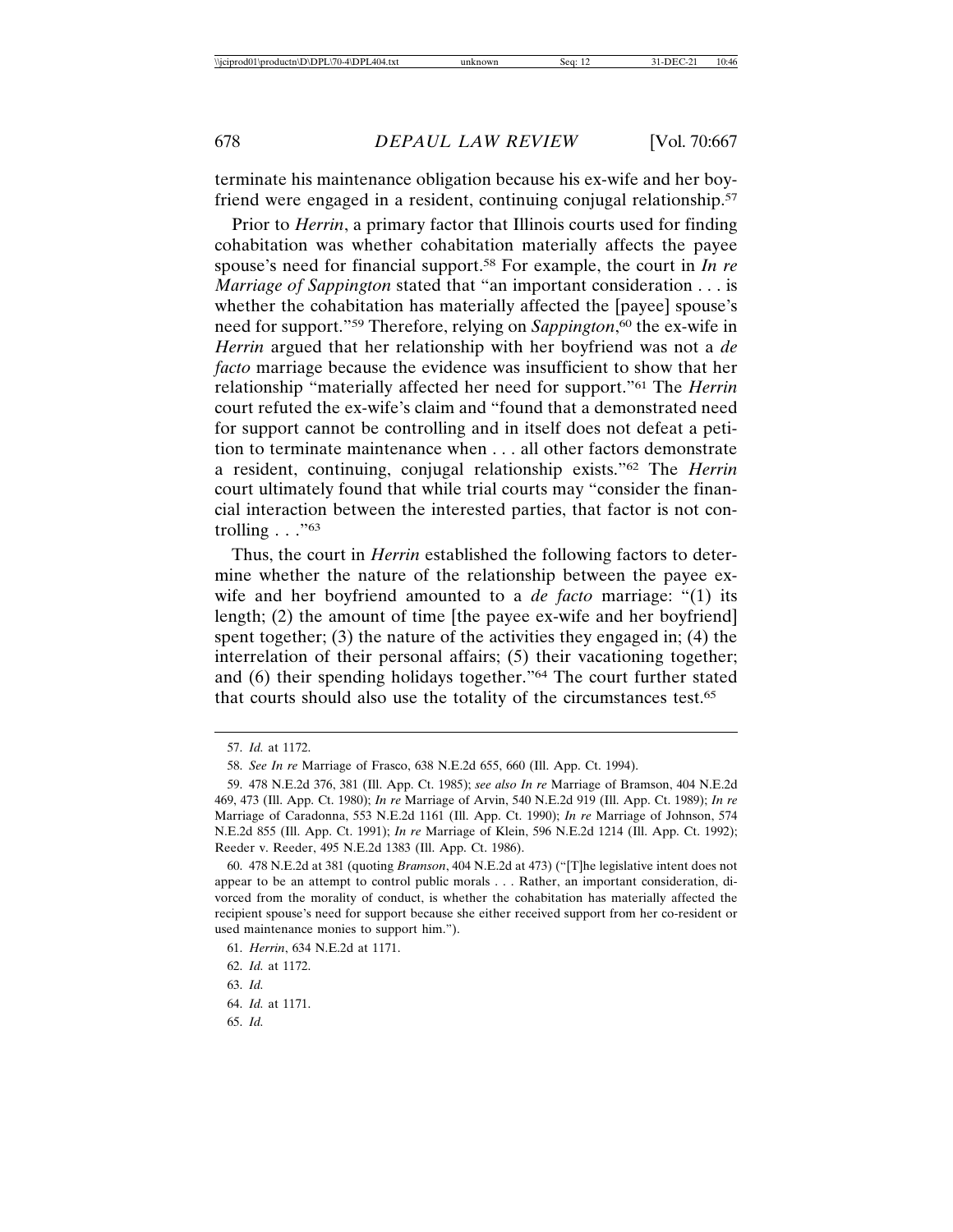terminate his maintenance obligation because his ex-wife and her boyfriend were engaged in a resident, continuing conjugal relationship.[57]

Prior to *Herrin*, a primary factor that Illinois courts used for finding cohabitation was whether cohabitation materially affects the payee spouse's need for financial support.[58] For example, the court in *In re Marriage of Sappington* stated that "an important consideration . . . is whether the cohabitation has materially affected the [payee] spouse's need for support."[59] Therefore, relying on *Sappington*,[60] the ex-wife in *Herrin* argued that her relationship with her boyfriend was not a *de facto* marriage because the evidence was insufficient to show that her relationship "materially affected her need for support."[61] The *Herrin* court refuted the ex-wife's claim and "found that a demonstrated need for support cannot be controlling and in itself does not defeat a petition to terminate maintenance when . . . all other factors demonstrate a resident, continuing, conjugal relationship exists."[62] The *Herrin* court ultimately found that while trial courts may "consider the financial interaction between the interested parties, that factor is not controlling . . ."[63]

Thus, the court in *Herrin* established the following factors to determine whether the nature of the relationship between the payee ex-wife and her boyfriend amounted to a *de facto* marriage: "(1) its length; (2) the amount of time [the payee ex-wife and her boyfriend] spent together; (3) the nature of the activities they engaged in; (4) the interrelation of their personal affairs; (5) their vacationing together; and (6) their spending holidays together."[64] The court further stated that courts should also use the totality of the circumstances test.[65]

---

57. *Id.* at 1172.

58. *See In re* Marriage of Frasco, 638 N.E.2d 655, 660 (Ill. App. Ct. 1994).

59. 478 N.E.2d 376, 381 (Ill. App. Ct. 1985); *see also In re* Marriage of Bramson, 404 N.E.2d 469, 473 (Ill. App. Ct. 1980); *In re* Marriage of Arvin, 540 N.E.2d 919 (Ill. App. Ct. 1989); *In re* Marriage of Caradonna, 553 N.E.2d 1161 (Ill. App. Ct. 1990); *In re* Marriage of Johnson, 574 N.E.2d 855 (Ill. App. Ct. 1991); *In re* Marriage of Klein, 596 N.E.2d 1214 (Ill. App. Ct. 1992); Reeder v. Reeder, 495 N.E.2d 1383 (Ill. App. Ct. 1986).

60. 478 N.E.2d at 381 (quoting *Bramson*, 404 N.E.2d at 473) ("[T]he legislative intent does not appear to be an attempt to control public morals . . . Rather, an important consideration, divorced from the morality of conduct, is whether the cohabitation has materially affected the recipient spouse's need for support because she either received support from her co-resident or used maintenance monies to support him.").

61. *Herrin*, 634 N.E.2d at 1171.

62. *Id.* at 1172.

63. *Id.*

64. *Id.* at 1171.

65. *Id.*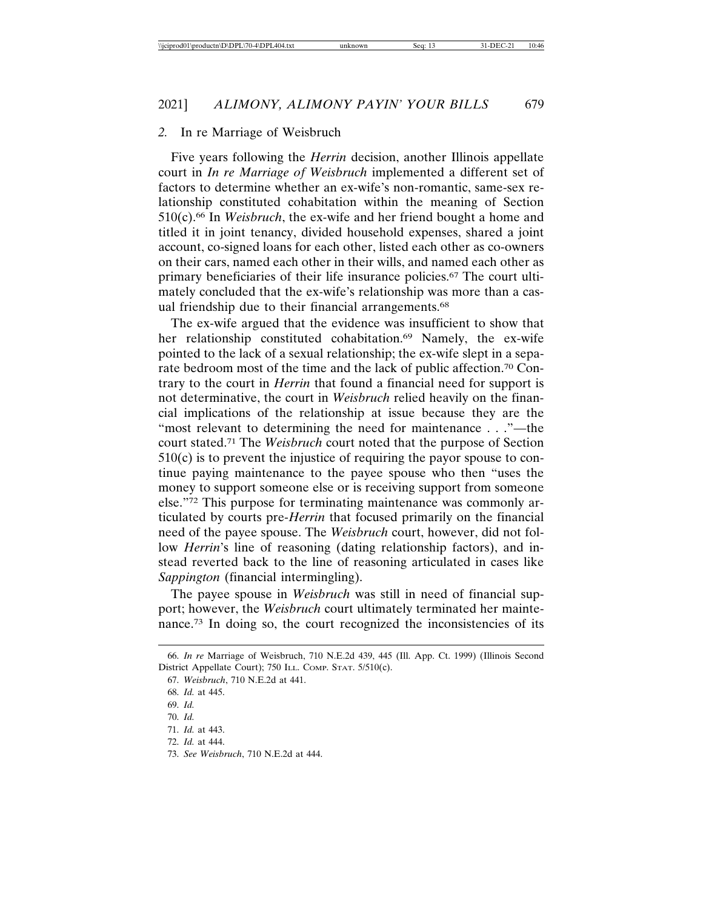### *2.* In re Marriage of Weisbruch

Five years following the *Herrin* decision, another Illinois appellate court in *In re Marriage of Weisbruch* implemented a different set of factors to determine whether an ex-wife's non-romantic, same-sex relationship constituted cohabitation within the meaning of Section 510(c).[66] In *Weisbruch*, the ex-wife and her friend bought a home and titled it in joint tenancy, divided household expenses, shared a joint account, co-signed loans for each other, listed each other as co-owners on their cars, named each other in their wills, and named each other as primary beneficiaries of their life insurance policies.[67] The court ultimately concluded that the ex-wife's relationship was more than a casual friendship due to their financial arrangements.[68]

The ex-wife argued that the evidence was insufficient to show that her relationship constituted cohabitation.[69] Namely, the ex-wife pointed to the lack of a sexual relationship; the ex-wife slept in a separate bedroom most of the time and the lack of public affection.[70] Contrary to the court in *Herrin* that found a financial need for support is not determinative, the court in *Weisbruch* relied heavily on the financial implications of the relationship at issue because they are the "most relevant to determining the need for maintenance . . ."—the court stated.[71] The *Weisbruch* court noted that the purpose of Section 510(c) is to prevent the injustice of requiring the payor spouse to continue paying maintenance to the payee spouse who then "uses the money to support someone else or is receiving support from someone else."[72] This purpose for terminating maintenance was commonly articulated by courts pre-*Herrin* that focused primarily on the financial need of the payee spouse. The *Weisbruch* court, however, did not follow *Herrin*'s line of reasoning (dating relationship factors), and instead reverted back to the line of reasoning articulated in cases like *Sappington* (financial intermingling).

The payee spouse in *Weisbruch* was still in need of financial support; however, the *Weisbruch* court ultimately terminated her maintenance.[73] In doing so, the court recognized the inconsistencies of its

---

66. *In re* Marriage of Weisbruch, 710 N.E.2d 439, 445 (Ill. App. Ct. 1999) (Illinois Second District Appellate Court); 750 ILL. COMP. STAT. 5/510(c).

67. *Weisbruch*, 710 N.E.2d at 441.

68. *Id.* at 445.

69. *Id.*

70. *Id.*

71. *Id.* at 443.

72. *Id.* at 444.

73. *See Weisbruch*, 710 N.E.2d at 444.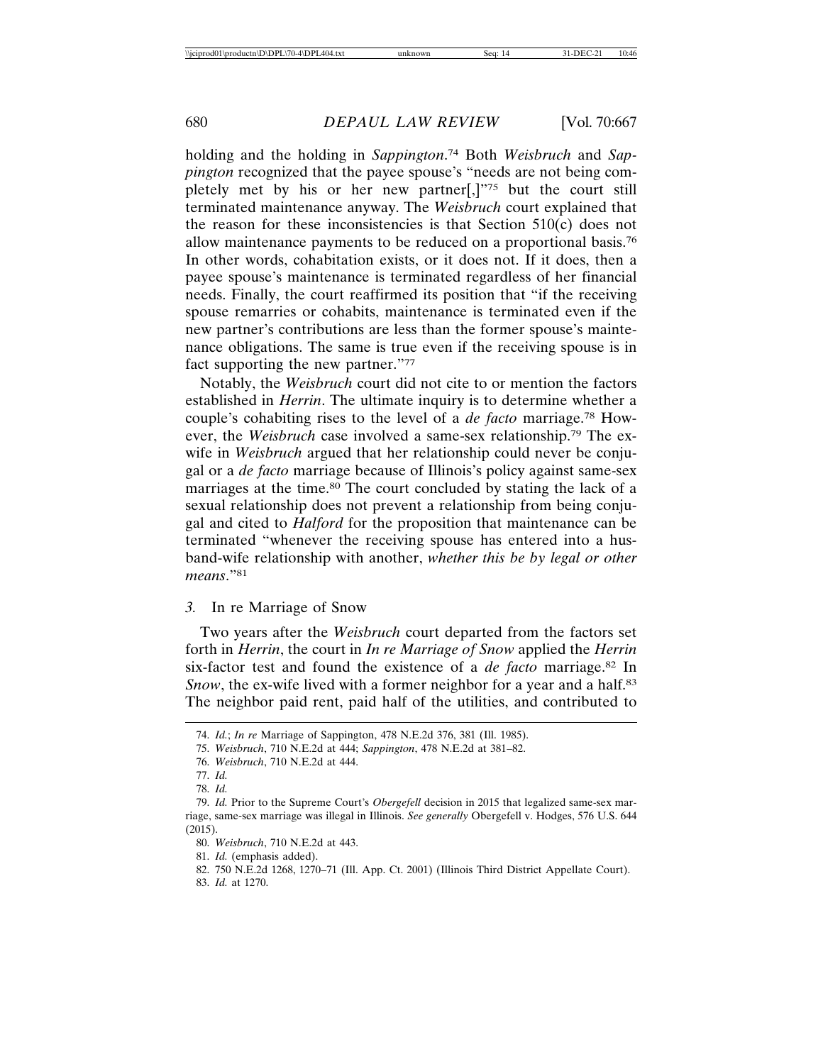holding and the holding in *Sappington*.[74] Both *Weisbruch* and *Sappington* recognized that the payee spouse's "needs are not being completely met by his or her new partner[,]"[75] but the court still terminated maintenance anyway. The *Weisbruch* court explained that the reason for these inconsistencies is that Section 510(c) does not allow maintenance payments to be reduced on a proportional basis.[76] In other words, cohabitation exists, or it does not. If it does, then a payee spouse's maintenance is terminated regardless of her financial needs. Finally, the court reaffirmed its position that "if the receiving spouse remarries or cohabits, maintenance is terminated even if the new partner's contributions are less than the former spouse's maintenance obligations. The same is true even if the receiving spouse is in fact supporting the new partner."[77]

Notably, the *Weisbruch* court did not cite to or mention the factors established in *Herrin*. The ultimate inquiry is to determine whether a couple's cohabiting rises to the level of a *de facto* marriage.[78] However, the *Weisbruch* case involved a same-sex relationship.[79] The ex-wife in *Weisbruch* argued that her relationship could never be conjugal or a *de facto* marriage because of Illinois's policy against same-sex marriages at the time.[80] The court concluded by stating the lack of a sexual relationship does not prevent a relationship from being conjugal and cited to *Halford* for the proposition that maintenance can be terminated "whenever the receiving spouse has entered into a husband-wife relationship with another, *whether this be by legal or other means*."[81]

### 3. In re Marriage of Snow

Two years after the *Weisbruch* court departed from the factors set forth in *Herrin*, the court in *In re Marriage of Snow* applied the *Herrin* six-factor test and found the existence of a *de facto* marriage.[82] In *Snow*, the ex-wife lived with a former neighbor for a year and a half.[83] The neighbor paid rent, paid half of the utilities, and contributed to

---

74. *Id.*; *In re* Marriage of Sappington, 478 N.E.2d 376, 381 (Ill. 1985).

75. *Weisbruch*, 710 N.E.2d at 444; *Sappington*, 478 N.E.2d at 381–82.

76. *Weisbruch*, 710 N.E.2d at 444.

77. *Id.*

78. *Id.*

79. *Id.* Prior to the Supreme Court's *Obergefell* decision in 2015 that legalized same-sex marriage, same-sex marriage was illegal in Illinois. *See generally* Obergefell v. Hodges, 576 U.S. 644 (2015).

80. *Weisbruch*, 710 N.E.2d at 443.

81. *Id.* (emphasis added).

82. 750 N.E.2d 1268, 1270–71 (Ill. App. Ct. 2001) (Illinois Third District Appellate Court).

83. *Id.* at 1270.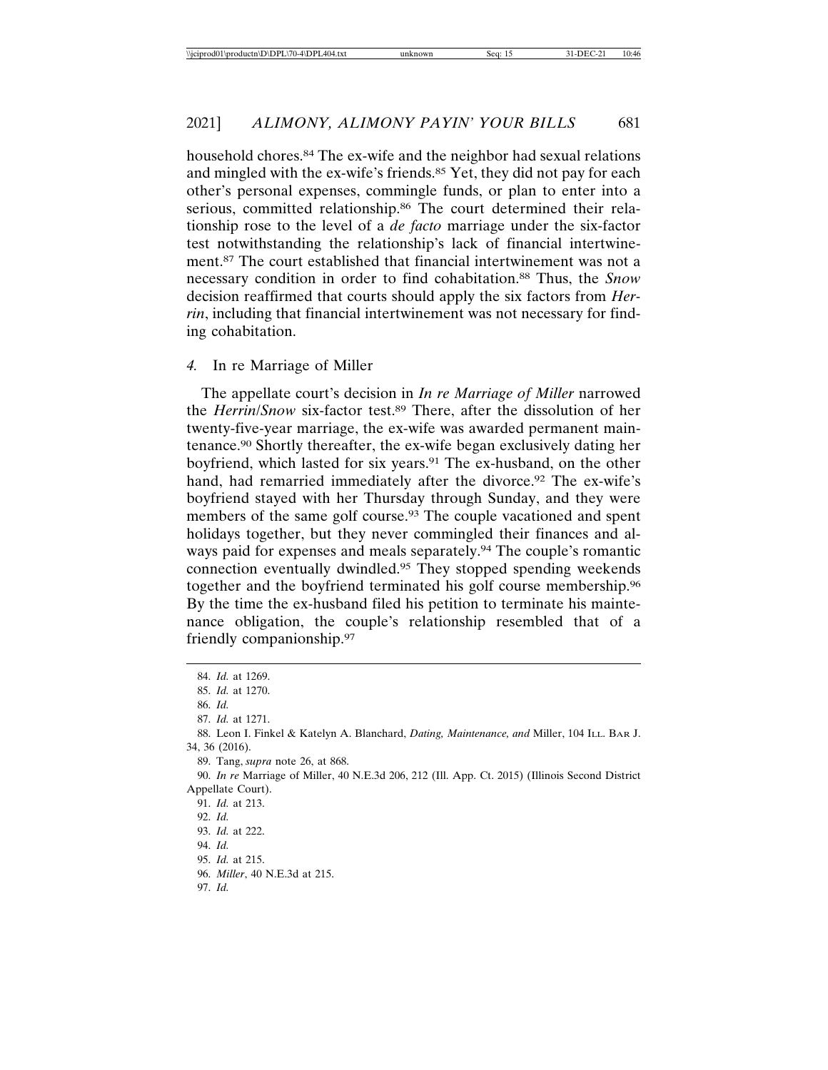household chores.[84] The ex-wife and the neighbor had sexual relations and mingled with the ex-wife's friends.[85] Yet, they did not pay for each other's personal expenses, commingle funds, or plan to enter into a serious, committed relationship.[86] The court determined their relationship rose to the level of a *de facto* marriage under the six-factor test notwithstanding the relationship's lack of financial intertwinement.[87] The court established that financial intertwinement was not a necessary condition in order to find cohabitation.[88] Thus, the *Snow* decision reaffirmed that courts should apply the six factors from *Herrin*, including that financial intertwinement was not necessary for finding cohabitation.

### *4.* In re Marriage of Miller

The appellate court's decision in *In re Marriage of Miller* narrowed the *Herrin*/*Snow* six-factor test.[89] There, after the dissolution of her twenty-five-year marriage, the ex-wife was awarded permanent maintenance.[90] Shortly thereafter, the ex-wife began exclusively dating her boyfriend, which lasted for six years.[91] The ex-husband, on the other hand, had remarried immediately after the divorce.[92] The ex-wife's boyfriend stayed with her Thursday through Sunday, and they were members of the same golf course.[93] The couple vacationed and spent holidays together, but they never commingled their finances and always paid for expenses and meals separately.[94] The couple's romantic connection eventually dwindled.[95] They stopped spending weekends together and the boyfriend terminated his golf course membership.[96] By the time the ex-husband filed his petition to terminate his maintenance obligation, the couple's relationship resembled that of a friendly companionship.[97]

---

84. *Id.* at 1269.
85. *Id.* at 1270.
86. *Id.*
87. *Id.* at 1271.
88. Leon I. Finkel & Katelyn A. Blanchard, *Dating, Maintenance, and* Miller, 104 ILL. BAR J. 34, 36 (2016).
89. Tang, *supra* note 26, at 868.
90. *In re* Marriage of Miller, 40 N.E.3d 206, 212 (Ill. App. Ct. 2015) (Illinois Second District Appellate Court).
91. *Id.* at 213.
92. *Id.*
93. *Id.* at 222.
94. *Id.*
95. *Id.* at 215.
96. *Miller*, 40 N.E.3d at 215.
97. *Id.*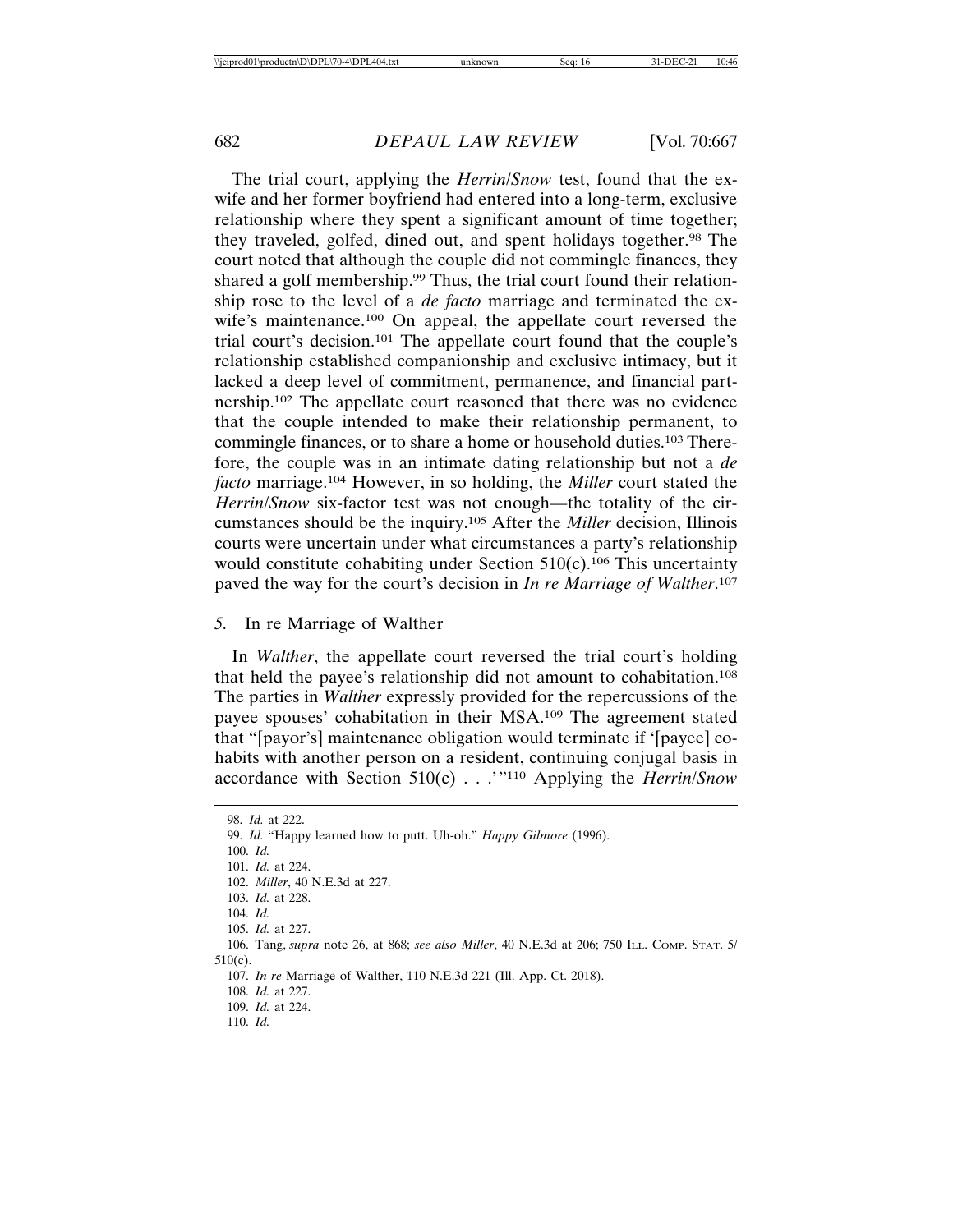The trial court, applying the *Herrin*/*Snow* test, found that the ex-wife and her former boyfriend had entered into a long-term, exclusive relationship where they spent a significant amount of time together; they traveled, golfed, dined out, and spent holidays together.[98] The court noted that although the couple did not commingle finances, they shared a golf membership.[99] Thus, the trial court found their relationship rose to the level of a *de facto* marriage and terminated the ex-wife's maintenance.[100] On appeal, the appellate court reversed the trial court's decision.[101] The appellate court found that the couple's relationship established companionship and exclusive intimacy, but it lacked a deep level of commitment, permanence, and financial partnership.[102] The appellate court reasoned that there was no evidence that the couple intended to make their relationship permanent, to commingle finances, or to share a home or household duties.[103] Therefore, the couple was in an intimate dating relationship but not a *de facto* marriage.[104] However, in so holding, the *Miller* court stated the *Herrin*/*Snow* six-factor test was not enough—the totality of the circumstances should be the inquiry.[105] After the *Miller* decision, Illinois courts were uncertain under what circumstances a party's relationship would constitute cohabiting under Section 510(c).[106] This uncertainty paved the way for the court's decision in *In re Marriage of Walther*.[107]

### *5.* In re Marriage of Walther

In *Walther*, the appellate court reversed the trial court's holding that held the payee's relationship did not amount to cohabitation.[108] The parties in *Walther* expressly provided for the repercussions of the payee spouses' cohabitation in their MSA.[109] The agreement stated that "[payor's] maintenance obligation would terminate if '[payee] cohabits with another person on a resident, continuing conjugal basis in accordance with Section 510(c) . . .'"[110] Applying the *Herrin*/*Snow*

---

98. *Id.* at 222.
99. *Id.* "Happy learned how to putt. Uh-oh." *Happy Gilmore* (1996).
100. *Id.*
101. *Id.* at 224.
102. *Miller*, 40 N.E.3d at 227.
103. *Id.* at 228.
104. *Id.*
105. *Id.* at 227.
106. Tang, *supra* note 26, at 868; *see also Miller*, 40 N.E.3d at 206; 750 ILL. COMP. STAT. 5/510(c).
107. *In re* Marriage of Walther, 110 N.E.3d 221 (Ill. App. Ct. 2018).
108. *Id.* at 227.
109. *Id.* at 224.
110. *Id.*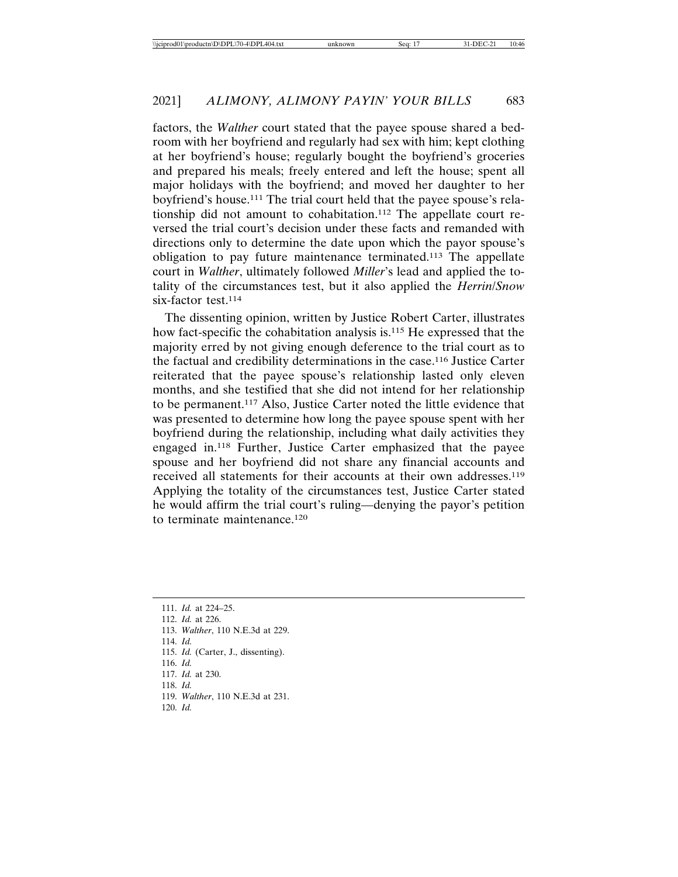factors, the *Walther* court stated that the payee spouse shared a bedroom with her boyfriend and regularly had sex with him; kept clothing at her boyfriend's house; regularly bought the boyfriend's groceries and prepared his meals; freely entered and left the house; spent all major holidays with the boyfriend; and moved her daughter to her boyfriend's house.[111] The trial court held that the payee spouse's relationship did not amount to cohabitation.[112] The appellate court reversed the trial court's decision under these facts and remanded with directions only to determine the date upon which the payor spouse's obligation to pay future maintenance terminated.[113] The appellate court in *Walther*, ultimately followed *Miller*'s lead and applied the totality of the circumstances test, but it also applied the *Herrin/Snow* six-factor test.[114]

The dissenting opinion, written by Justice Robert Carter, illustrates how fact-specific the cohabitation analysis is.[115] He expressed that the majority erred by not giving enough deference to the trial court as to the factual and credibility determinations in the case.[116] Justice Carter reiterated that the payee spouse's relationship lasted only eleven months, and she testified that she did not intend for her relationship to be permanent.[117] Also, Justice Carter noted the little evidence that was presented to determine how long the payee spouse spent with her boyfriend during the relationship, including what daily activities they engaged in.[118] Further, Justice Carter emphasized that the payee spouse and her boyfriend did not share any financial accounts and received all statements for their accounts at their own addresses.[119] Applying the totality of the circumstances test, Justice Carter stated he would affirm the trial court's ruling—denying the payor's petition to terminate maintenance.[120]

111. *Id.* at 224–25.
112. *Id.* at 226.
113. *Walther*, 110 N.E.3d at 229.
114. *Id.*
115. *Id.* (Carter, J., dissenting).
116. *Id.*
117. *Id.* at 230.
118. *Id.*
119. *Walther*, 110 N.E.3d at 231.
120. *Id.*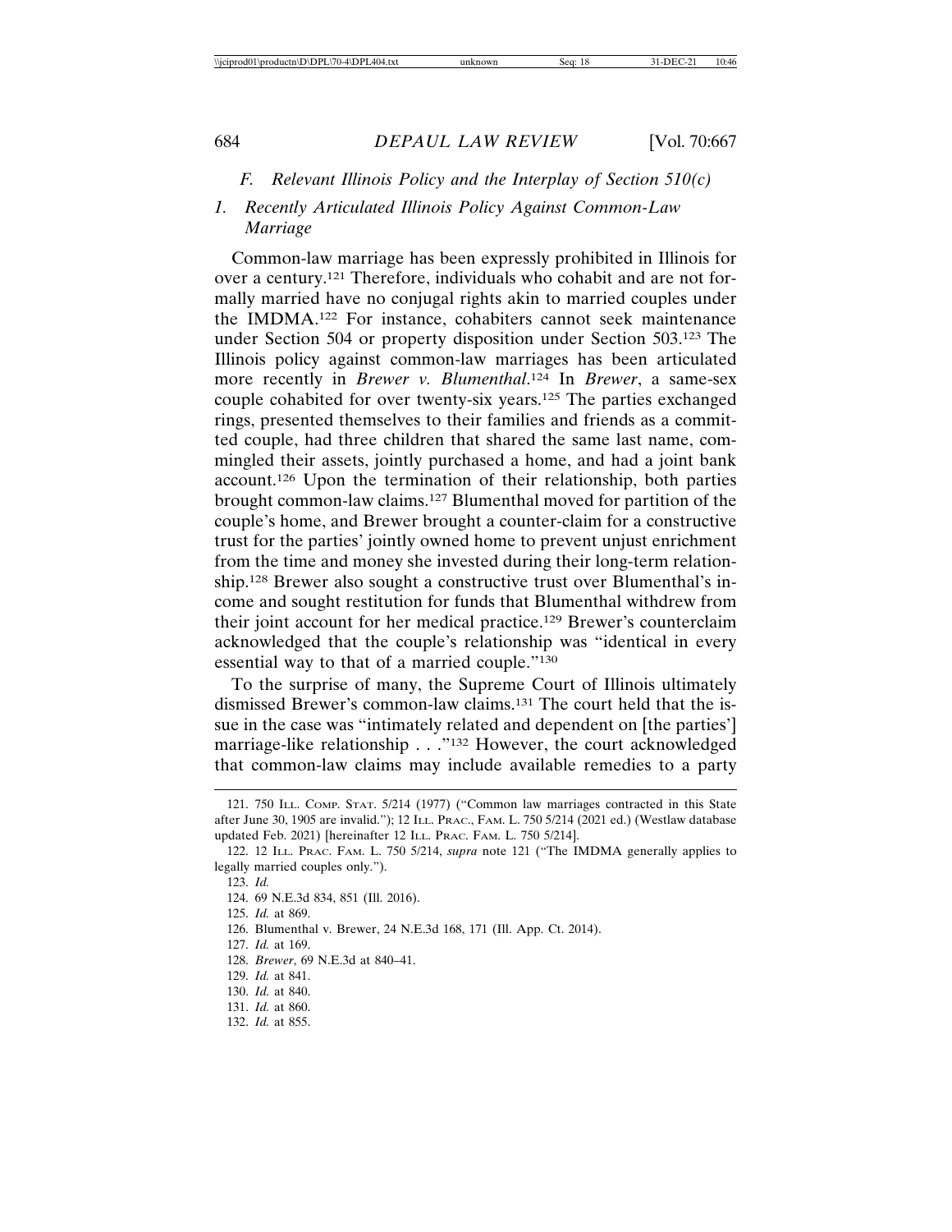### F. *Relevant Illinois Policy and the Interplay of Section 510(c)*

#### 1. *Recently Articulated Illinois Policy Against Common-Law Marriage*

Common-law marriage has been expressly prohibited in Illinois for over a century.[121] Therefore, individuals who cohabit and are not formally married have no conjugal rights akin to married couples under the IMDMA.[122] For instance, cohabiters cannot seek maintenance under Section 504 or property disposition under Section 503.[123] The Illinois policy against common-law marriages has been articulated more recently in *Brewer v. Blumenthal*.[124] In *Brewer*, a same-sex couple cohabited for over twenty-six years.[125] The parties exchanged rings, presented themselves to their families and friends as a committed couple, had three children that shared the same last name, commingled their assets, jointly purchased a home, and had a joint bank account.[126] Upon the termination of their relationship, both parties brought common-law claims.[127] Blumenthal moved for partition of the couple's home, and Brewer brought a counter-claim for a constructive trust for the parties' jointly owned home to prevent unjust enrichment from the time and money she invested during their long-term relationship.[128] Brewer also sought a constructive trust over Blumenthal's income and sought restitution for funds that Blumenthal withdrew from their joint account for her medical practice.[129] Brewer's counterclaim acknowledged that the couple's relationship was "identical in every essential way to that of a married couple."[130]

To the surprise of many, the Supreme Court of Illinois ultimately dismissed Brewer's common-law claims.[131] The court held that the issue in the case was "intimately related and dependent on [the parties'] marriage-like relationship . . ."[132] However, the court acknowledged that common-law claims may include available remedies to a party

---

121. 750 Ill. Comp. Stat. 5/214 (1977) ("Common law marriages contracted in this State after June 30, 1905 are invalid."); 12 Ill. Prac., Fam. L. 750 5/214 (2021 ed.) (Westlaw database updated Feb. 2021) [hereinafter 12 Ill. Prac. Fam. L. 750 5/214].

122. 12 Ill. Prac. Fam. L. 750 5/214, *supra* note 121 ("The IMDMA generally applies to legally married couples only.").

123. *Id.*

124. 69 N.E.3d 834, 851 (Ill. 2016).

125. *Id.* at 869.

126. Blumenthal v. Brewer, 24 N.E.3d 168, 171 (Ill. App. Ct. 2014).

127. *Id.* at 169.

128. *Brewer*, 69 N.E.3d at 840–41.

129. *Id.* at 841.

130. *Id.* at 840.

131. *Id.* at 860.

132. *Id.* at 855.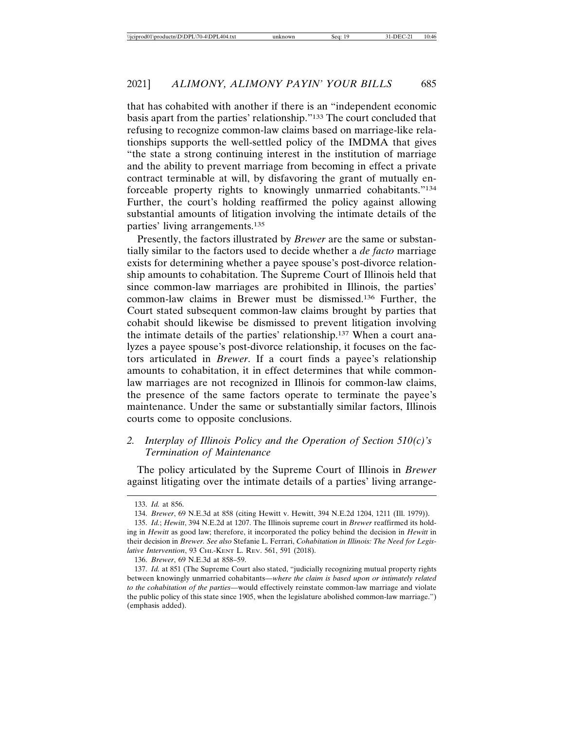that has cohabited with another if there is an "independent economic basis apart from the parties' relationship."[133] The court concluded that refusing to recognize common-law claims based on marriage-like relationships supports the well-settled policy of the IMDMA that gives "the state a strong continuing interest in the institution of marriage and the ability to prevent marriage from becoming in effect a private contract terminable at will, by disfavoring the grant of mutually enforceable property rights to knowingly unmarried cohabitants."[134] Further, the court's holding reaffirmed the policy against allowing substantial amounts of litigation involving the intimate details of the parties' living arrangements.[135]

Presently, the factors illustrated by *Brewer* are the same or substantially similar to the factors used to decide whether a *de facto* marriage exists for determining whether a payee spouse's post-divorce relationship amounts to cohabitation. The Supreme Court of Illinois held that since common-law marriages are prohibited in Illinois, the parties' common-law claims in Brewer must be dismissed.[136] Further, the Court stated subsequent common-law claims brought by parties that cohabit should likewise be dismissed to prevent litigation involving the intimate details of the parties' relationship.[137] When a court analyzes a payee spouse's post-divorce relationship, it focuses on the factors articulated in *Brewer*. If a court finds a payee's relationship amounts to cohabitation, it in effect determines that while common-law marriages are not recognized in Illinois for common-law claims, the presence of the same factors operate to terminate the payee's maintenance. Under the same or substantially similar factors, Illinois courts come to opposite conclusions.

### 2. *Interplay of Illinois Policy and the Operation of Section 510(c)'s Termination of Maintenance*

The policy articulated by the Supreme Court of Illinois in *Brewer* against litigating over the intimate details of a parties' living arrange-

---

133. *Id.* at 856.

134. *Brewer*, 69 N.E.3d at 858 (citing Hewitt v. Hewitt, 394 N.E.2d 1204, 1211 (Ill. 1979)).

135. *Id.*; *Hewitt*, 394 N.E.2d at 1207. The Illinois supreme court in *Brewer* reaffirmed its holding in *Hewitt* as good law; therefore, it incorporated the policy behind the decision in *Hewitt* in their decision in *Brewer*. *See also* Stefanie L. Ferrari, *Cohabitation in Illinois: The Need for Legislative Intervention*, 93 CHI.-KENT L. REV. 561, 591 (2018).

136. *Brewer*, 69 N.E.3d at 858–59.

137. *Id.* at 851 (The Supreme Court also stated, "judicially recognizing mutual property rights between knowingly unmarried cohabitants—*where the claim is based upon or intimately related to the cohabitation of the parties*—would effectively reinstate common-law marriage and violate the public policy of this state since 1905, when the legislature abolished common-law marriage.") (emphasis added).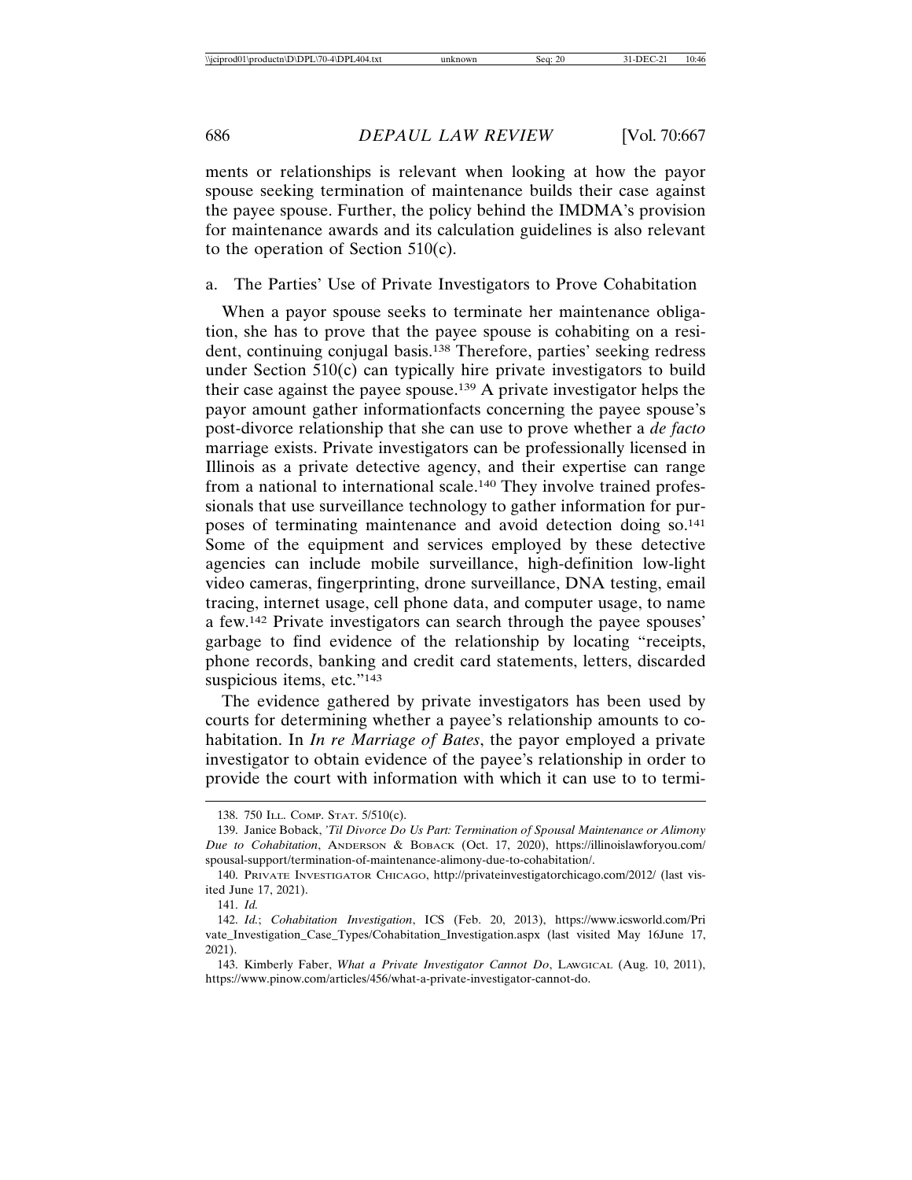ments or relationships is relevant when looking at how the payor spouse seeking termination of maintenance builds their case against the payee spouse. Further, the policy behind the IMDMA's provision for maintenance awards and its calculation guidelines is also relevant to the operation of Section 510(c).

### a. The Parties' Use of Private Investigators to Prove Cohabitation

When a payor spouse seeks to terminate her maintenance obligation, she has to prove that the payee spouse is cohabiting on a resident, continuing conjugal basis.[138] Therefore, parties' seeking redress under Section 510(c) can typically hire private investigators to build their case against the payee spouse.[139] A private investigator helps the payor amount gather informationfacts concerning the payee spouse's post-divorce relationship that she can use to prove whether a *de facto* marriage exists. Private investigators can be professionally licensed in Illinois as a private detective agency, and their expertise can range from a national to international scale.[140] They involve trained professionals that use surveillance technology to gather information for purposes of terminating maintenance and avoid detection doing so.[141] Some of the equipment and services employed by these detective agencies can include mobile surveillance, high-definition low-light video cameras, fingerprinting, drone surveillance, DNA testing, email tracing, internet usage, cell phone data, and computer usage, to name a few.[142] Private investigators can search through the payee spouses' garbage to find evidence of the relationship by locating "receipts, phone records, banking and credit card statements, letters, discarded suspicious items, etc."[143]

The evidence gathered by private investigators has been used by courts for determining whether a payee's relationship amounts to cohabitation. In *In re Marriage of Bates*, the payor employed a private investigator to obtain evidence of the payee's relationship in order to provide the court with information with which it can use to to termi-

---

138. 750 ILL. COMP. STAT. 5/510(c).

139. Janice Boback, *'Til Divorce Do Us Part: Termination of Spousal Maintenance or Alimony Due to Cohabitation*, ANDERSON & BOBACK (Oct. 17, 2020), https://illinoislawforyou.com/spousal-support/termination-of-maintenance-alimony-due-to-cohabitation/.

140. PRIVATE INVESTIGATOR CHICAGO, http://privateinvestigatorchicago.com/2012/ (last visited June 17, 2021).

141. *Id.*

142. *Id.*; *Cohabitation Investigation*, ICS (Feb. 20, 2013), https://www.icsworld.com/Private_Investigation_Case_Types/Cohabitation_Investigation.aspx (last visited May 16June 17, 2021).

143. Kimberly Faber, *What a Private Investigator Cannot Do*, LAWGICAL (Aug. 10, 2011), https://www.pinow.com/articles/456/what-a-private-investigator-cannot-do.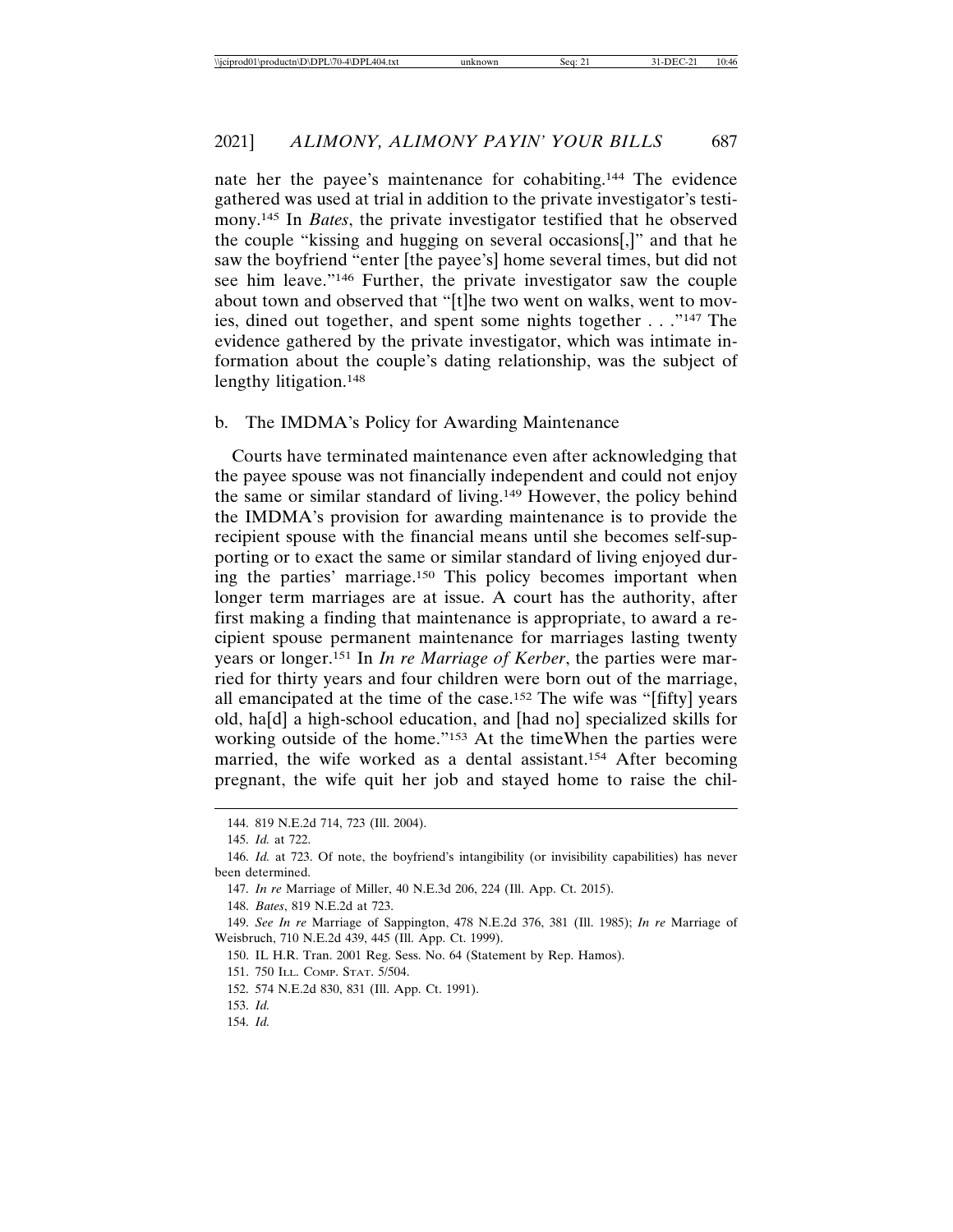nate her the payee's maintenance for cohabiting.[144] The evidence gathered was used at trial in addition to the private investigator's testimony.[145] In *Bates*, the private investigator testified that he observed the couple "kissing and hugging on several occasions[,]" and that he saw the boyfriend "enter [the payee's] home several times, but did not see him leave."[146] Further, the private investigator saw the couple about town and observed that "[t]he two went on walks, went to movies, dined out together, and spent some nights together . . ."[147] The evidence gathered by the private investigator, which was intimate information about the couple's dating relationship, was the subject of lengthy litigation.[148]

b. The IMDMA's Policy for Awarding Maintenance

Courts have terminated maintenance even after acknowledging that the payee spouse was not financially independent and could not enjoy the same or similar standard of living.[149] However, the policy behind the IMDMA's provision for awarding maintenance is to provide the recipient spouse with the financial means until she becomes self-supporting or to exact the same or similar standard of living enjoyed during the parties' marriage.[150] This policy becomes important when longer term marriages are at issue. A court has the authority, after first making a finding that maintenance is appropriate, to award a recipient spouse permanent maintenance for marriages lasting twenty years or longer.[151] In *In re Marriage of Kerber*, the parties were married for thirty years and four children were born out of the marriage, all emancipated at the time of the case.[152] The wife was "[fifty] years old, ha[d] a high-school education, and [had no] specialized skills for working outside of the home."[153] At the timeWhen the parties were married, the wife worked as a dental assistant.[154] After becoming pregnant, the wife quit her job and stayed home to raise the chil-

144. 819 N.E.2d 714, 723 (Ill. 2004).

145. *Id.* at 722.

146. *Id.* at 723. Of note, the boyfriend's intangibility (or invisibility capabilities) has never been determined.

147. *In re* Marriage of Miller, 40 N.E.3d 206, 224 (Ill. App. Ct. 2015).

148. *Bates*, 819 N.E.2d at 723.

149. *See In re* Marriage of Sappington, 478 N.E.2d 376, 381 (Ill. 1985); *In re* Marriage of Weisbruch, 710 N.E.2d 439, 445 (Ill. App. Ct. 1999).

150. IL H.R. Tran. 2001 Reg. Sess. No. 64 (Statement by Rep. Hamos).

151. 750 ILL. COMP. STAT. 5/504.

152. 574 N.E.2d 830, 831 (Ill. App. Ct. 1991).

153. *Id.*

154. *Id.*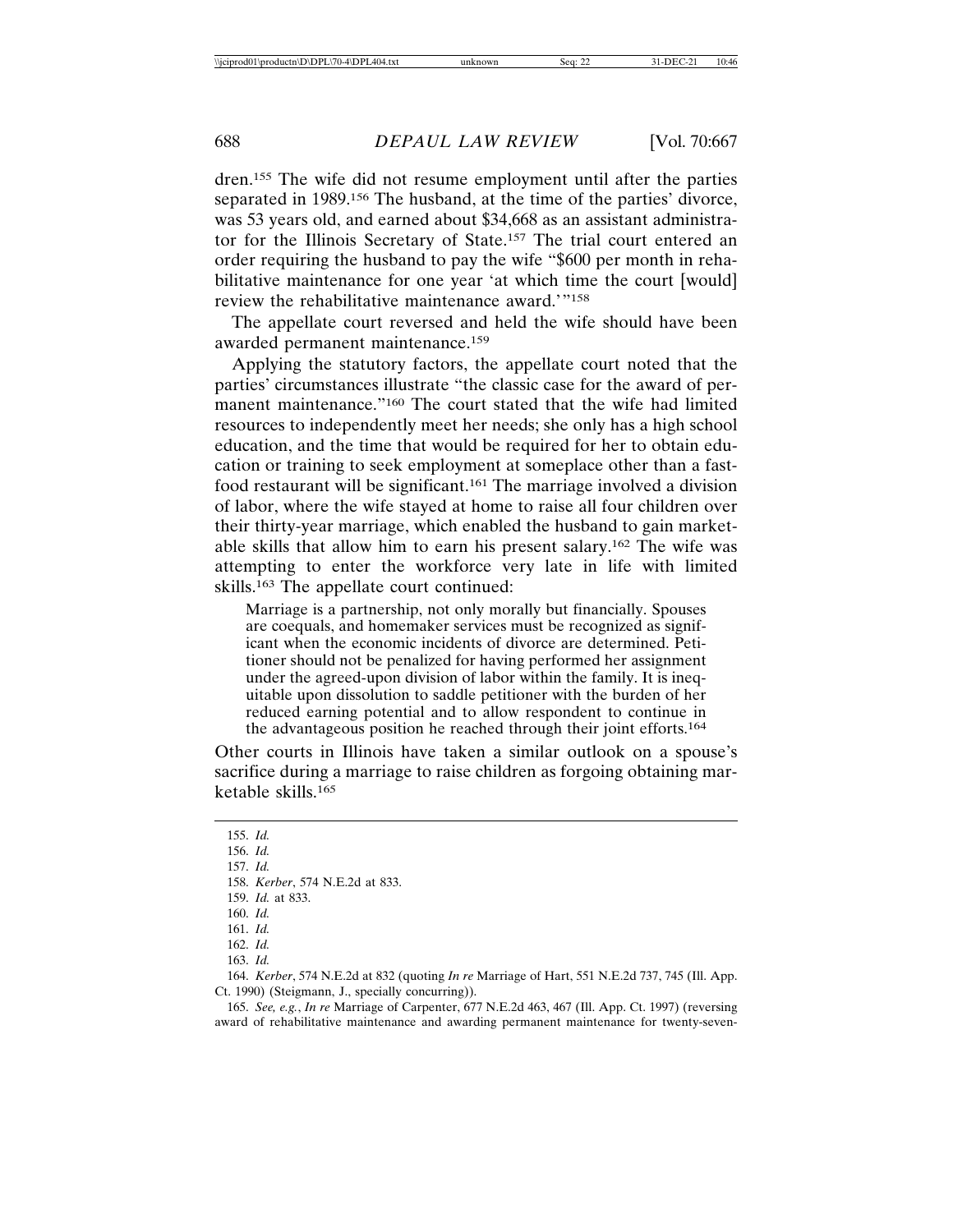dren.[155] The wife did not resume employment until after the parties separated in 1989.[156] The husband, at the time of the parties' divorce, was 53 years old, and earned about $34,668 as an assistant administrator for the Illinois Secretary of State.[157] The trial court entered an order requiring the husband to pay the wife "$600 per month in rehabilitative maintenance for one year 'at which time the court [would] review the rehabilitative maintenance award.'"[158]

The appellate court reversed and held the wife should have been awarded permanent maintenance.[159]

Applying the statutory factors, the appellate court noted that the parties' circumstances illustrate "the classic case for the award of permanent maintenance."[160] The court stated that the wife had limited resources to independently meet her needs; she only has a high school education, and the time that would be required for her to obtain education or training to seek employment at someplace other than a fast-food restaurant will be significant.[161] The marriage involved a division of labor, where the wife stayed at home to raise all four children over their thirty-year marriage, which enabled the husband to gain marketable skills that allow him to earn his present salary.[162] The wife was attempting to enter the workforce very late in life with limited skills.[163] The appellate court continued:

> Marriage is a partnership, not only morally but financially. Spouses are coequals, and homemaker services must be recognized as significant when the economic incidents of divorce are determined. Petitioner should not be penalized for having performed her assignment under the agreed-upon division of labor within the family. It is inequitable upon dissolution to saddle petitioner with the burden of her reduced earning potential and to allow respondent to continue in the advantageous position he reached through their joint efforts.[164]

Other courts in Illinois have taken a similar outlook on a spouse's sacrifice during a marriage to raise children as forgoing obtaining marketable skills.[165]

---

155. *Id.*
156. *Id.*
157. *Id.*
158. *Kerber*, 574 N.E.2d at 833.
159. *Id.* at 833.
160. *Id.*
161. *Id.*
162. *Id.*
163. *Id.*
164. *Kerber*, 574 N.E.2d at 832 (quoting *In re* Marriage of Hart, 551 N.E.2d 737, 745 (Ill. App. Ct. 1990) (Steigmann, J., specially concurring)).
165. *See, e.g.*, *In re* Marriage of Carpenter, 677 N.E.2d 463, 467 (Ill. App. Ct. 1997) (reversing award of rehabilitative maintenance and awarding permanent maintenance for twenty-seven-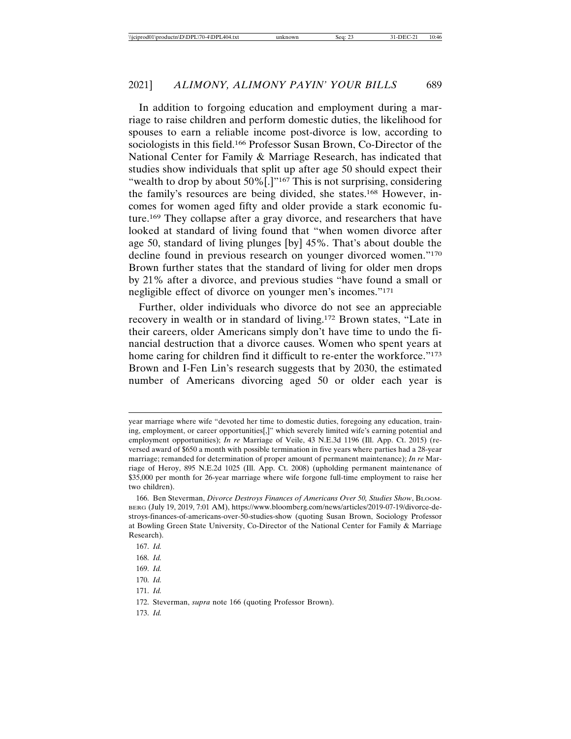In addition to forgoing education and employment during a marriage to raise children and perform domestic duties, the likelihood for spouses to earn a reliable income post-divorce is low, according to sociologists in this field.[166] Professor Susan Brown, Co-Director of the National Center for Family & Marriage Research, has indicated that studies show individuals that split up after age 50 should expect their "wealth to drop by about 50%[.]"[167] This is not surprising, considering the family's resources are being divided, she states.[168] However, incomes for women aged fifty and older provide a stark economic future.[169] They collapse after a gray divorce, and researchers that have looked at standard of living found that "when women divorce after age 50, standard of living plunges [by] 45%. That's about double the decline found in previous research on younger divorced women."[170] Brown further states that the standard of living for older men drops by 21% after a divorce, and previous studies "have found a small or negligible effect of divorce on younger men's incomes."[171]

Further, older individuals who divorce do not see an appreciable recovery in wealth or in standard of living.[172] Brown states, "Late in their careers, older Americans simply don't have time to undo the financial destruction that a divorce causes. Women who spent years at home caring for children find it difficult to re-enter the workforce."[173] Brown and I-Fen Lin's research suggests that by 2030, the estimated number of Americans divorcing aged 50 or older each year is

---

year marriage where wife "devoted her time to domestic duties, foregoing any education, training, employment, or career opportunities[,]" which severely limited wife's earning potential and employment opportunities); *In re* Marriage of Veile, 43 N.E.3d 1196 (Ill. App. Ct. 2015) (reversed award of $650 a month with possible termination in five years where parties had a 28-year marriage; remanded for determination of proper amount of permanent maintenance); *In re* Marriage of Heroy, 895 N.E.2d 1025 (Ill. App. Ct. 2008) (upholding permanent maintenance of $35,000 per month for 26-year marriage where wife forgone full-time employment to raise her two children).

166. Ben Steverman, *Divorce Destroys Finances of Americans Over 50, Studies Show*, BLOOMBERG (July 19, 2019, 7:01 AM), https://www.bloomberg.com/news/articles/2019-07-19/divorce-destroys-finances-of-americans-over-50-studies-show (quoting Susan Brown, Sociology Professor at Bowling Green State University, Co-Director of the National Center for Family & Marriage Research).

167. *Id.*

168. *Id.*

169. *Id.*

170. *Id.*

171. *Id.*

172. Steverman, *supra* note 166 (quoting Professor Brown).

173. *Id.*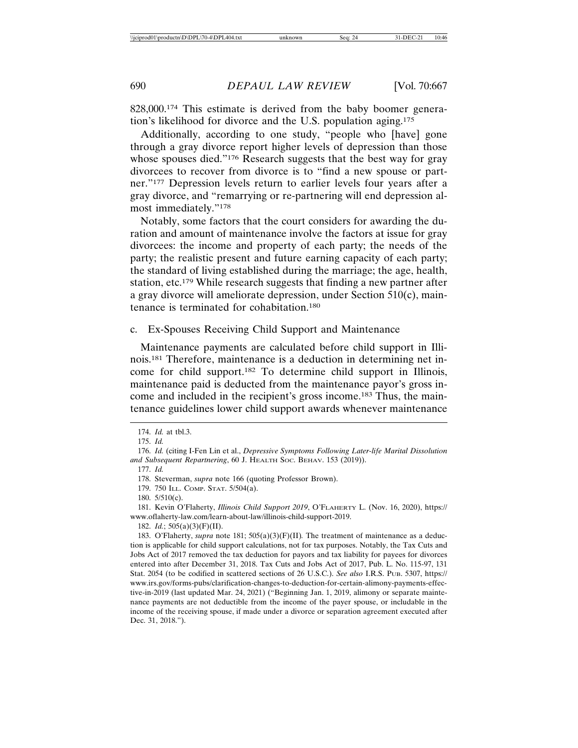828,000.[174] This estimate is derived from the baby boomer generation's likelihood for divorce and the U.S. population aging.[175]

Additionally, according to one study, "people who [have] gone through a gray divorce report higher levels of depression than those whose spouses died."[176] Research suggests that the best way for gray divorcees to recover from divorce is to "find a new spouse or partner."[177] Depression levels return to earlier levels four years after a gray divorce, and "remarrying or re-partnering will end depression almost immediately."[178]

Notably, some factors that the court considers for awarding the duration and amount of maintenance involve the factors at issue for gray divorcees: the income and property of each party; the needs of the party; the realistic present and future earning capacity of each party; the standard of living established during the marriage; the age, health, station, etc.[179] While research suggests that finding a new partner after a gray divorce will ameliorate depression, under Section 510(c), maintenance is terminated for cohabitation.[180]

c. Ex-Spouses Receiving Child Support and Maintenance

Maintenance payments are calculated before child support in Illinois.[181] Therefore, maintenance is a deduction in determining net income for child support.[182] To determine child support in Illinois, maintenance paid is deducted from the maintenance payor's gross income and included in the recipient's gross income.[183] Thus, the maintenance guidelines lower child support awards whenever maintenance

---

174. *Id.* at tbl.3.

175. *Id.*

176. *Id.* (citing I-Fen Lin et al., *Depressive Symptoms Following Later-life Marital Dissolution and Subsequent Repartnering*, 60 J. HEALTH SOC. BEHAV. 153 (2019)).

177. *Id.*

178. Steverman, *supra* note 166 (quoting Professor Brown).

179. 750 ILL. COMP. STAT. 5/504(a).

180. 5/510(c).

181. Kevin O'Flaherty, *Illinois Child Support 2019*, O'FLAHERTY L. (Nov. 16, 2020), https://www.oflaherty-law.com/learn-about-law/illinois-child-support-2019.

182. *Id.*; 505(a)(3)(F)(II).

183. O'Flaherty, *supra* note 181; 505(a)(3)(F)(II). The treatment of maintenance as a deduction is applicable for child support calculations, not for tax purposes. Notably, the Tax Cuts and Jobs Act of 2017 removed the tax deduction for payors and tax liability for payees for divorces entered into after December 31, 2018. Tax Cuts and Jobs Act of 2017, Pub. L. No. 115-97, 131 Stat. 2054 (to be codified in scattered sections of 26 U.S.C.). *See also* I.R.S. PUB. 5307, https://www.irs.gov/forms-pubs/clarification-changes-to-deduction-for-certain-alimony-payments-effective-in-2019 (last updated Mar. 24, 2021) ("Beginning Jan. 1, 2019, alimony or separate maintenance payments are not deductible from the income of the payer spouse, or includable in the income of the receiving spouse, if made under a divorce or separation agreement executed after Dec. 31, 2018.").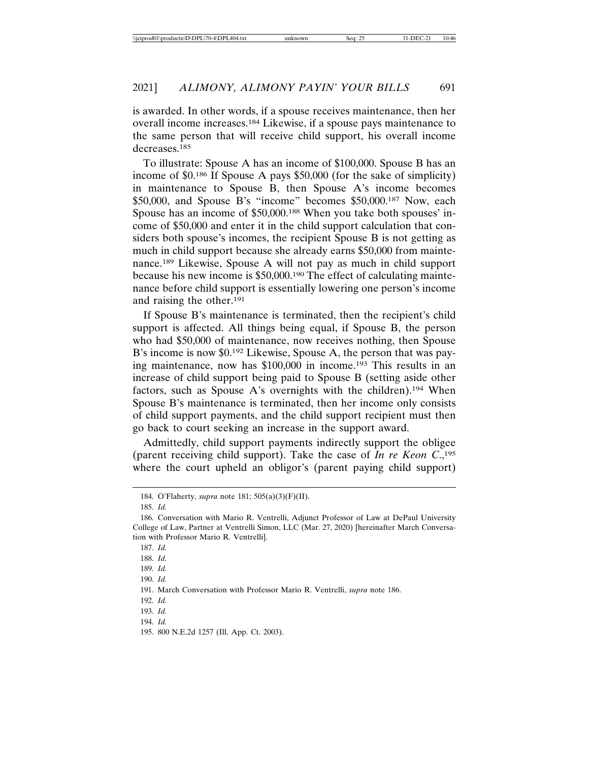is awarded. In other words, if a spouse receives maintenance, then her overall income increases.[184] Likewise, if a spouse pays maintenance to the same person that will receive child support, his overall income decreases.[185]

To illustrate: Spouse A has an income of $100,000. Spouse B has an income of $0.[186] If Spouse A pays $50,000 (for the sake of simplicity) in maintenance to Spouse B, then Spouse A's income becomes $50,000, and Spouse B's "income" becomes $50,000.[187] Now, each Spouse has an income of $50,000.[188] When you take both spouses' income of $50,000 and enter it in the child support calculation that considers both spouse's incomes, the recipient Spouse B is not getting as much in child support because she already earns $50,000 from maintenance.[189] Likewise, Spouse A will not pay as much in child support because his new income is $50,000.[190] The effect of calculating maintenance before child support is essentially lowering one person's income and raising the other.[191]

If Spouse B's maintenance is terminated, then the recipient's child support is affected. All things being equal, if Spouse B, the person who had $50,000 of maintenance, now receives nothing, then Spouse B's income is now $0.[192] Likewise, Spouse A, the person that was paying maintenance, now has $100,000 in income.[193] This results in an increase of child support being paid to Spouse B (setting aside other factors, such as Spouse A's overnights with the children).[194] When Spouse B's maintenance is terminated, then her income only consists of child support payments, and the child support recipient must then go back to court seeking an increase in the support award.

Admittedly, child support payments indirectly support the obligee (parent receiving child support). Take the case of *In re Keon C.*,[195] where the court upheld an obligor's (parent paying child support)

---

184. O'Flaherty, *supra* note 181; 505(a)(3)(F)(II).

185. *Id.*

186. Conversation with Mario R. Ventrelli, Adjunct Professor of Law at DePaul University College of Law, Partner at Ventrelli Simon, LLC (Mar. 27, 2020) [hereinafter March Conversation with Professor Mario R. Ventrelli].

187. *Id.*

188. *Id.*

189. *Id.*

190. *Id.*

191. March Conversation with Professor Mario R. Ventrelli, *supra* note 186.

192. *Id.*

193. *Id.*

194. *Id.*

195. 800 N.E.2d 1257 (Ill. App. Ct. 2003).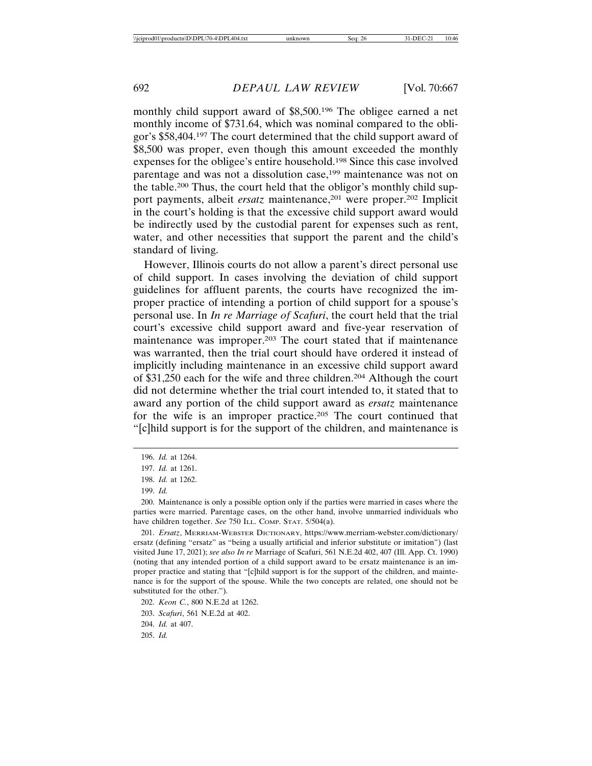monthly child support award of $8,500.[196] The obligee earned a net monthly income of $731.64, which was nominal compared to the obligor's $58,404.[197] The court determined that the child support award of $8,500 was proper, even though this amount exceeded the monthly expenses for the obligee's entire household.[198] Since this case involved parentage and was not a dissolution case,[199] maintenance was not on the table.[200] Thus, the court held that the obligor's monthly child support payments, albeit *ersatz* maintenance,[201] were proper.[202] Implicit in the court's holding is that the excessive child support award would be indirectly used by the custodial parent for expenses such as rent, water, and other necessities that support the parent and the child's standard of living.

However, Illinois courts do not allow a parent's direct personal use of child support. In cases involving the deviation of child support guidelines for affluent parents, the courts have recognized the improper practice of intending a portion of child support for a spouse's personal use. In *In re Marriage of Scafuri*, the court held that the trial court's excessive child support award and five-year reservation of maintenance was improper.[203] The court stated that if maintenance was warranted, then the trial court should have ordered it instead of implicitly including maintenance in an excessive child support award of $31,250 each for the wife and three children.[204] Although the court did not determine whether the trial court intended to, it stated that to award any portion of the child support award as *ersatz* maintenance for the wife is an improper practice.[205] The court continued that "[c]hild support is for the support of the children, and maintenance is

196. *Id.* at 1264.

197. *Id.* at 1261.

198. *Id.* at 1262.

199. *Id.*

200. Maintenance is only a possible option only if the parties were married in cases where the parties were married. Parentage cases, on the other hand, involve unmarried individuals who have children together. *See* 750 ILL. COMP. STAT. 5/504(a).

201. *Ersatz*, MERRIAM-WEBSTER DICTIONARY, https://www.merriam-webster.com/dictionary/ersatz (defining "ersatz" as "being a usually artificial and inferior substitute or imitation") (last visited June 17, 2021); *see also In re* Marriage of Scafuri, 561 N.E.2d 402, 407 (Ill. App. Ct. 1990) (noting that any intended portion of a child support award to be ersatz maintenance is an improper practice and stating that "[c]hild support is for the support of the children, and maintenance is for the support of the spouse. While the two concepts are related, one should not be substituted for the other.").

202. *Keon C.*, 800 N.E.2d at 1262.

203. *Scafuri*, 561 N.E.2d at 402.

204. *Id.* at 407.

205. *Id.*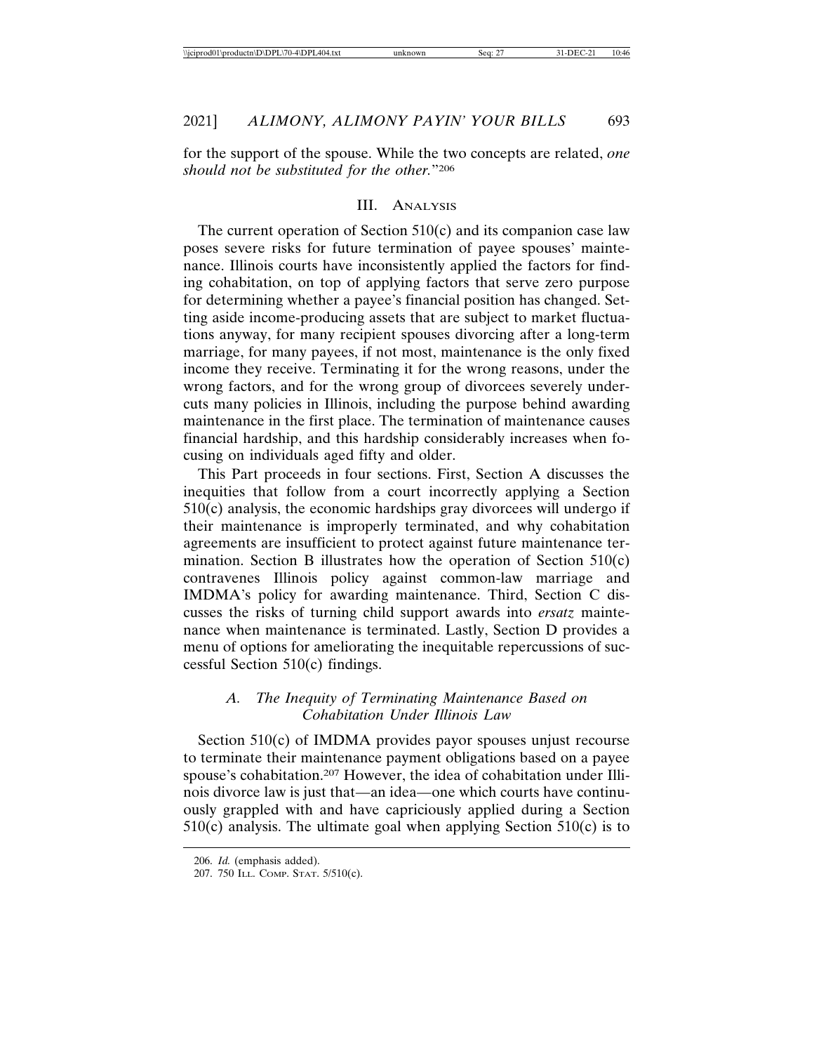for the support of the spouse. While the two concepts are related, *one should not be substituted for the other.*"[206]

## III. Analysis

The current operation of Section 510(c) and its companion case law poses severe risks for future termination of payee spouses' maintenance. Illinois courts have inconsistently applied the factors for finding cohabitation, on top of applying factors that serve zero purpose for determining whether a payee's financial position has changed. Setting aside income-producing assets that are subject to market fluctuations anyway, for many recipient spouses divorcing after a long-term marriage, for many payees, if not most, maintenance is the only fixed income they receive. Terminating it for the wrong reasons, under the wrong factors, and for the wrong group of divorcees severely undercuts many policies in Illinois, including the purpose behind awarding maintenance in the first place. The termination of maintenance causes financial hardship, and this hardship considerably increases when focusing on individuals aged fifty and older.

This Part proceeds in four sections. First, Section A discusses the inequities that follow from a court incorrectly applying a Section 510(c) analysis, the economic hardships gray divorcees will undergo if their maintenance is improperly terminated, and why cohabitation agreements are insufficient to protect against future maintenance termination. Section B illustrates how the operation of Section 510(c) contravenes Illinois policy against common-law marriage and IMDMA's policy for awarding maintenance. Third, Section C discusses the risks of turning child support awards into *ersatz* maintenance when maintenance is terminated. Lastly, Section D provides a menu of options for ameliorating the inequitable repercussions of successful Section 510(c) findings.

### A. *The Inequity of Terminating Maintenance Based on Cohabitation Under Illinois Law*

Section 510(c) of IMDMA provides payor spouses unjust recourse to terminate their maintenance payment obligations based on a payee spouse's cohabitation.[207] However, the idea of cohabitation under Illinois divorce law is just that—an idea—one which courts have continuously grappled with and have capriciously applied during a Section 510(c) analysis. The ultimate goal when applying Section 510(c) is to

---

206. *Id.* (emphasis added).

207. 750 Ill. Comp. Stat. 5/510(c).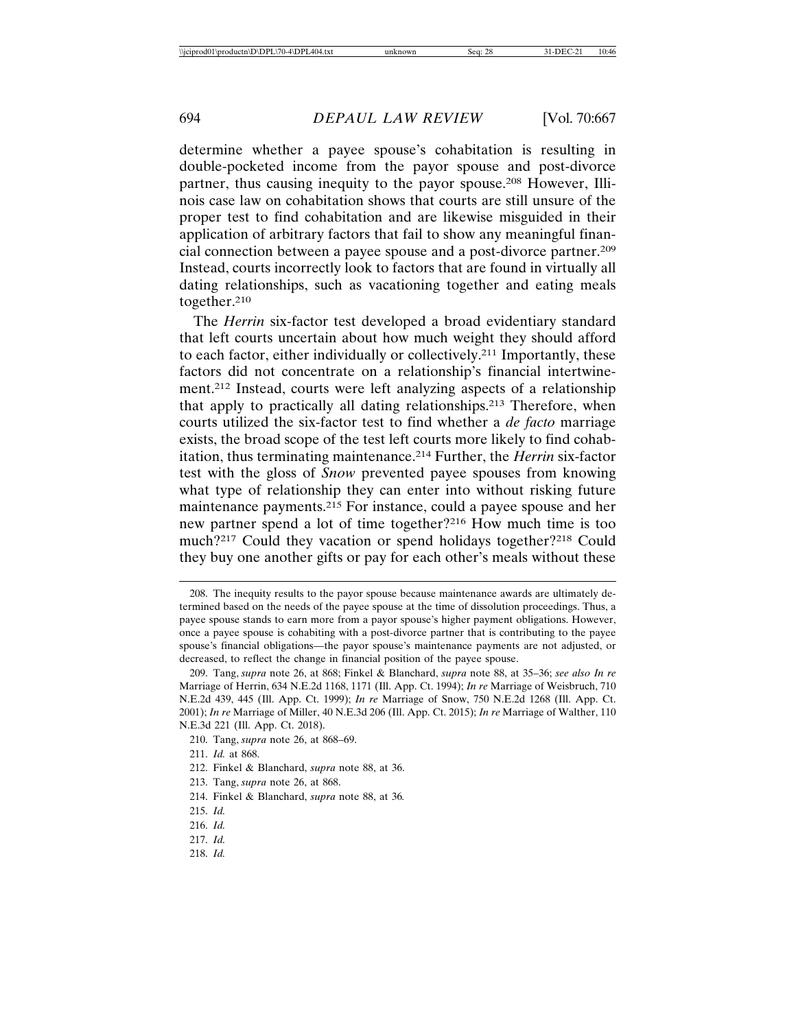determine whether a payee spouse's cohabitation is resulting in double-pocketed income from the payor spouse and post-divorce partner, thus causing inequity to the payor spouse.[208] However, Illinois case law on cohabitation shows that courts are still unsure of the proper test to find cohabitation and are likewise misguided in their application of arbitrary factors that fail to show any meaningful financial connection between a payee spouse and a post-divorce partner.[209] Instead, courts incorrectly look to factors that are found in virtually all dating relationships, such as vacationing together and eating meals together.[210]

The *Herrin* six-factor test developed a broad evidentiary standard that left courts uncertain about how much weight they should afford to each factor, either individually or collectively.[211] Importantly, these factors did not concentrate on a relationship's financial intertwinement.[212] Instead, courts were left analyzing aspects of a relationship that apply to practically all dating relationships.[213] Therefore, when courts utilized the six-factor test to find whether a *de facto* marriage exists, the broad scope of the test left courts more likely to find cohabitation, thus terminating maintenance.[214] Further, the *Herrin* six-factor test with the gloss of *Snow* prevented payee spouses from knowing what type of relationship they can enter into without risking future maintenance payments.[215] For instance, could a payee spouse and her new partner spend a lot of time together?[216] How much time is too much?[217] Could they vacation or spend holidays together?[218] Could they buy one another gifts or pay for each other's meals without these

---

208. The inequity results to the payor spouse because maintenance awards are ultimately determined based on the needs of the payee spouse at the time of dissolution proceedings. Thus, a payee spouse stands to earn more from a payor spouse's higher payment obligations. However, once a payee spouse is cohabiting with a post-divorce partner that is contributing to the payee spouse's financial obligations—the payor spouse's maintenance payments are not adjusted, or decreased, to reflect the change in financial position of the payee spouse.

209. Tang, *supra* note 26, at 868; Finkel & Blanchard, *supra* note 88, at 35–36; *see also In re* Marriage of Herrin, 634 N.E.2d 1168, 1171 (Ill. App. Ct. 1994); *In re* Marriage of Weisbruch, 710 N.E.2d 439, 445 (Ill. App. Ct. 1999); *In re* Marriage of Snow, 750 N.E.2d 1268 (Ill. App. Ct. 2001); *In re* Marriage of Miller, 40 N.E.3d 206 (Ill. App. Ct. 2015); *In re* Marriage of Walther, 110 N.E.3d 221 (Ill. App. Ct. 2018).

210. Tang, *supra* note 26, at 868–69.

211. *Id.* at 868.

212. Finkel & Blanchard, *supra* note 88, at 36.

213. Tang, *supra* note 26, at 868.

214. Finkel & Blanchard, *supra* note 88, at 36*.*

215. *Id.*

216. *Id.*

217. *Id.*

218. *Id.*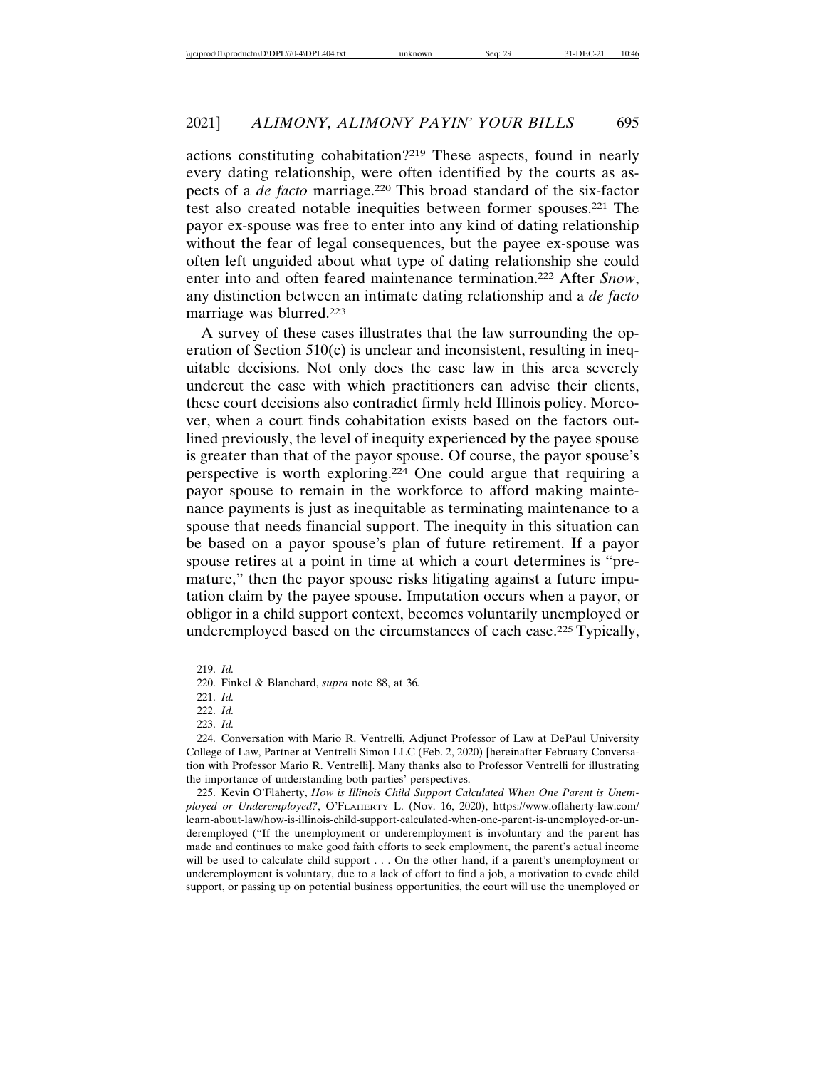actions constituting cohabitation?[219] These aspects, found in nearly every dating relationship, were often identified by the courts as aspects of a *de facto* marriage.[220] This broad standard of the six-factor test also created notable inequities between former spouses.[221] The payor ex-spouse was free to enter into any kind of dating relationship without the fear of legal consequences, but the payee ex-spouse was often left unguided about what type of dating relationship she could enter into and often feared maintenance termination.[222] After *Snow*, any distinction between an intimate dating relationship and a *de facto* marriage was blurred.[223]

A survey of these cases illustrates that the law surrounding the operation of Section 510(c) is unclear and inconsistent, resulting in inequitable decisions. Not only does the case law in this area severely undercut the ease with which practitioners can advise their clients, these court decisions also contradict firmly held Illinois policy. Moreover, when a court finds cohabitation exists based on the factors outlined previously, the level of inequity experienced by the payee spouse is greater than that of the payor spouse. Of course, the payor spouse's perspective is worth exploring.[224] One could argue that requiring a payor spouse to remain in the workforce to afford making maintenance payments is just as inequitable as terminating maintenance to a spouse that needs financial support. The inequity in this situation can be based on a payor spouse's plan of future retirement. If a payor spouse retires at a point in time at which a court determines is "premature," then the payor spouse risks litigating against a future imputation claim by the payee spouse. Imputation occurs when a payor, or obligor in a child support context, becomes voluntarily unemployed or underemployed based on the circumstances of each case.[225] Typically,

---

219. *Id.*

220. Finkel & Blanchard, *supra* note 88, at 36.

221. *Id.*

222. *Id.*

223. *Id.*

224. Conversation with Mario R. Ventrelli, Adjunct Professor of Law at DePaul University College of Law, Partner at Ventrelli Simon LLC (Feb. 2, 2020) [hereinafter February Conversation with Professor Mario R. Ventrelli]. Many thanks also to Professor Ventrelli for illustrating the importance of understanding both parties' perspectives.

225. Kevin O'Flaherty, *How is Illinois Child Support Calculated When One Parent is Unemployed or Underemployed?*, O'FLAHERTY L. (Nov. 16, 2020), https://www.oflaherty-law.com/learn-about-law/how-is-illinois-child-support-calculated-when-one-parent-is-unemployed-or-underemployed ("If the unemployment or underemployment is involuntary and the parent has made and continues to make good faith efforts to seek employment, the parent's actual income will be used to calculate child support . . . On the other hand, if a parent's unemployment or underemployment is voluntary, due to a lack of effort to find a job, a motivation to evade child support, or passing up on potential business opportunities, the court will use the unemployed or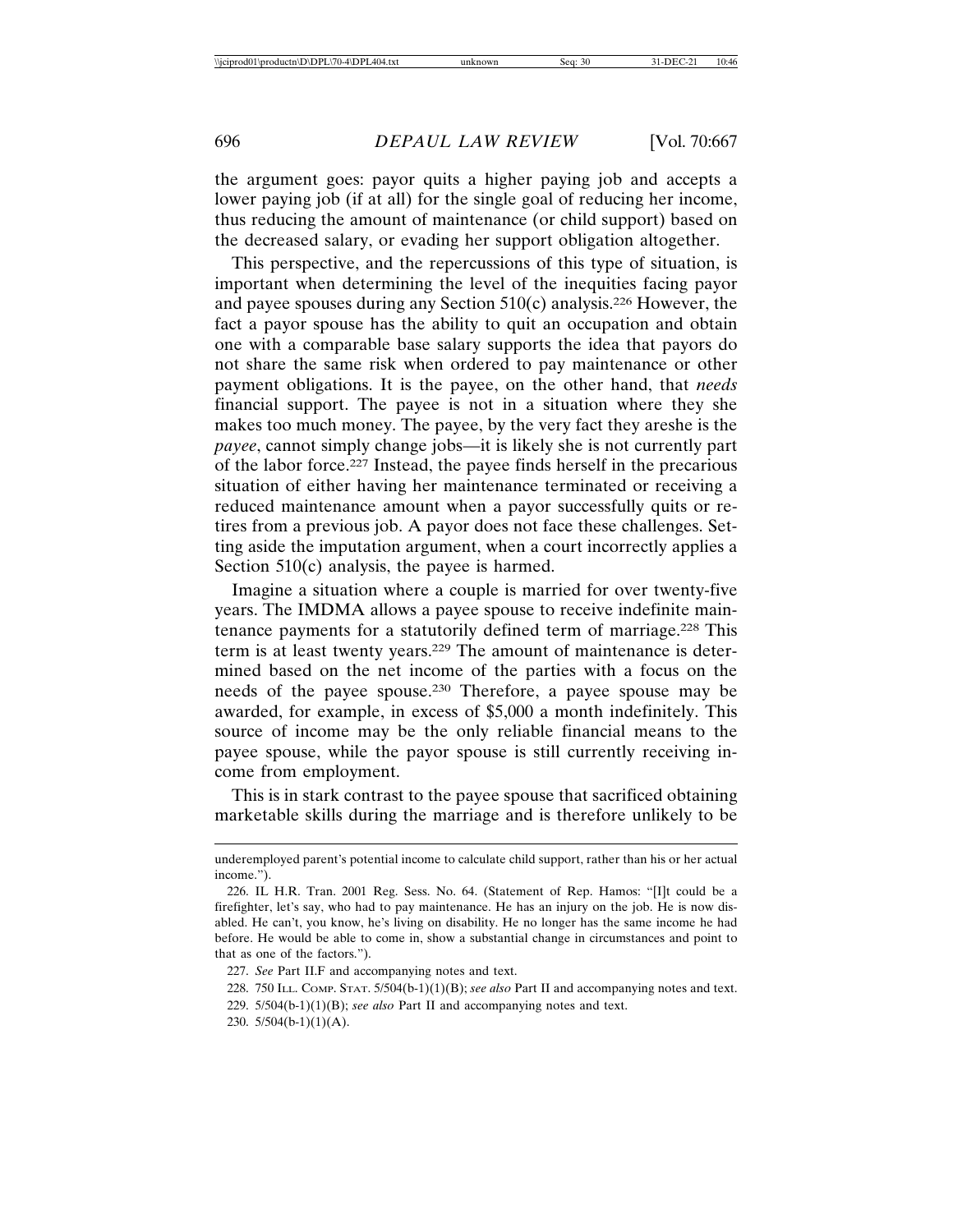the argument goes: payor quits a higher paying job and accepts a lower paying job (if at all) for the single goal of reducing her income, thus reducing the amount of maintenance (or child support) based on the decreased salary, or evading her support obligation altogether.

This perspective, and the repercussions of this type of situation, is important when determining the level of the inequities facing payor and payee spouses during any Section 510(c) analysis.[226] However, the fact a payor spouse has the ability to quit an occupation and obtain one with a comparable base salary supports the idea that payors do not share the same risk when ordered to pay maintenance or other payment obligations. It is the payee, on the other hand, that *needs* financial support. The payee is not in a situation where they she makes too much money. The payee, by the very fact they areshe is the *payee*, cannot simply change jobs—it is likely she is not currently part of the labor force.[227] Instead, the payee finds herself in the precarious situation of either having her maintenance terminated or receiving a reduced maintenance amount when a payor successfully quits or retires from a previous job. A payor does not face these challenges. Setting aside the imputation argument, when a court incorrectly applies a Section 510(c) analysis, the payee is harmed.

Imagine a situation where a couple is married for over twenty-five years. The IMDMA allows a payee spouse to receive indefinite maintenance payments for a statutorily defined term of marriage.[228] This term is at least twenty years.[229] The amount of maintenance is determined based on the net income of the parties with a focus on the needs of the payee spouse.[230] Therefore, a payee spouse may be awarded, for example, in excess of $5,000 a month indefinitely. This source of income may be the only reliable financial means to the payee spouse, while the payor spouse is still currently receiving income from employment.

This is in stark contrast to the payee spouse that sacrificed obtaining marketable skills during the marriage and is therefore unlikely to be

---

underemployed parent's potential income to calculate child support, rather than his or her actual income.").

226. IL H.R. Tran. 2001 Reg. Sess. No. 64. (Statement of Rep. Hamos: "[I]t could be a firefighter, let's say, who had to pay maintenance. He has an injury on the job. He is now disabled. He can't, you know, he's living on disability. He no longer has the same income he had before. He would be able to come in, show a substantial change in circumstances and point to that as one of the factors.").

227. *See* Part II.F and accompanying notes and text.

228. 750 ILL. COMP. STAT. 5/504(b-1)(1)(B); *see also* Part II and accompanying notes and text.

229. 5/504(b-1)(1)(B); *see also* Part II and accompanying notes and text.

230. 5/504(b-1)(1)(A).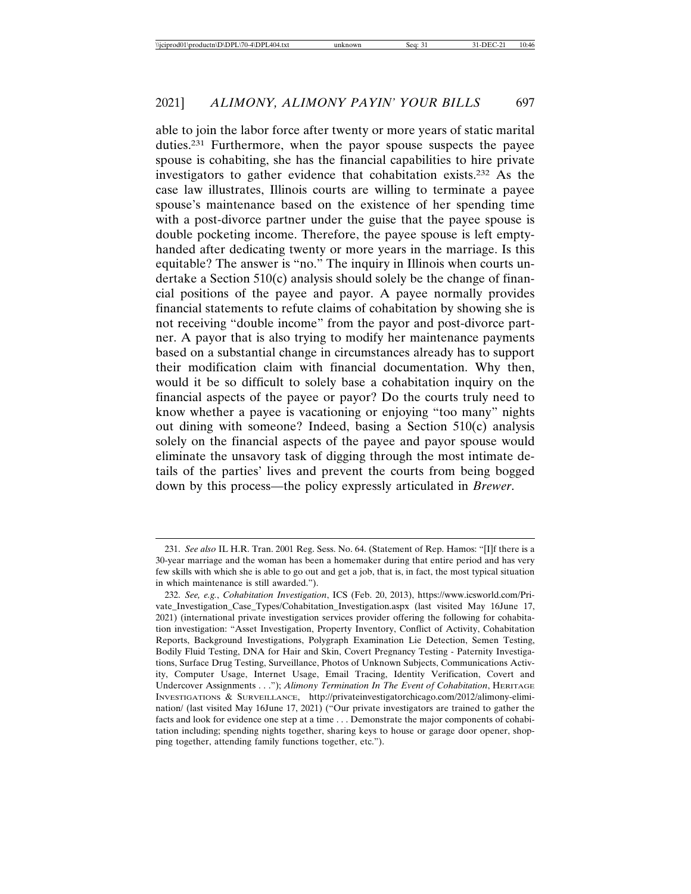able to join the labor force after twenty or more years of static marital duties.[231] Furthermore, when the payor spouse suspects the payee spouse is cohabiting, she has the financial capabilities to hire private investigators to gather evidence that cohabitation exists.[232] As the case law illustrates, Illinois courts are willing to terminate a payee spouse's maintenance based on the existence of her spending time with a post-divorce partner under the guise that the payee spouse is double pocketing income. Therefore, the payee spouse is left empty-handed after dedicating twenty or more years in the marriage. Is this equitable? The answer is "no." The inquiry in Illinois when courts undertake a Section 510(c) analysis should solely be the change of financial positions of the payee and payor. A payee normally provides financial statements to refute claims of cohabitation by showing she is not receiving "double income" from the payor and post-divorce partner. A payor that is also trying to modify her maintenance payments based on a substantial change in circumstances already has to support their modification claim with financial documentation. Why then, would it be so difficult to solely base a cohabitation inquiry on the financial aspects of the payee or payor? Do the courts truly need to know whether a payee is vacationing or enjoying "too many" nights out dining with someone? Indeed, basing a Section 510(c) analysis solely on the financial aspects of the payee and payor spouse would eliminate the unsavory task of digging through the most intimate details of the parties' lives and prevent the courts from being bogged down by this process—the policy expressly articulated in *Brewer*.

---

231. *See also* IL H.R. Tran. 2001 Reg. Sess. No. 64. (Statement of Rep. Hamos: "[I]f there is a 30-year marriage and the woman has been a homemaker during that entire period and has very few skills with which she is able to go out and get a job, that is, in fact, the most typical situation in which maintenance is still awarded.").

232. *See, e.g.*, *Cohabitation Investigation*, ICS (Feb. 20, 2013), https://www.icsworld.com/Private_Investigation_Case_Types/Cohabitation_Investigation.aspx (last visited May 16June 17, 2021) (international private investigation services provider offering the following for cohabitation investigation: "Asset Investigation, Property Inventory, Conflict of Activity, Cohabitation Reports, Background Investigations, Polygraph Examination Lie Detection, Semen Testing, Bodily Fluid Testing, DNA for Hair and Skin, Covert Pregnancy Testing - Paternity Investigations, Surface Drug Testing, Surveillance, Photos of Unknown Subjects, Communications Activity, Computer Usage, Internet Usage, Email Tracing, Identity Verification, Covert and Undercover Assignments . . ."); *Alimony Termination In The Event of Cohabitation*, HERITAGE INVESTIGATIONS & SURVEILLANCE, http://privateinvestigatorchicago.com/2012/alimony-elimination/ (last visited May 16June 17, 2021) ("Our private investigators are trained to gather the facts and look for evidence one step at a time . . . Demonstrate the major components of cohabitation including; spending nights together, sharing keys to house or garage door opener, shopping together, attending family functions together, etc.").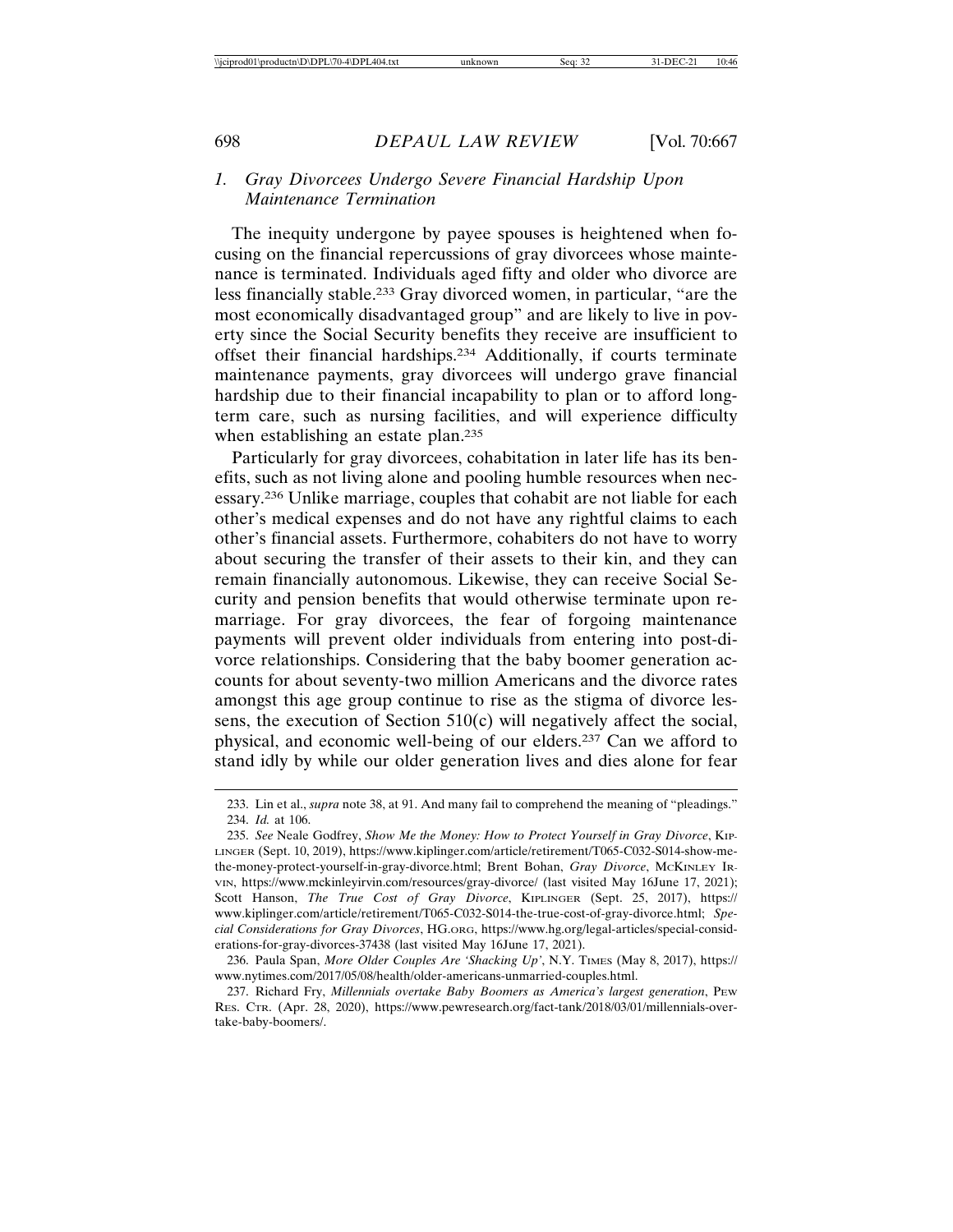### 1. *Gray Divorcees Undergo Severe Financial Hardship Upon Maintenance Termination*

The inequity undergone by payee spouses is heightened when focusing on the financial repercussions of gray divorcees whose maintenance is terminated. Individuals aged fifty and older who divorce are less financially stable.[233] Gray divorced women, in particular, "are the most economically disadvantaged group" and are likely to live in poverty since the Social Security benefits they receive are insufficient to offset their financial hardships.[234] Additionally, if courts terminate maintenance payments, gray divorcees will undergo grave financial hardship due to their financial incapability to plan or to afford long-term care, such as nursing facilities, and will experience difficulty when establishing an estate plan.[235]

Particularly for gray divorcees, cohabitation in later life has its benefits, such as not living alone and pooling humble resources when necessary.[236] Unlike marriage, couples that cohabit are not liable for each other's medical expenses and do not have any rightful claims to each other's financial assets. Furthermore, cohabiters do not have to worry about securing the transfer of their assets to their kin, and they can remain financially autonomous. Likewise, they can receive Social Security and pension benefits that would otherwise terminate upon remarriage. For gray divorcees, the fear of forgoing maintenance payments will prevent older individuals from entering into post-divorce relationships. Considering that the baby boomer generation accounts for about seventy-two million Americans and the divorce rates amongst this age group continue to rise as the stigma of divorce lessens, the execution of Section 510(c) will negatively affect the social, physical, and economic well-being of our elders.[237] Can we afford to stand idly by while our older generation lives and dies alone for fear

---

233. Lin et al., *supra* note 38, at 91. And many fail to comprehend the meaning of "pleadings."

234. *Id.* at 106.

235. *See* Neale Godfrey, *Show Me the Money: How to Protect Yourself in Gray Divorce*, KIPLINGER (Sept. 10, 2019), https://www.kiplinger.com/article/retirement/T065-C032-S014-show-me-the-money-protect-yourself-in-gray-divorce.html; Brent Bohan, *Gray Divorce*, MCKINLEY IRVIN, https://www.mckinleyirvin.com/resources/gray-divorce/ (last visited May 16June 17, 2021); Scott Hanson, *The True Cost of Gray Divorce*, KIPLINGER (Sept. 25, 2017), https://www.kiplinger.com/article/retirement/T065-C032-S014-the-true-cost-of-gray-divorce.html; *Special Considerations for Gray Divorces*, HG.ORG, https://www.hg.org/legal-articles/special-considerations-for-gray-divorces-37438 (last visited May 16June 17, 2021).

236. Paula Span, *More Older Couples Are 'Shacking Up'*, N.Y. TIMES (May 8, 2017), https://www.nytimes.com/2017/05/08/health/older-americans-unmarried-couples.html.

237. Richard Fry, *Millennials overtake Baby Boomers as America's largest generation*, PEW RES. CTR. (Apr. 28, 2020), https://www.pewresearch.org/fact-tank/2018/03/01/millennials-overtake-baby-boomers/.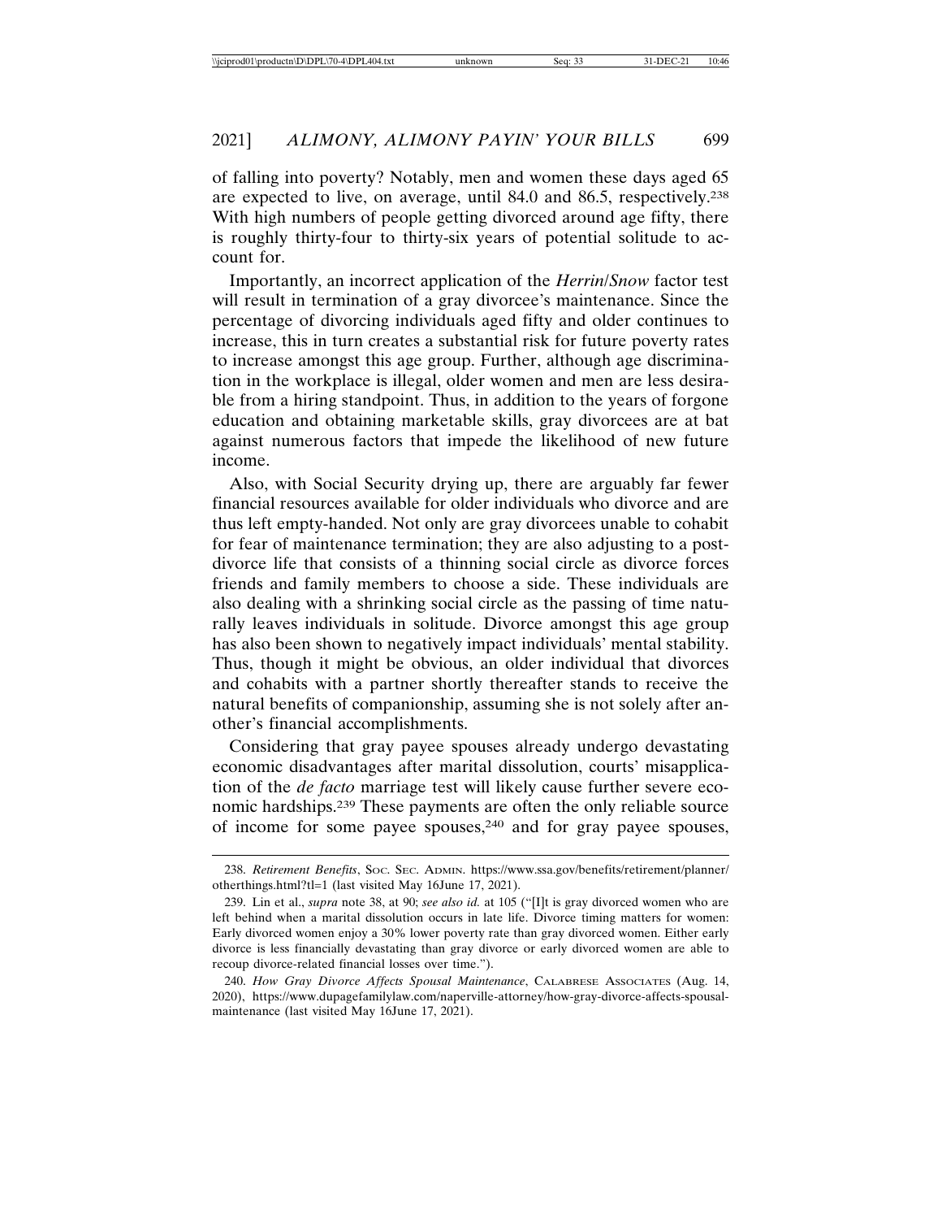of falling into poverty? Notably, men and women these days aged 65 are expected to live, on average, until 84.0 and 86.5, respectively.[238] With high numbers of people getting divorced around age fifty, there is roughly thirty-four to thirty-six years of potential solitude to account for.

Importantly, an incorrect application of the *Herrin*/*Snow* factor test will result in termination of a gray divorcee's maintenance. Since the percentage of divorcing individuals aged fifty and older continues to increase, this in turn creates a substantial risk for future poverty rates to increase amongst this age group. Further, although age discrimination in the workplace is illegal, older women and men are less desirable from a hiring standpoint. Thus, in addition to the years of forgone education and obtaining marketable skills, gray divorcees are at bat against numerous factors that impede the likelihood of new future income.

Also, with Social Security drying up, there are arguably far fewer financial resources available for older individuals who divorce and are thus left empty-handed. Not only are gray divorcees unable to cohabit for fear of maintenance termination; they are also adjusting to a post-divorce life that consists of a thinning social circle as divorce forces friends and family members to choose a side. These individuals are also dealing with a shrinking social circle as the passing of time naturally leaves individuals in solitude. Divorce amongst this age group has also been shown to negatively impact individuals' mental stability. Thus, though it might be obvious, an older individual that divorces and cohabits with a partner shortly thereafter stands to receive the natural benefits of companionship, assuming she is not solely after another's financial accomplishments.

Considering that gray payee spouses already undergo devastating economic disadvantages after marital dissolution, courts' misapplication of the *de facto* marriage test will likely cause further severe economic hardships.[239] These payments are often the only reliable source of income for some payee spouses,[240] and for gray payee spouses,

---

238. *Retirement Benefits*, Soc. Sec. Admin. https://www.ssa.gov/benefits/retirement/planner/otherthings.html?tl=1 (last visited May 16June 17, 2021).

239. Lin et al., *supra* note 38, at 90; *see also id.* at 105 ("[I]t is gray divorced women who are left behind when a marital dissolution occurs in late life. Divorce timing matters for women: Early divorced women enjoy a 30% lower poverty rate than gray divorced women. Either early divorce is less financially devastating than gray divorce or early divorced women are able to recoup divorce-related financial losses over time.").

240. *How Gray Divorce Affects Spousal Maintenance*, Calabrese Associates (Aug. 14, 2020), https://www.dupagefamilylaw.com/naperville-attorney/how-gray-divorce-affects-spousal-maintenance (last visited May 16June 17, 2021).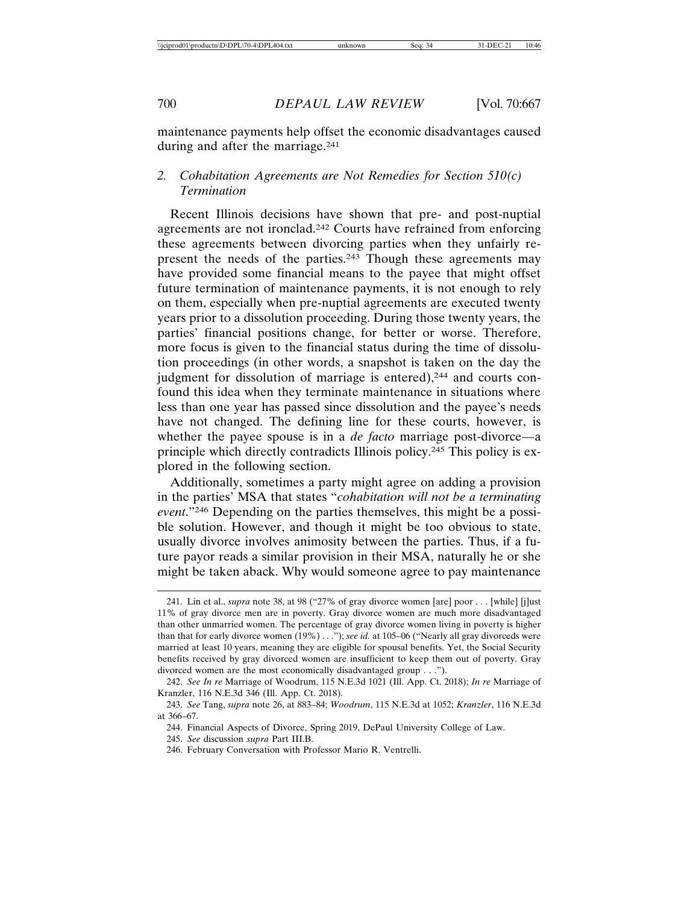maintenance payments help offset the economic disadvantages caused during and after the marriage.[241]

### 2. *Cohabitation Agreements are Not Remedies for Section 510(c) Termination*

Recent Illinois decisions have shown that pre- and post-nuptial agreements are not ironclad.[242] Courts have refrained from enforcing these agreements between divorcing parties when they unfairly represent the needs of the parties.[243] Though these agreements may have provided some financial means to the payee that might offset future termination of maintenance payments, it is not enough to rely on them, especially when pre-nuptial agreements are executed twenty years prior to a dissolution proceeding. During those twenty years, the parties' financial positions change, for better or worse. Therefore, more focus is given to the financial status during the time of dissolution proceedings (in other words, a snapshot is taken on the day the judgment for dissolution of marriage is entered),[244] and courts confound this idea when they terminate maintenance in situations where less than one year has passed since dissolution and the payee's needs have not changed. The defining line for these courts, however, is whether the payee spouse is in a *de facto* marriage post-divorce—a principle which directly contradicts Illinois policy.[245] This policy is explored in the following section.

Additionally, sometimes a party might agree on adding a provision in the parties' MSA that states "*cohabitation will not be a terminating event*."[246] Depending on the parties themselves, this might be a possible solution. However, and though it might be too obvious to state, usually divorce involves animosity between the parties. Thus, if a future payor reads a similar provision in their MSA, naturally he or she might be taken aback. Why would someone agree to pay maintenance

---

241. Lin et al., *supra* note 38, at 98 ("27% of gray divorce women [are] poor . . . [while] [j]ust 11% of gray divorce men are in poverty. Gray divorce women are much more disadvantaged than other unmarried women. The percentage of gray divorce women living in poverty is higher than that for early divorce women (19%) . . ."); *see id.* at 105–06 ("Nearly all gray divorceds were married at least 10 years, meaning they are eligible for spousal benefits. Yet, the Social Security benefits received by gray divorced women are insufficient to keep them out of poverty. Gray divorced women are the most economically disadvantaged group . . .").

242. *See In re* Marriage of Woodrum, 115 N.E.3d 1021 (Ill. App. Ct. 2018); *In re* Marriage of Kranzler, 116 N.E.3d 346 (Ill. App. Ct. 2018).

243. *See* Tang, *supra* note 26, at 883–84; *Woodrum*, 115 N.E.3d at 1052; *Kranzler*, 116 N.E.3d at 366–67.

244. Financial Aspects of Divorce, Spring 2019, DePaul University College of Law.

245. *See* discussion *supra* Part III.B.

246. February Conversation with Professor Mario R. Ventrelli.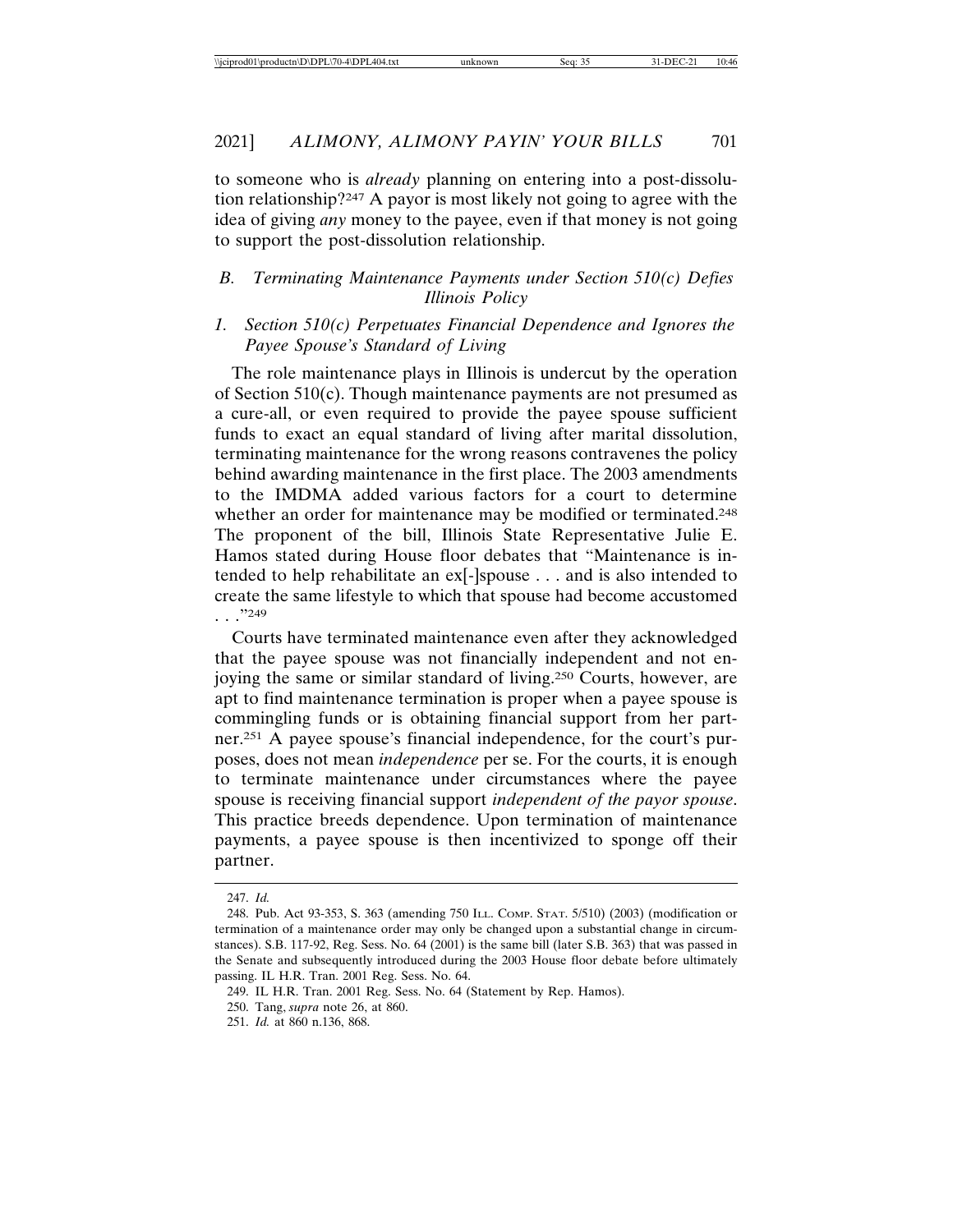to someone who is *already* planning on entering into a post-dissolution relationship?[247] A payor is most likely not going to agree with the idea of giving *any* money to the payee, even if that money is not going to support the post-dissolution relationship.

### B. Terminating Maintenance Payments under Section 510(c) Defies Illinois Policy

#### 1. Section 510(c) Perpetuates Financial Dependence and Ignores the Payee Spouse's Standard of Living

The role maintenance plays in Illinois is undercut by the operation of Section 510(c). Though maintenance payments are not presumed as a cure-all, or even required to provide the payee spouse sufficient funds to exact an equal standard of living after marital dissolution, terminating maintenance for the wrong reasons contravenes the policy behind awarding maintenance in the first place. The 2003 amendments to the IMDMA added various factors for a court to determine whether an order for maintenance may be modified or terminated.[248] The proponent of the bill, Illinois State Representative Julie E. Hamos stated during House floor debates that "Maintenance is intended to help rehabilitate an ex[-]spouse . . . and is also intended to create the same lifestyle to which that spouse had become accustomed . . ."[249]

Courts have terminated maintenance even after they acknowledged that the payee spouse was not financially independent and not enjoying the same or similar standard of living.[250] Courts, however, are apt to find maintenance termination is proper when a payee spouse is commingling funds or is obtaining financial support from her partner.[251] A payee spouse's financial independence, for the court's purposes, does not mean *independence* per se. For the courts, it is enough to terminate maintenance under circumstances where the payee spouse is receiving financial support *independent of the payor spouse*. This practice breeds dependence. Upon termination of maintenance payments, a payee spouse is then incentivized to sponge off their partner.

---

247. *Id.*

248. Pub. Act 93-353, S. 363 (amending 750 ILL. COMP. STAT. 5/510) (2003) (modification or termination of a maintenance order may only be changed upon a substantial change in circumstances). S.B. 117-92, Reg. Sess. No. 64 (2001) is the same bill (later S.B. 363) that was passed in the Senate and subsequently introduced during the 2003 House floor debate before ultimately passing. IL H.R. Tran. 2001 Reg. Sess. No. 64.

249. IL H.R. Tran. 2001 Reg. Sess. No. 64 (Statement by Rep. Hamos).

250. Tang, *supra* note 26, at 860.

251. *Id.* at 860 n.136, 868.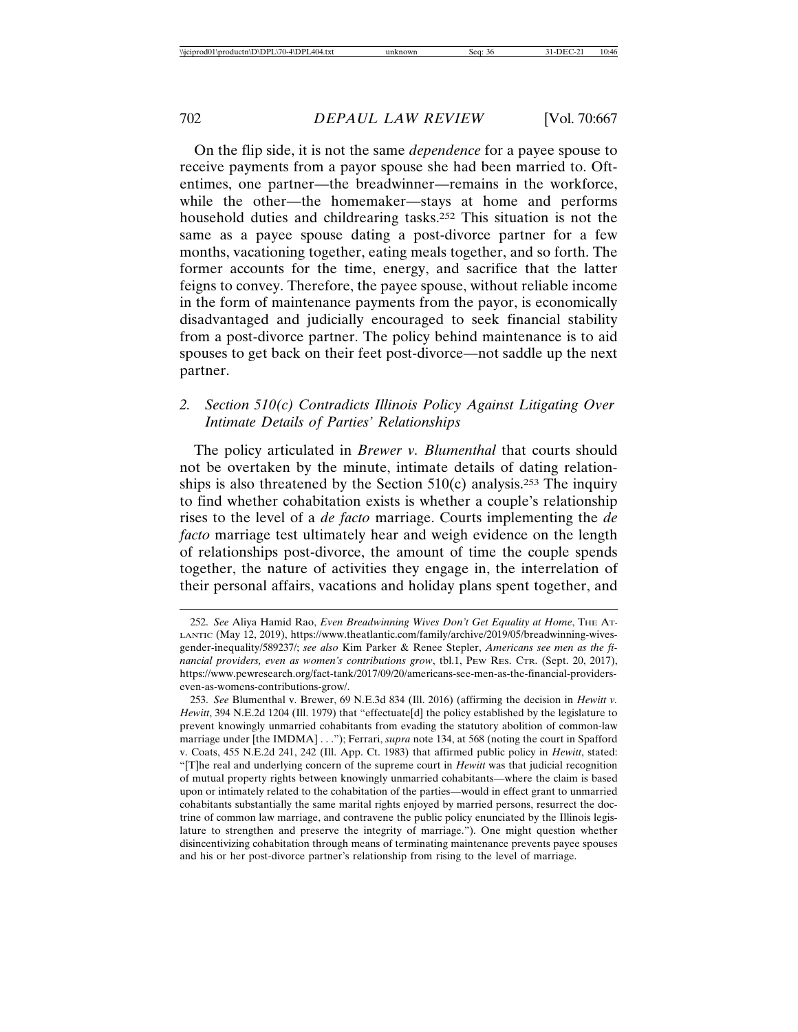On the flip side, it is not the same *dependence* for a payee spouse to receive payments from a payor spouse she had been married to. Oftentimes, one partner—the breadwinner—remains in the workforce, while the other—the homemaker—stays at home and performs household duties and childrearing tasks.[252] This situation is not the same as a payee spouse dating a post-divorce partner for a few months, vacationing together, eating meals together, and so forth. The former accounts for the time, energy, and sacrifice that the latter feigns to convey. Therefore, the payee spouse, without reliable income in the form of maintenance payments from the payor, is economically disadvantaged and judicially encouraged to seek financial stability from a post-divorce partner. The policy behind maintenance is to aid spouses to get back on their feet post-divorce—not saddle up the next partner.

### 2. *Section 510(c) Contradicts Illinois Policy Against Litigating Over Intimate Details of Parties' Relationships*

The policy articulated in *Brewer v. Blumenthal* that courts should not be overtaken by the minute, intimate details of dating relationships is also threatened by the Section 510(c) analysis.[253] The inquiry to find whether cohabitation exists is whether a couple's relationship rises to the level of a *de facto* marriage. Courts implementing the *de facto* marriage test ultimately hear and weigh evidence on the length of relationships post-divorce, the amount of time the couple spends together, the nature of activities they engage in, the interrelation of their personal affairs, vacations and holiday plans spent together, and

---

252. *See* Aliya Hamid Rao, *Even Breadwinning Wives Don't Get Equality at Home*, The Atlantic (May 12, 2019), https://www.theatlantic.com/family/archive/2019/05/breadwinning-wives-gender-inequality/589237/; *see also* Kim Parker & Renee Stepler, *Americans see men as the financial providers, even as women's contributions grow*, tbl.1, Pew Res. Ctr. (Sept. 20, 2017), https://www.pewresearch.org/fact-tank/2017/09/20/americans-see-men-as-the-financial-providers-even-as-womens-contributions-grow/.

253. *See* Blumenthal v. Brewer, 69 N.E.3d 834 (Ill. 2016) (affirming the decision in *Hewitt v. Hewitt*, 394 N.E.2d 1204 (Ill. 1979) that "effectuate[d] the policy established by the legislature to prevent knowingly unmarried cohabitants from evading the statutory abolition of common-law marriage under [the IMDMA] . . ."); Ferrari, *supra* note 134, at 568 (noting the court in Spafford v. Coats, 455 N.E.2d 241, 242 (Ill. App. Ct. 1983) that affirmed public policy in *Hewitt*, stated: "[T]he real and underlying concern of the supreme court in *Hewitt* was that judicial recognition of mutual property rights between knowingly unmarried cohabitants—where the claim is based upon or intimately related to the cohabitation of the parties—would in effect grant to unmarried cohabitants substantially the same marital rights enjoyed by married persons, resurrect the doctrine of common law marriage, and contravene the public policy enunciated by the Illinois legislature to strengthen and preserve the integrity of marriage."). One might question whether disincentivizing cohabitation through means of terminating maintenance prevents payee spouses and his or her post-divorce partner's relationship from rising to the level of marriage.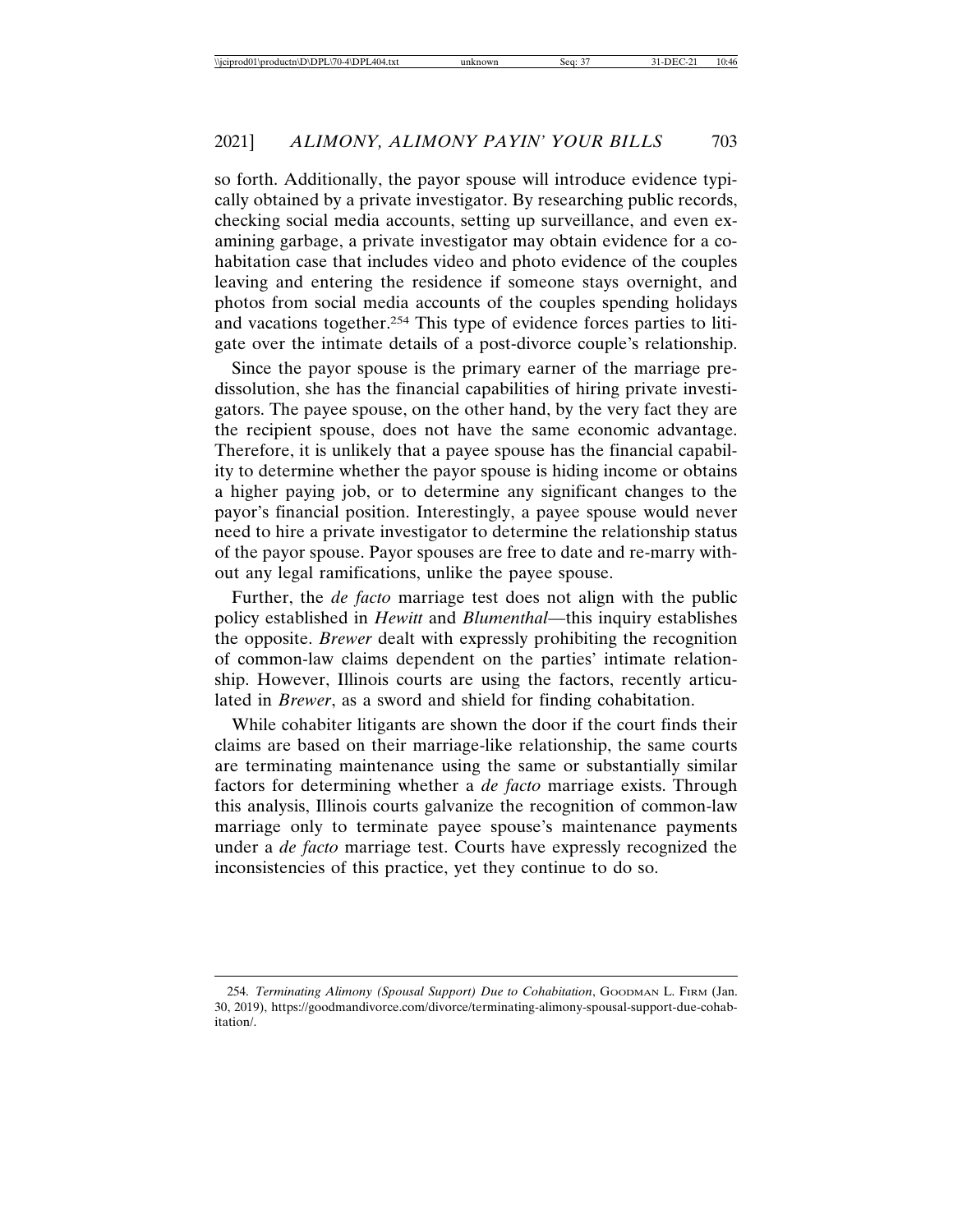so forth. Additionally, the payor spouse will introduce evidence typically obtained by a private investigator. By researching public records, checking social media accounts, setting up surveillance, and even examining garbage, a private investigator may obtain evidence for a cohabitation case that includes video and photo evidence of the couples leaving and entering the residence if someone stays overnight, and photos from social media accounts of the couples spending holidays and vacations together.[254] This type of evidence forces parties to litigate over the intimate details of a post-divorce couple's relationship.

Since the payor spouse is the primary earner of the marriage pre-dissolution, she has the financial capabilities of hiring private investigators. The payee spouse, on the other hand, by the very fact they are the recipient spouse, does not have the same economic advantage. Therefore, it is unlikely that a payee spouse has the financial capability to determine whether the payor spouse is hiding income or obtains a higher paying job, or to determine any significant changes to the payor's financial position. Interestingly, a payee spouse would never need to hire a private investigator to determine the relationship status of the payor spouse. Payor spouses are free to date and re-marry without any legal ramifications, unlike the payee spouse.

Further, the *de facto* marriage test does not align with the public policy established in *Hewitt* and *Blumenthal*—this inquiry establishes the opposite. *Brewer* dealt with expressly prohibiting the recognition of common-law claims dependent on the parties' intimate relationship. However, Illinois courts are using the factors, recently articulated in *Brewer*, as a sword and shield for finding cohabitation.

While cohabiter litigants are shown the door if the court finds their claims are based on their marriage-like relationship, the same courts are terminating maintenance using the same or substantially similar factors for determining whether a *de facto* marriage exists. Through this analysis, Illinois courts galvanize the recognition of common-law marriage only to terminate payee spouse's maintenance payments under a *de facto* marriage test. Courts have expressly recognized the inconsistencies of this practice, yet they continue to do so.

---

254. *Terminating Alimony (Spousal Support) Due to Cohabitation*, GOODMAN L. FIRM (Jan. 30, 2019), https://goodmandivorce.com/divorce/terminating-alimony-spousal-support-due-cohabitation/.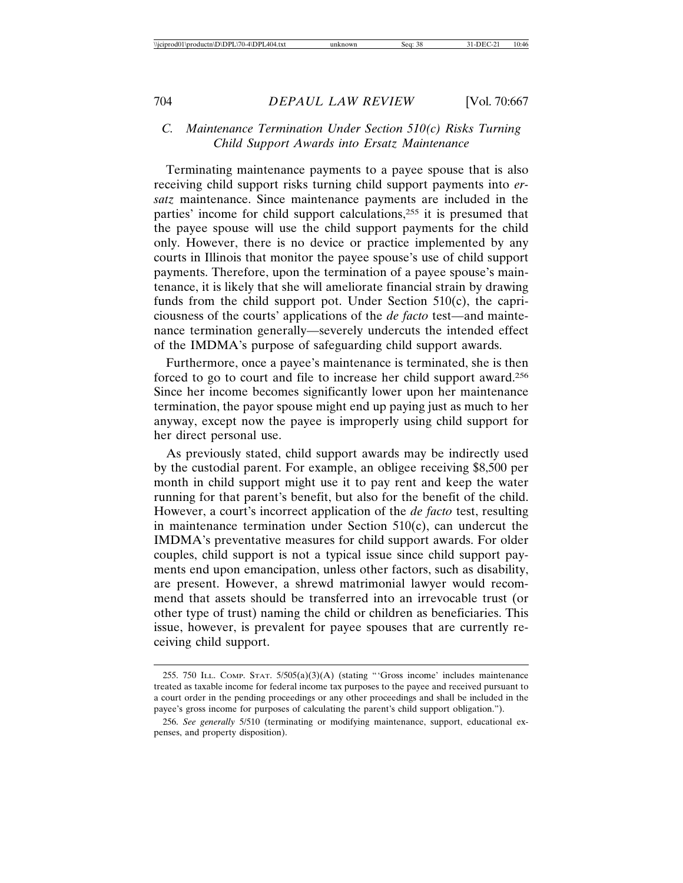### C. Maintenance Termination Under Section 510(c) Risks Turning Child Support Awards into Ersatz Maintenance

Terminating maintenance payments to a payee spouse that is also receiving child support risks turning child support payments into *ersatz* maintenance. Since maintenance payments are included in the parties' income for child support calculations,[255] it is presumed that the payee spouse will use the child support payments for the child only. However, there is no device or practice implemented by any courts in Illinois that monitor the payee spouse's use of child support payments. Therefore, upon the termination of a payee spouse's maintenance, it is likely that she will ameliorate financial strain by drawing funds from the child support pot. Under Section 510(c), the capriciousness of the courts' applications of the *de facto* test—and maintenance termination generally—severely undercuts the intended effect of the IMDMA's purpose of safeguarding child support awards.

Furthermore, once a payee's maintenance is terminated, she is then forced to go to court and file to increase her child support award.[256] Since her income becomes significantly lower upon her maintenance termination, the payor spouse might end up paying just as much to her anyway, except now the payee is improperly using child support for her direct personal use.

As previously stated, child support awards may be indirectly used by the custodial parent. For example, an obligee receiving $8,500 per month in child support might use it to pay rent and keep the water running for that parent's benefit, but also for the benefit of the child. However, a court's incorrect application of the *de facto* test, resulting in maintenance termination under Section 510(c), can undercut the IMDMA's preventative measures for child support awards. For older couples, child support is not a typical issue since child support payments end upon emancipation, unless other factors, such as disability, are present. However, a shrewd matrimonial lawyer would recommend that assets should be transferred into an irrevocable trust (or other type of trust) naming the child or children as beneficiaries. This issue, however, is prevalent for payee spouses that are currently receiving child support.

---

255. 750 Ill. Comp. Stat. 5/505(a)(3)(A) (stating "'Gross income' includes maintenance treated as taxable income for federal income tax purposes to the payee and received pursuant to a court order in the pending proceedings or any other proceedings and shall be included in the payee's gross income for purposes of calculating the parent's child support obligation.").

256. *See generally* 5/510 (terminating or modifying maintenance, support, educational expenses, and property disposition).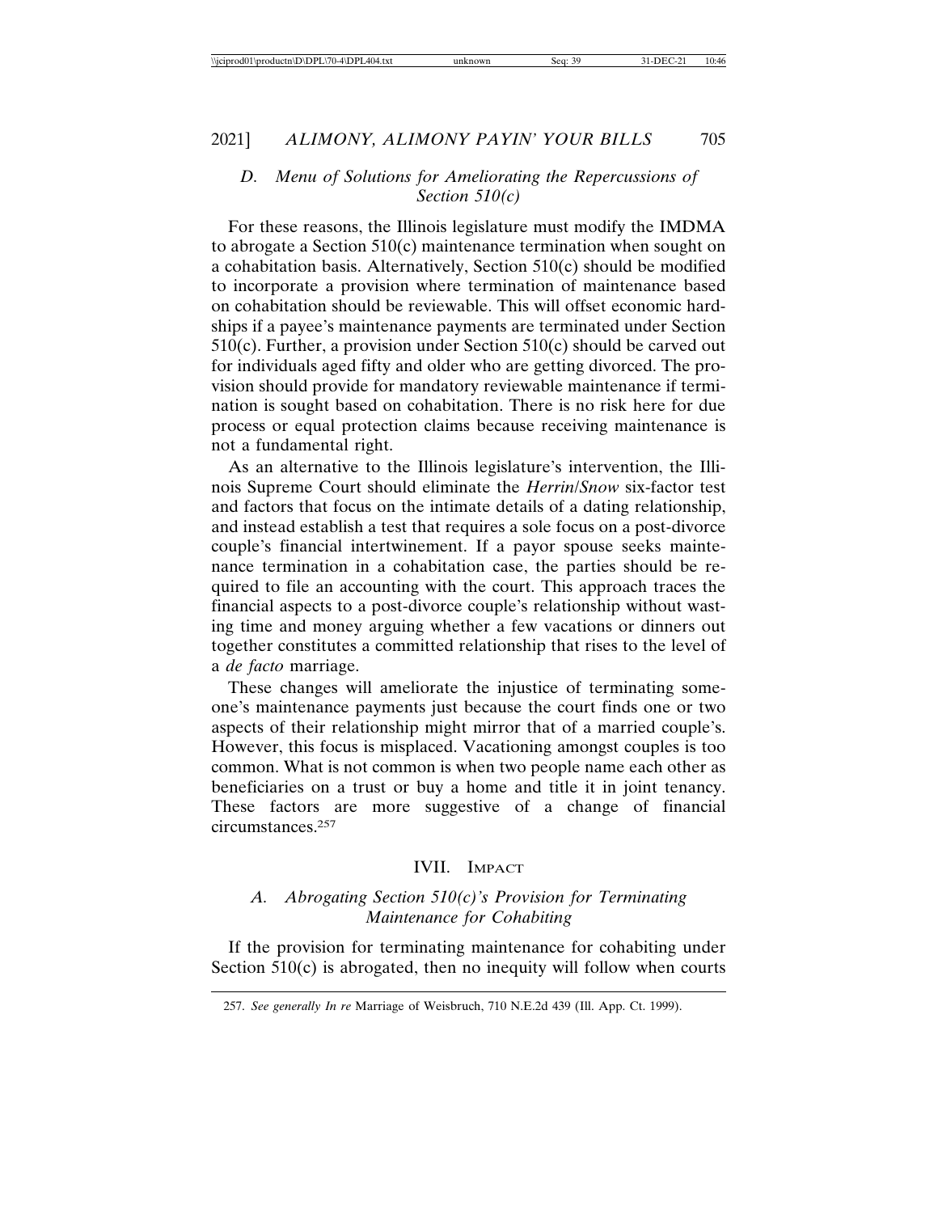### *D. Menu of Solutions for Ameliorating the Repercussions of Section 510(c)*

For these reasons, the Illinois legislature must modify the IMDMA to abrogate a Section 510(c) maintenance termination when sought on a cohabitation basis. Alternatively, Section 510(c) should be modified to incorporate a provision where termination of maintenance based on cohabitation should be reviewable. This will offset economic hardships if a payee's maintenance payments are terminated under Section 510(c). Further, a provision under Section 510(c) should be carved out for individuals aged fifty and older who are getting divorced. The provision should provide for mandatory reviewable maintenance if termination is sought based on cohabitation. There is no risk here for due process or equal protection claims because receiving maintenance is not a fundamental right.

As an alternative to the Illinois legislature's intervention, the Illinois Supreme Court should eliminate the *Herrin/Snow* six-factor test and factors that focus on the intimate details of a dating relationship, and instead establish a test that requires a sole focus on a post-divorce couple's financial intertwinement. If a payor spouse seeks maintenance termination in a cohabitation case, the parties should be required to file an accounting with the court. This approach traces the financial aspects to a post-divorce couple's relationship without wasting time and money arguing whether a few vacations or dinners out together constitutes a committed relationship that rises to the level of a *de facto* marriage.

These changes will ameliorate the injustice of terminating someone's maintenance payments just because the court finds one or two aspects of their relationship might mirror that of a married couple's. However, this focus is misplaced. Vacationing amongst couples is too common. What is not common is when two people name each other as beneficiaries on a trust or buy a home and title it in joint tenancy. These factors are more suggestive of a change of financial circumstances.[257]

## IVII. IMPACT

### *A. Abrogating Section 510(c)'s Provision for Terminating Maintenance for Cohabiting*

If the provision for terminating maintenance for cohabiting under Section 510(c) is abrogated, then no inequity will follow when courts

---

257. *See generally In re* Marriage of Weisbruch, 710 N.E.2d 439 (Ill. App. Ct. 1999).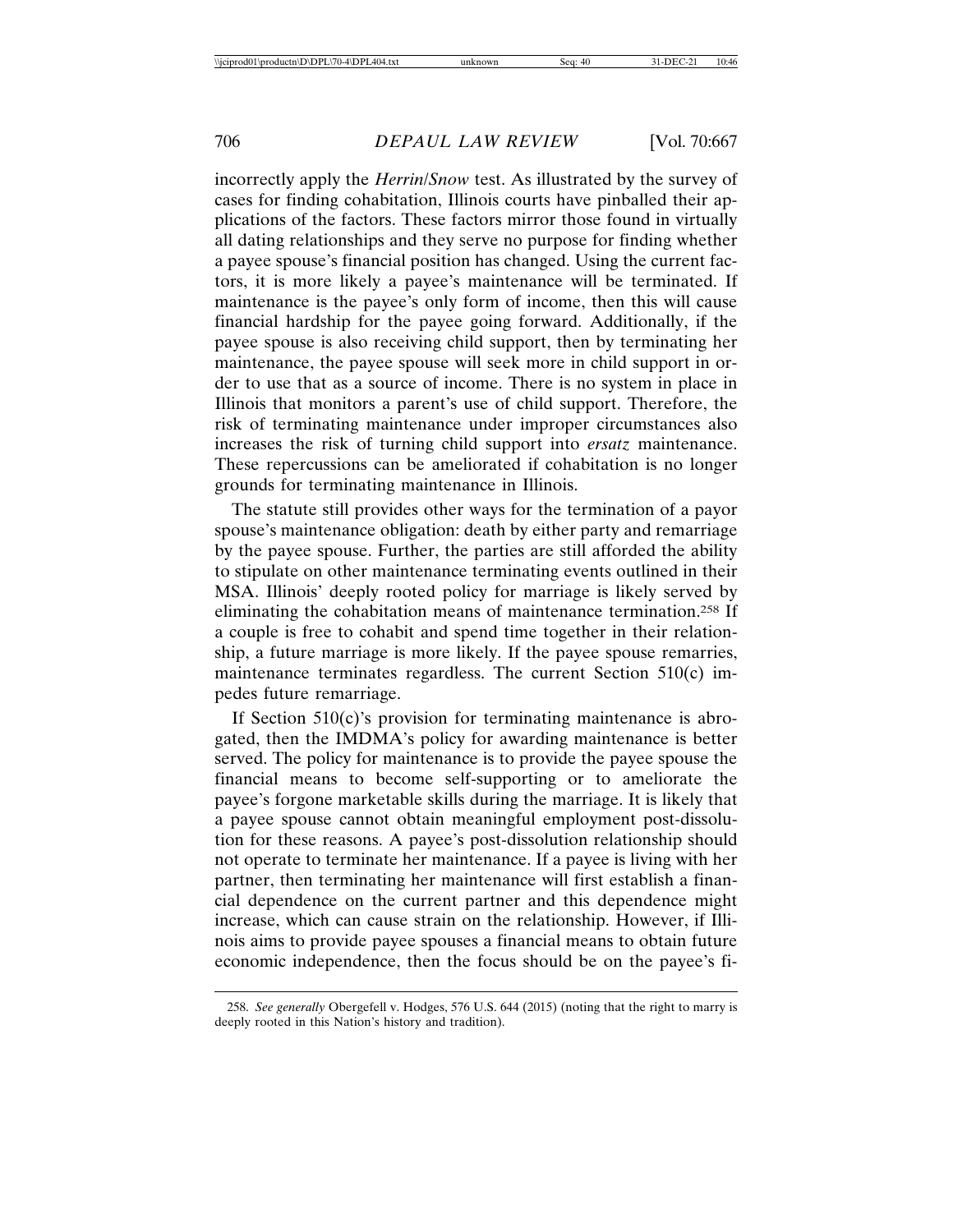incorrectly apply the *Herrin/Snow* test. As illustrated by the survey of cases for finding cohabitation, Illinois courts have pinballed their applications of the factors. These factors mirror those found in virtually all dating relationships and they serve no purpose for finding whether a payee spouse's financial position has changed. Using the current factors, it is more likely a payee's maintenance will be terminated. If maintenance is the payee's only form of income, then this will cause financial hardship for the payee going forward. Additionally, if the payee spouse is also receiving child support, then by terminating her maintenance, the payee spouse will seek more in child support in order to use that as a source of income. There is no system in place in Illinois that monitors a parent's use of child support. Therefore, the risk of terminating maintenance under improper circumstances also increases the risk of turning child support into *ersatz* maintenance. These repercussions can be ameliorated if cohabitation is no longer grounds for terminating maintenance in Illinois.

The statute still provides other ways for the termination of a payor spouse's maintenance obligation: death by either party and remarriage by the payee spouse. Further, the parties are still afforded the ability to stipulate on other maintenance terminating events outlined in their MSA. Illinois' deeply rooted policy for marriage is likely served by eliminating the cohabitation means of maintenance termination.[258] If a couple is free to cohabit and spend time together in their relationship, a future marriage is more likely. If the payee spouse remarries, maintenance terminates regardless. The current Section 510(c) impedes future remarriage.

If Section 510(c)'s provision for terminating maintenance is abrogated, then the IMDMA's policy for awarding maintenance is better served. The policy for maintenance is to provide the payee spouse the financial means to become self-supporting or to ameliorate the payee's forgone marketable skills during the marriage. It is likely that a payee spouse cannot obtain meaningful employment post-dissolution for these reasons. A payee's post-dissolution relationship should not operate to terminate her maintenance. If a payee is living with her partner, then terminating her maintenance will first establish a financial dependence on the current partner and this dependence might increase, which can cause strain on the relationship. However, if Illinois aims to provide payee spouses a financial means to obtain future economic independence, then the focus should be on the payee's fi-

258. *See generally* Obergefell v. Hodges, 576 U.S. 644 (2015) (noting that the right to marry is deeply rooted in this Nation's history and tradition).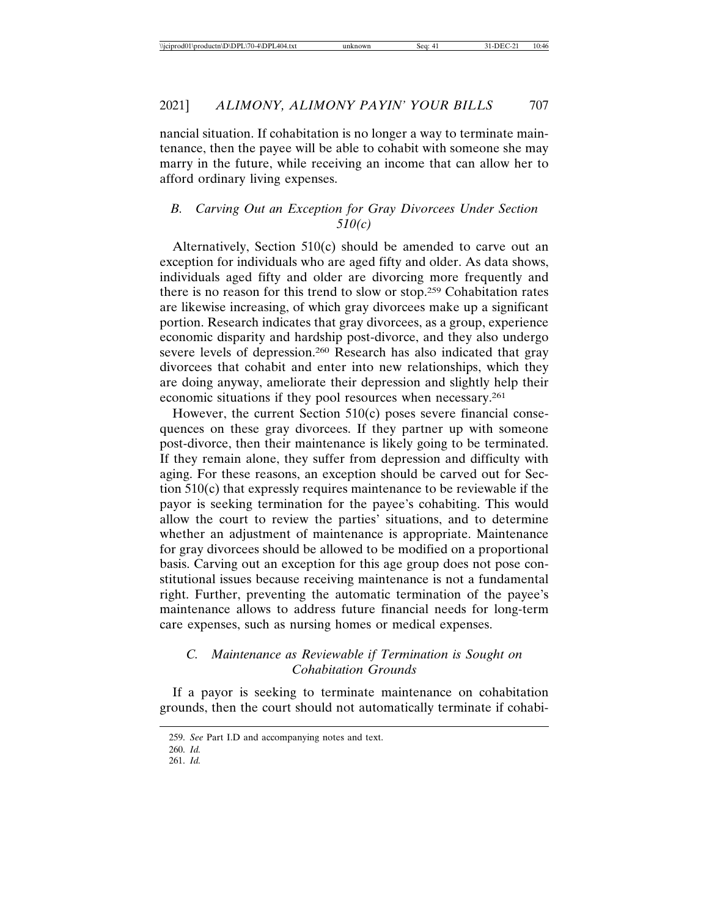nancial situation. If cohabitation is no longer a way to terminate maintenance, then the payee will be able to cohabit with someone she may marry in the future, while receiving an income that can allow her to afford ordinary living expenses.

### *B. Carving Out an Exception for Gray Divorcees Under Section 510(c)*

Alternatively, Section 510(c) should be amended to carve out an exception for individuals who are aged fifty and older. As data shows, individuals aged fifty and older are divorcing more frequently and there is no reason for this trend to slow or stop.[259] Cohabitation rates are likewise increasing, of which gray divorcees make up a significant portion. Research indicates that gray divorcees, as a group, experience economic disparity and hardship post-divorce, and they also undergo severe levels of depression.[260] Research has also indicated that gray divorcees that cohabit and enter into new relationships, which they are doing anyway, ameliorate their depression and slightly help their economic situations if they pool resources when necessary.[261]

However, the current Section 510(c) poses severe financial consequences on these gray divorcees. If they partner up with someone post-divorce, then their maintenance is likely going to be terminated. If they remain alone, they suffer from depression and difficulty with aging. For these reasons, an exception should be carved out for Section 510(c) that expressly requires maintenance to be reviewable if the payor is seeking termination for the payee's cohabiting. This would allow the court to review the parties' situations, and to determine whether an adjustment of maintenance is appropriate. Maintenance for gray divorcees should be allowed to be modified on a proportional basis. Carving out an exception for this age group does not pose constitutional issues because receiving maintenance is not a fundamental right. Further, preventing the automatic termination of the payee's maintenance allows to address future financial needs for long-term care expenses, such as nursing homes or medical expenses.

### *C. Maintenance as Reviewable if Termination is Sought on Cohabitation Grounds*

If a payor is seeking to terminate maintenance on cohabitation grounds, then the court should not automatically terminate if cohabi-

259. *See* Part I.D and accompanying notes and text.

260. *Id.*

261. *Id.*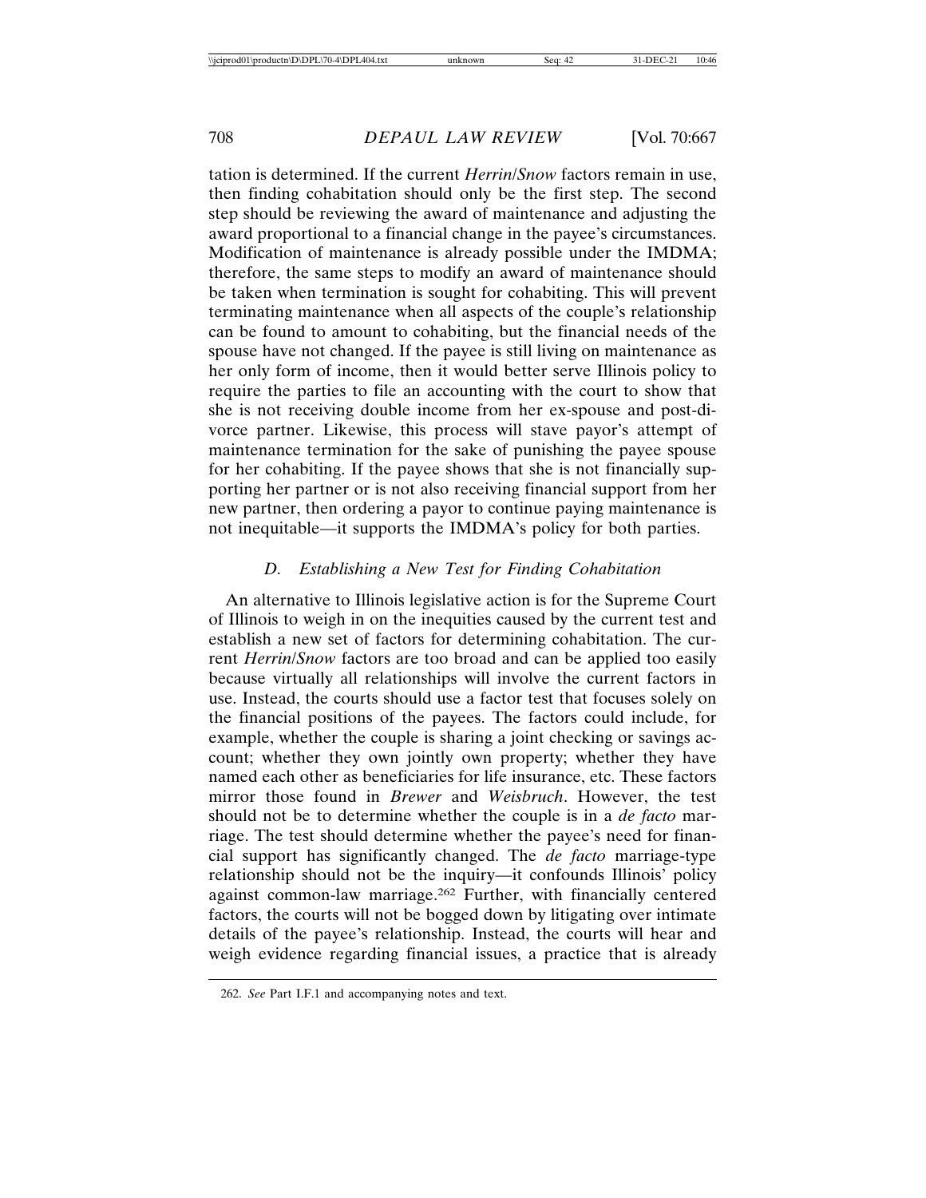tation is determined. If the current *Herrin*/*Snow* factors remain in use, then finding cohabitation should only be the first step. The second step should be reviewing the award of maintenance and adjusting the award proportional to a financial change in the payee's circumstances. Modification of maintenance is already possible under the IMDMA; therefore, the same steps to modify an award of maintenance should be taken when termination is sought for cohabiting. This will prevent terminating maintenance when all aspects of the couple's relationship can be found to amount to cohabiting, but the financial needs of the spouse have not changed. If the payee is still living on maintenance as her only form of income, then it would better serve Illinois policy to require the parties to file an accounting with the court to show that she is not receiving double income from her ex-spouse and post-divorce partner. Likewise, this process will stave payor's attempt of maintenance termination for the sake of punishing the payee spouse for her cohabiting. If the payee shows that she is not financially supporting her partner or is not also receiving financial support from her new partner, then ordering a payor to continue paying maintenance is not inequitable—it supports the IMDMA's policy for both parties.

### *D. Establishing a New Test for Finding Cohabitation*

An alternative to Illinois legislative action is for the Supreme Court of Illinois to weigh in on the inequities caused by the current test and establish a new set of factors for determining cohabitation. The current *Herrin*/*Snow* factors are too broad and can be applied too easily because virtually all relationships will involve the current factors in use. Instead, the courts should use a factor test that focuses solely on the financial positions of the payees. The factors could include, for example, whether the couple is sharing a joint checking or savings account; whether they own jointly own property; whether they have named each other as beneficiaries for life insurance, etc. These factors mirror those found in *Brewer* and *Weisbruch*. However, the test should not be to determine whether the couple is in a *de facto* marriage. The test should determine whether the payee's need for financial support has significantly changed. The *de facto* marriage-type relationship should not be the inquiry—it confounds Illinois' policy against common-law marriage.[262] Further, with financially centered factors, the courts will not be bogged down by litigating over intimate details of the payee's relationship. Instead, the courts will hear and weigh evidence regarding financial issues, a practice that is already

262. *See* Part I.F.1 and accompanying notes and text.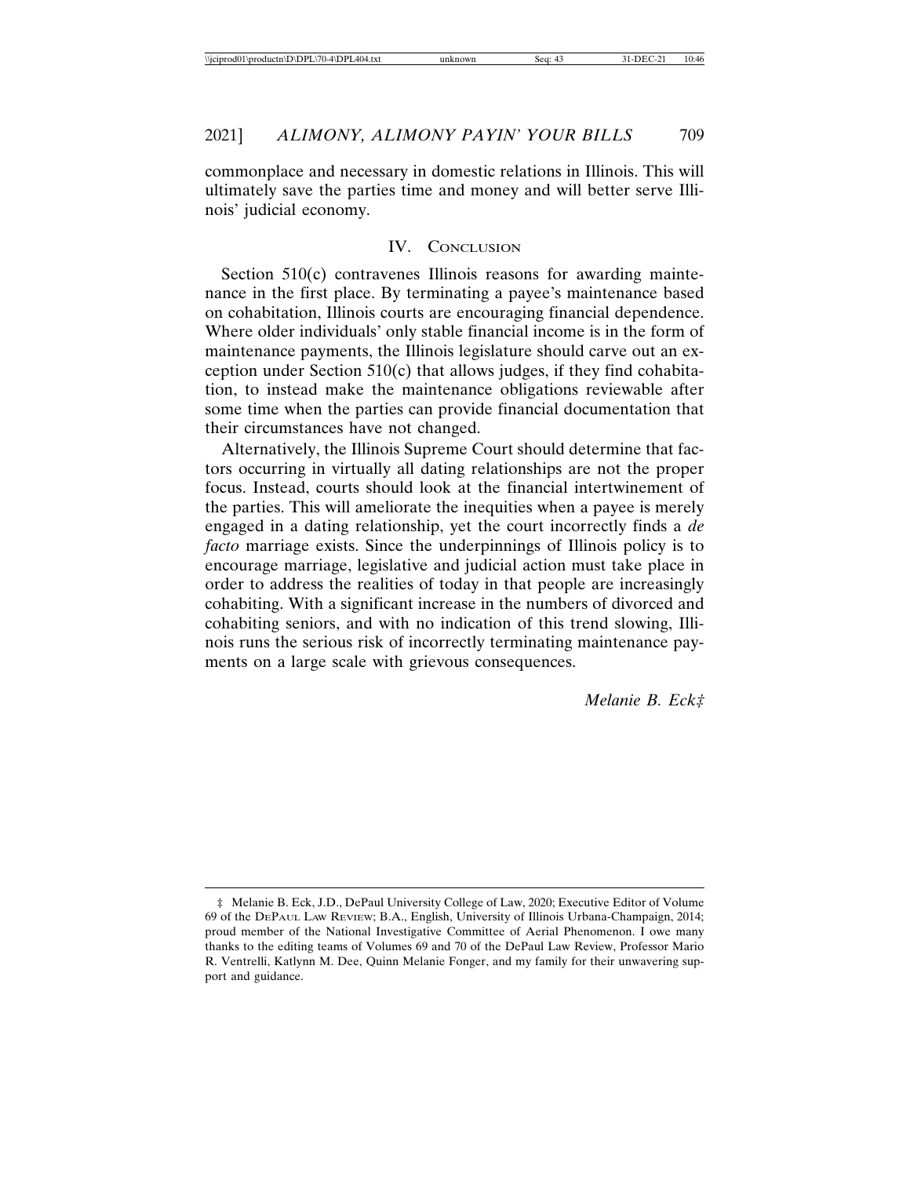commonplace and necessary in domestic relations in Illinois. This will ultimately save the parties time and money and will better serve Illinois' judicial economy.

## IV. CONCLUSION

Section 510(c) contravenes Illinois reasons for awarding maintenance in the first place. By terminating a payee's maintenance based on cohabitation, Illinois courts are encouraging financial dependence. Where older individuals' only stable financial income is in the form of maintenance payments, the Illinois legislature should carve out an exception under Section 510(c) that allows judges, if they find cohabitation, to instead make the maintenance obligations reviewable after some time when the parties can provide financial documentation that their circumstances have not changed.

Alternatively, the Illinois Supreme Court should determine that factors occurring in virtually all dating relationships are not the proper focus. Instead, courts should look at the financial intertwinement of the parties. This will ameliorate the inequities when a payee is merely engaged in a dating relationship, yet the court incorrectly finds a *de facto* marriage exists. Since the underpinnings of Illinois policy is to encourage marriage, legislative and judicial action must take place in order to address the realities of today in that people are increasingly cohabiting. With a significant increase in the numbers of divorced and cohabiting seniors, and with no indication of this trend slowing, Illinois runs the serious risk of incorrectly terminating maintenance payments on a large scale with grievous consequences.

*Melanie B. Eck‡*

‡ Melanie B. Eck, J.D., DePaul University College of Law, 2020; Executive Editor of Volume 69 of the DEPAUL LAW REVIEW; B.A., English, University of Illinois Urbana-Champaign, 2014; proud member of the National Investigative Committee of Aerial Phenomenon. I owe many thanks to the editing teams of Volumes 69 and 70 of the DePaul Law Review, Professor Mario R. Ventrelli, Katlynn M. Dee, Quinn Melanie Fonger, and my family for their unwavering support and guidance.